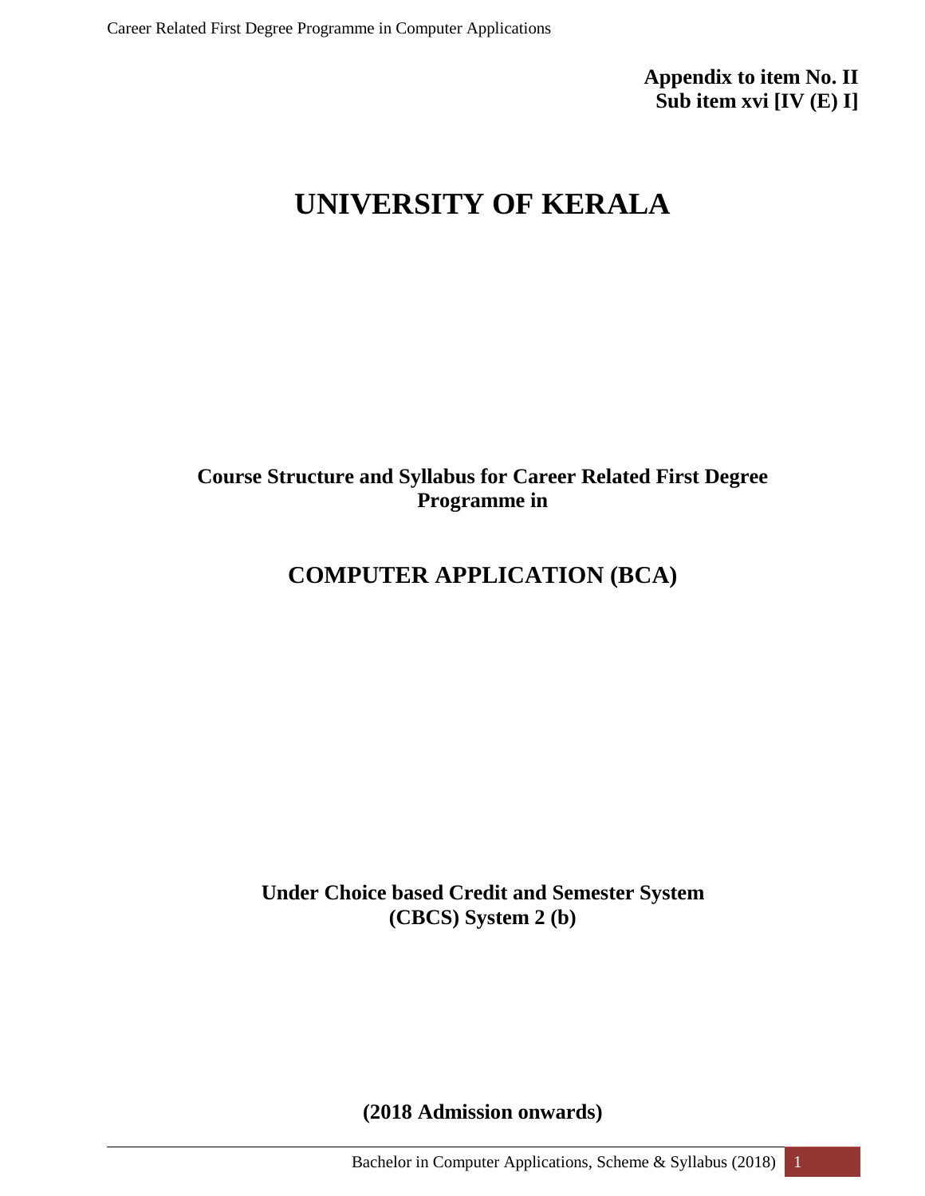**Appendix to item No. II**
**Sub item xvi [IV (E) I]**

# UNIVERSITY OF KERALA

**Course Structure and Syllabus for Career Related First Degree Programme in**

## COMPUTER APPLICATION (BCA)

**Under Choice based Credit and Semester System (CBCS) System 2 (b)**

**(2018 Admission onwards)**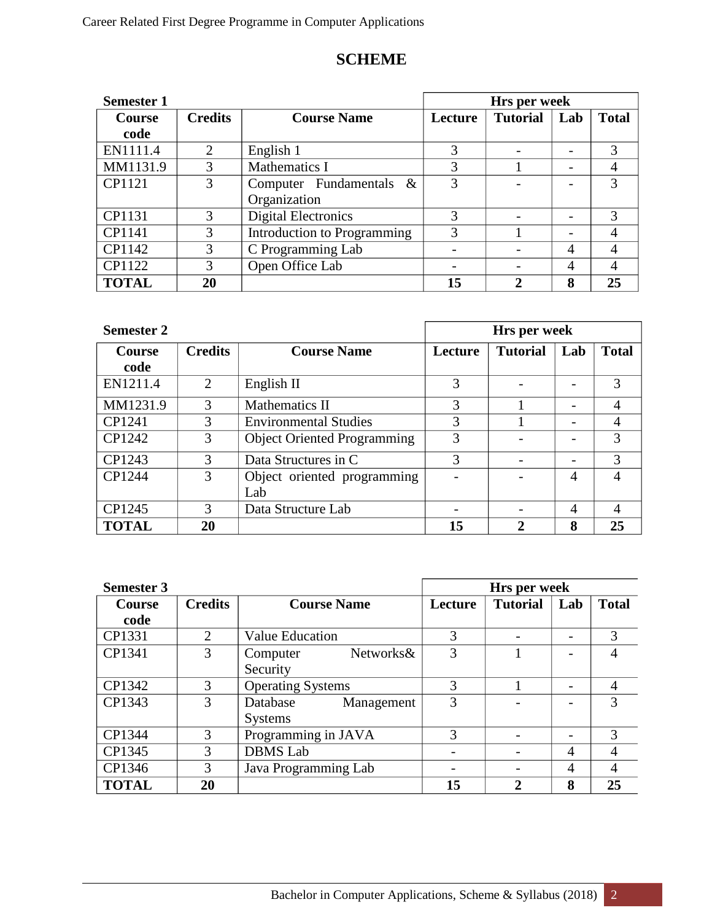# SCHEME

| Semester 1 | | | Hrs per week | | | |
|---|---|---|---|---|---|---|
| **Course code** | **Credits** | **Course Name** | **Lecture** | **Tutorial** | **Lab** | **Total** |
| EN1111.4 | 2 | English 1 | 3 | - | - | 3 |
| MM1131.9 | 3 | Mathematics I | 3 | 1 | - | 4 |
| CP1121 | 3 | Computer Fundamentals & Organization | 3 | - | - | 3 |
| CP1131 | 3 | Digital Electronics | 3 | - | - | 3 |
| CP1141 | 3 | Introduction to Programming | 3 | 1 | - | 4 |
| CP1142 | 3 | C Programming Lab | - | - | 4 | 4 |
| CP1122 | 3 | Open Office Lab | - | - | 4 | 4 |
| **TOTAL** | **20** | | **15** | **2** | **8** | **25** |

| Semester 2 | | | Hrs per week | | | |
|---|---|---|---|---|---|---|
| **Course code** | **Credits** | **Course Name** | **Lecture** | **Tutorial** | **Lab** | **Total** |
| EN1211.4 | 2 | English II | 3 | - | - | 3 |
| MM1231.9 | 3 | Mathematics II | 3 | 1 | - | 4 |
| CP1241 | 3 | Environmental Studies | 3 | 1 | - | 4 |
| CP1242 | 3 | Object Oriented Programming | 3 | - | - | 3 |
| CP1243 | 3 | Data Structures in C | 3 | - | - | 3 |
| CP1244 | 3 | Object oriented programming Lab | - | - | 4 | 4 |
| CP1245 | 3 | Data Structure Lab | - | - | 4 | 4 |
| **TOTAL** | **20** | | **15** | **2** | **8** | **25** |

| Semester 3 | | | Hrs per week | | | |
|---|---|---|---|---|---|---|
| **Course code** | **Credits** | **Course Name** | **Lecture** | **Tutorial** | **Lab** | **Total** |
| CP1331 | 2 | Value Education | 3 | - | - | 3 |
| CP1341 | 3 | Computer Networks& Security | 3 | 1 | - | 4 |
| CP1342 | 3 | Operating Systems | 3 | 1 | - | 4 |
| CP1343 | 3 | Database Management Systems | 3 | - | - | 3 |
| CP1344 | 3 | Programming in JAVA | 3 | - | - | 3 |
| CP1345 | 3 | DBMS Lab | - | - | 4 | 4 |
| CP1346 | 3 | Java Programming Lab | - | - | 4 | 4 |
| **TOTAL** | **20** | | **15** | **2** | **8** | **25** |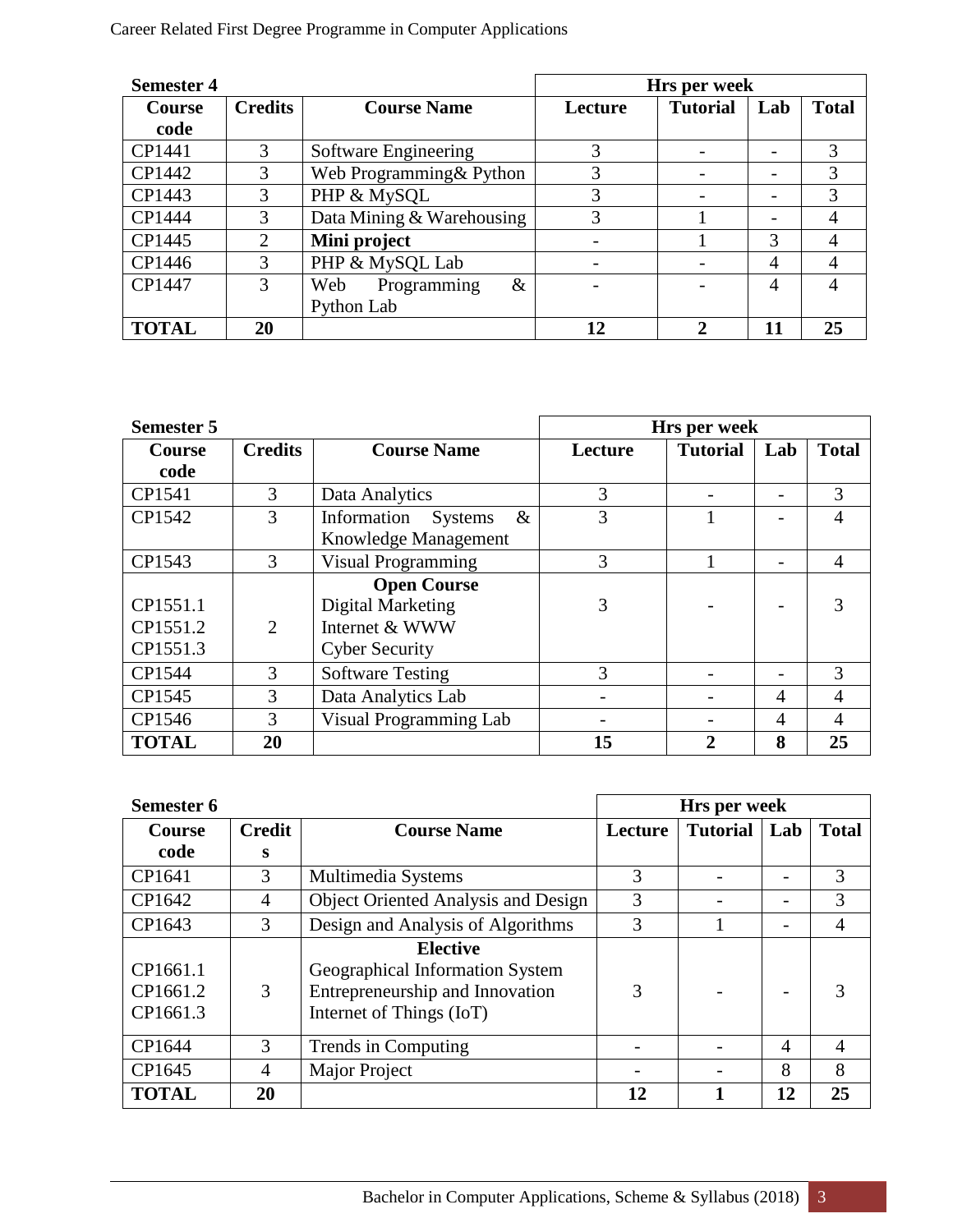| Semester 4 | | | Hrs per week | | | |
|---|---|---|---|---|---|---|
| Course code | Credits | Course Name | Lecture | Tutorial | Lab | Total |
| CP1441 | 3 | Software Engineering | 3 | - | - | 3 |
| CP1442 | 3 | Web Programming& Python | 3 | - | - | 3 |
| CP1443 | 3 | PHP & MySQL | 3 | - | - | 3 |
| CP1444 | 3 | Data Mining & Warehousing | 3 | 1 | - | 4 |
| CP1445 | 2 | **Mini project** | - | 1 | 3 | 4 |
| CP1446 | 3 | PHP & MySQL Lab | - | - | 4 | 4 |
| CP1447 | 3 | Web Programming & Python Lab | - | - | 4 | 4 |
| **TOTAL** | **20** | | **12** | **2** | **11** | **25** |

| Semester 5 | | | Hrs per week | | | |
|---|---|---|---|---|---|---|
| Course code | Credits | Course Name | Lecture | Tutorial | Lab | Total |
| CP1541 | 3 | Data Analytics | 3 | - | - | 3 |
| CP1542 | 3 | Information Systems & Knowledge Management | 3 | 1 | - | 4 |
| CP1543 | 3 | Visual Programming | 3 | 1 | - | 4 |
| CP1551.1<br>CP1551.2<br>CP1551.3 | 2 | **Open Course**<br>Digital Marketing<br>Internet & WWW<br>Cyber Security | 3 | - | - | 3 |
| CP1544 | 3 | Software Testing | 3 | - | - | 3 |
| CP1545 | 3 | Data Analytics Lab | - | - | 4 | 4 |
| CP1546 | 3 | Visual Programming Lab | - | - | 4 | 4 |
| **TOTAL** | **20** | | **15** | **2** | **8** | **25** |

| Semester 6 | | | Hrs per week | | | |
|---|---|---|---|---|---|---|
| Course code | Credits | Course Name | Lecture | Tutorial | Lab | Total |
| CP1641 | 3 | Multimedia Systems | 3 | - | - | 3 |
| CP1642 | 4 | Object Oriented Analysis and Design | 3 | - | - | 3 |
| CP1643 | 3 | Design and Analysis of Algorithms | 3 | 1 | - | 4 |
| CP1661.1<br>CP1661.2<br>CP1661.3 | 3 | **Elective**<br>Geographical Information System<br>Entrepreneurship and Innovation<br>Internet of Things (IoT) | 3 | - | - | 3 |
| CP1644 | 3 | Trends in Computing | - | - | 4 | 4 |
| CP1645 | 4 | Major Project | - | - | 8 | 8 |
| **TOTAL** | **20** | | **12** | **1** | **12** | **25** |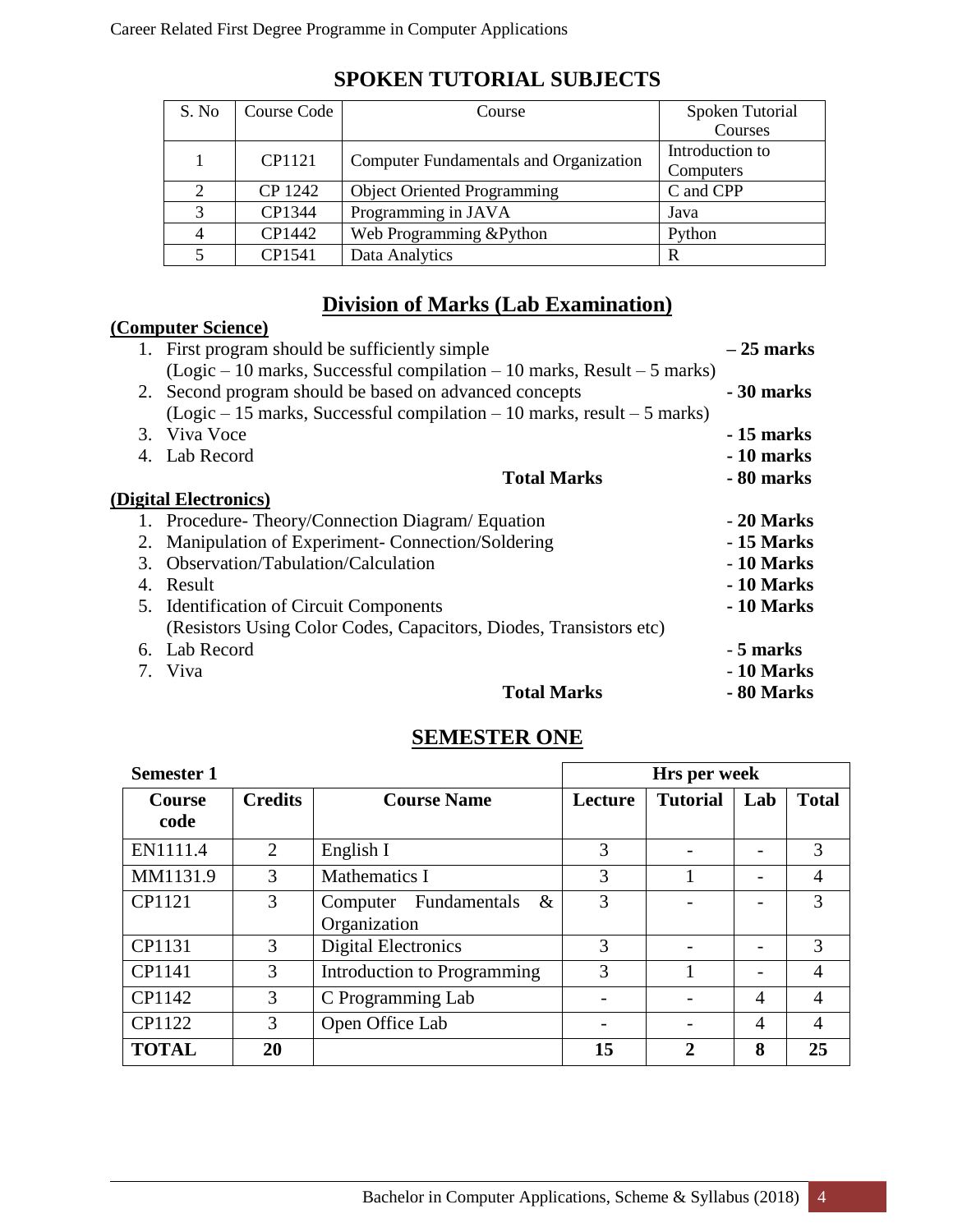## SPOKEN TUTORIAL SUBJECTS

| S. No | Course Code | Course | Spoken Tutorial Courses |
|---|---|---|---|
| 1 | CP1121 | Computer Fundamentals and Organization | Introduction to Computers |
| 2 | CP 1242 | Object Oriented Programming | C and CPP |
| 3 | CP1344 | Programming in JAVA | Java |
| 4 | CP1442 | Web Programming &Python | Python |
| 5 | CP1541 | Data Analytics | R |

## Division of Marks (Lab Examination)

**(Computer Science)**

1. First program should be sufficiently simple **– 25 marks**
   (Logic – 10 marks, Successful compilation – 10 marks, Result – 5 marks)
2. Second program should be based on advanced concepts **- 30 marks**
   (Logic – 15 marks, Successful compilation – 10 marks, result – 5 marks)
3. Viva Voce **- 15 marks**
4. Lab Record **- 10 marks**

**Total Marks - 80 marks**

**(Digital Electronics)**

1. Procedure- Theory/Connection Diagram/ Equation **- 20 Marks**
2. Manipulation of Experiment- Connection/Soldering **- 15 Marks**
3. Observation/Tabulation/Calculation **- 10 Marks**
4. Result **- 10 Marks**
5. Identification of Circuit Components **- 10 Marks**
   (Resistors Using Color Codes, Capacitors, Diodes, Transistors etc)
6. Lab Record **- 5 marks**
7. Viva **- 10 Marks**

**Total Marks - 80 Marks**

## SEMESTER ONE

| **Semester 1** | | | **Hrs per week** | | | |
|---|---|---|---|---|---|---|
| **Course code** | **Credits** | **Course Name** | **Lecture** | **Tutorial** | **Lab** | **Total** |
| EN1111.4 | 2 | English I | 3 | - | - | 3 |
| MM1131.9 | 3 | Mathematics I | 3 | 1 | - | 4 |
| CP1121 | 3 | Computer Fundamentals & Organization | 3 | - | - | 3 |
| CP1131 | 3 | Digital Electronics | 3 | - | - | 3 |
| CP1141 | 3 | Introduction to Programming | 3 | 1 | - | 4 |
| CP1142 | 3 | C Programming Lab | - | - | 4 | 4 |
| CP1122 | 3 | Open Office Lab | - | - | 4 | 4 |
| **TOTAL** | **20** | | **15** | **2** | **8** | **25** |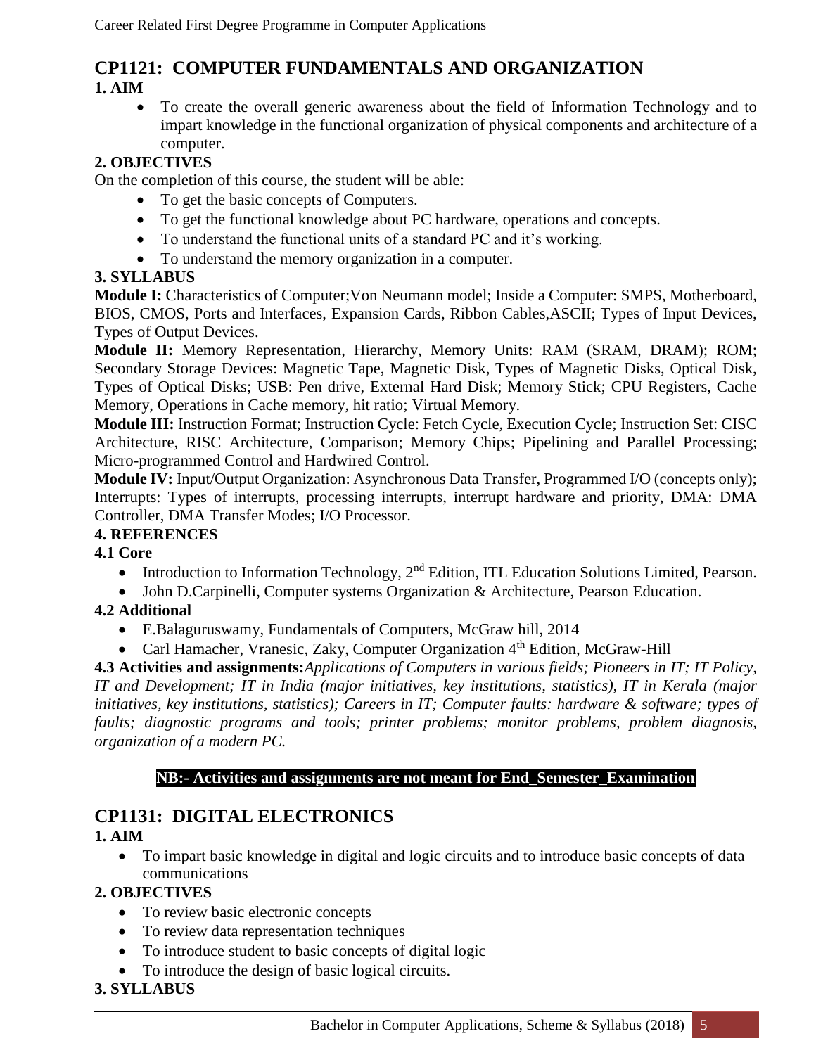## CP1121: COMPUTER FUNDAMENTALS AND ORGANIZATION

**1. AIM**

- To create the overall generic awareness about the field of Information Technology and to impart knowledge in the functional organization of physical components and architecture of a computer.

**2. OBJECTIVES**

On the completion of this course, the student will be able:

- To get the basic concepts of Computers.
- To get the functional knowledge about PC hardware, operations and concepts.
- To understand the functional units of a standard PC and it's working.
- To understand the memory organization in a computer.

**3. SYLLABUS**

**Module I:** Characteristics of Computer;Von Neumann model; Inside a Computer: SMPS, Motherboard, BIOS, CMOS, Ports and Interfaces, Expansion Cards, Ribbon Cables,ASCII; Types of Input Devices, Types of Output Devices.

**Module II:** Memory Representation, Hierarchy, Memory Units: RAM (SRAM, DRAM); ROM; Secondary Storage Devices: Magnetic Tape, Magnetic Disk, Types of Magnetic Disks, Optical Disk, Types of Optical Disks; USB: Pen drive, External Hard Disk; Memory Stick; CPU Registers, Cache Memory, Operations in Cache memory, hit ratio; Virtual Memory.

**Module III:** Instruction Format; Instruction Cycle: Fetch Cycle, Execution Cycle; Instruction Set: CISC Architecture, RISC Architecture, Comparison; Memory Chips; Pipelining and Parallel Processing; Micro-programmed Control and Hardwired Control.

**Module IV:** Input/Output Organization: Asynchronous Data Transfer, Programmed I/O (concepts only); Interrupts: Types of interrupts, processing interrupts, interrupt hardware and priority, DMA: DMA Controller, DMA Transfer Modes; I/O Processor.

**4. REFERENCES**

**4.1 Core**

- Introduction to Information Technology, 2nd Edition, ITL Education Solutions Limited, Pearson.
- John D.Carpinelli, Computer systems Organization & Architecture, Pearson Education.

**4.2 Additional**

- E.Balaguruswamy, Fundamentals of Computers, McGraw hill, 2014
- Carl Hamacher, Vranesic, Zaky, Computer Organization 4th Edition, McGraw-Hill

**4.3 Activities and assignments:***Applications of Computers in various fields; Pioneers in IT; IT Policy, IT and Development; IT in India (major initiatives, key institutions, statistics), IT in Kerala (major initiatives, key institutions, statistics); Careers in IT; Computer faults: hardware & software; types of faults; diagnostic programs and tools; printer problems; monitor problems, problem diagnosis, organization of a modern PC.*

**NB:- Activities and assignments are not meant for End_Semester_Examination**

## CP1131: DIGITAL ELECTRONICS

**1. AIM**

- To impart basic knowledge in digital and logic circuits and to introduce basic concepts of data communications

**2. OBJECTIVES**

- To review basic electronic concepts
- To review data representation techniques
- To introduce student to basic concepts of digital logic
- To introduce the design of basic logical circuits.

**3. SYLLABUS**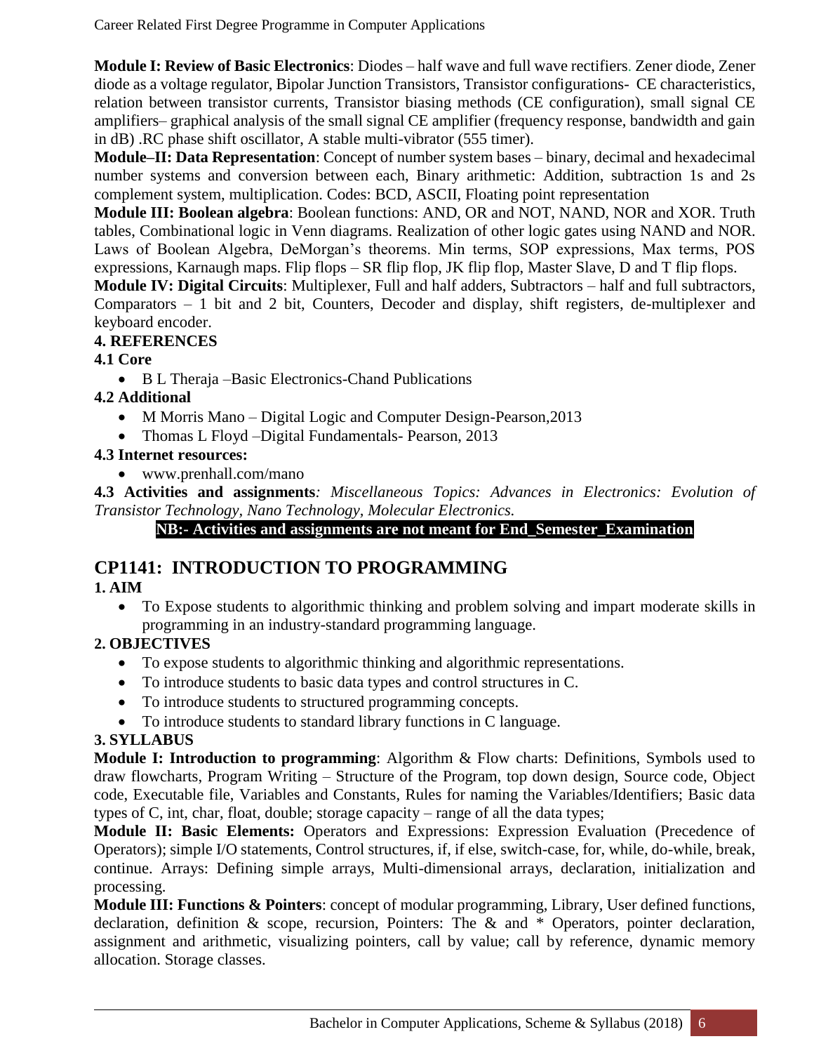**Module I: Review of Basic Electronics**: Diodes – half wave and full wave rectifiers. Zener diode, Zener diode as a voltage regulator, Bipolar Junction Transistors, Transistor configurations- CE characteristics, relation between transistor currents, Transistor biasing methods (CE configuration), small signal CE amplifiers– graphical analysis of the small signal CE amplifier (frequency response, bandwidth and gain in dB) .RC phase shift oscillator, A stable multi-vibrator (555 timer).

**Module–II: Data Representation**: Concept of number system bases – binary, decimal and hexadecimal number systems and conversion between each, Binary arithmetic: Addition, subtraction 1s and 2s complement system, multiplication. Codes: BCD, ASCII, Floating point representation

**Module III: Boolean algebra**: Boolean functions: AND, OR and NOT, NAND, NOR and XOR. Truth tables, Combinational logic in Venn diagrams. Realization of other logic gates using NAND and NOR. Laws of Boolean Algebra, DeMorgan's theorems. Min terms, SOP expressions, Max terms, POS expressions, Karnaugh maps. Flip flops – SR flip flop, JK flip flop, Master Slave, D and T flip flops.

**Module IV: Digital Circuits**: Multiplexer, Full and half adders, Subtractors – half and full subtractors, Comparators – 1 bit and 2 bit, Counters, Decoder and display, shift registers, de-multiplexer and keyboard encoder.

**4. REFERENCES**

**4.1 Core**

- B L Theraja –Basic Electronics-Chand Publications

**4.2 Additional**

- M Morris Mano – Digital Logic and Computer Design-Pearson,2013
- Thomas L Floyd –Digital Fundamentals- Pearson, 2013

**4.3 Internet resources:**

- www.prenhall.com/mano

**4.3 Activities and assignments**: *Miscellaneous Topics: Advances in Electronics: Evolution of Transistor Technology, Nano Technology, Molecular Electronics.*

**NB:- Activities and assignments are not meant for End_Semester_Examination**

## CP1141: INTRODUCTION TO PROGRAMMING

**1. AIM**

- To Expose students to algorithmic thinking and problem solving and impart moderate skills in programming in an industry-standard programming language.

**2. OBJECTIVES**

- To expose students to algorithmic thinking and algorithmic representations.
- To introduce students to basic data types and control structures in C.
- To introduce students to structured programming concepts.
- To introduce students to standard library functions in C language.

**3. SYLLABUS**

**Module I: Introduction to programming**: Algorithm & Flow charts: Definitions, Symbols used to draw flowcharts, Program Writing – Structure of the Program, top down design, Source code, Object code, Executable file, Variables and Constants, Rules for naming the Variables/Identifiers; Basic data types of C, int, char, float, double; storage capacity – range of all the data types;

**Module II: Basic Elements:** Operators and Expressions: Expression Evaluation (Precedence of Operators); simple I/O statements, Control structures, if, if else, switch-case, for, while, do-while, break, continue. Arrays: Defining simple arrays, Multi-dimensional arrays, declaration, initialization and processing.

**Module III: Functions & Pointers**: concept of modular programming, Library, User defined functions, declaration, definition & scope, recursion, Pointers: The & and * Operators, pointer declaration, assignment and arithmetic, visualizing pointers, call by value; call by reference, dynamic memory allocation. Storage classes.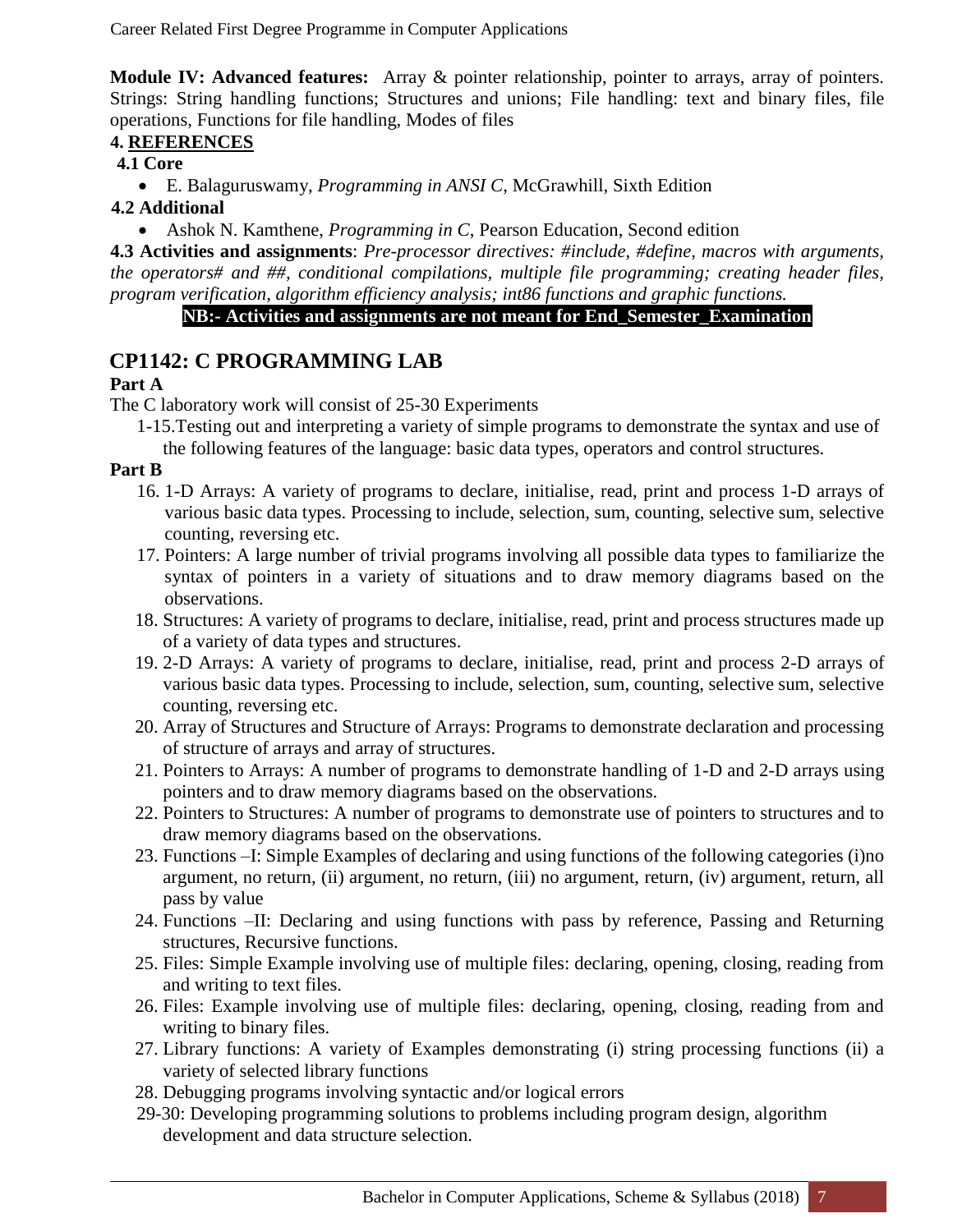**Module IV: Advanced features:** Array & pointer relationship, pointer to arrays, array of pointers. Strings: String handling functions; Structures and unions; File handling: text and binary files, file operations, Functions for file handling, Modes of files

#### 4. REFERENCES

**4.1 Core**

- E. Balaguruswamy, *Programming in ANSI C*, McGrawhill, Sixth Edition

**4.2 Additional**

- Ashok N. Kamthene, *Programming in C*, Pearson Education, Second edition

**4.3 Activities and assignments**: *Pre-processor directives: #include, #define, macros with arguments, the operators# and ##, conditional compilations, multiple file programming; creating header files, program verification, algorithm efficiency analysis; int86 functions and graphic functions.*

**NB:- Activities and assignments are not meant for End_Semester_Examination**

## CP1142: C PROGRAMMING LAB

**Part A**

The C laboratory work will consist of 25-30 Experiments

1-15. Testing out and interpreting a variety of simple programs to demonstrate the syntax and use of the following features of the language: basic data types, operators and control structures.

**Part B**

16. 1-D Arrays: A variety of programs to declare, initialise, read, print and process 1-D arrays of various basic data types. Processing to include, selection, sum, counting, selective sum, selective counting, reversing etc.
17. Pointers: A large number of trivial programs involving all possible data types to familiarize the syntax of pointers in a variety of situations and to draw memory diagrams based on the observations.
18. Structures: A variety of programs to declare, initialise, read, print and process structures made up of a variety of data types and structures.
19. 2-D Arrays: A variety of programs to declare, initialise, read, print and process 2-D arrays of various basic data types. Processing to include, selection, sum, counting, selective sum, selective counting, reversing etc.
20. Array of Structures and Structure of Arrays: Programs to demonstrate declaration and processing of structure of arrays and array of structures.
21. Pointers to Arrays: A number of programs to demonstrate handling of 1-D and 2-D arrays using pointers and to draw memory diagrams based on the observations.
22. Pointers to Structures: A number of programs to demonstrate use of pointers to structures and to draw memory diagrams based on the observations.
23. Functions –I: Simple Examples of declaring and using functions of the following categories (i)no argument, no return, (ii) argument, no return, (iii) no argument, return, (iv) argument, return, all pass by value
24. Functions –II: Declaring and using functions with pass by reference, Passing and Returning structures, Recursive functions.
25. Files: Simple Example involving use of multiple files: declaring, opening, closing, reading from and writing to text files.
26. Files: Example involving use of multiple files: declaring, opening, closing, reading from and writing to binary files.
27. Library functions: A variety of Examples demonstrating (i) string processing functions (ii) a variety of selected library functions
28. Debugging programs involving syntactic and/or logical errors

29-30: Developing programming solutions to problems including program design, algorithm development and data structure selection.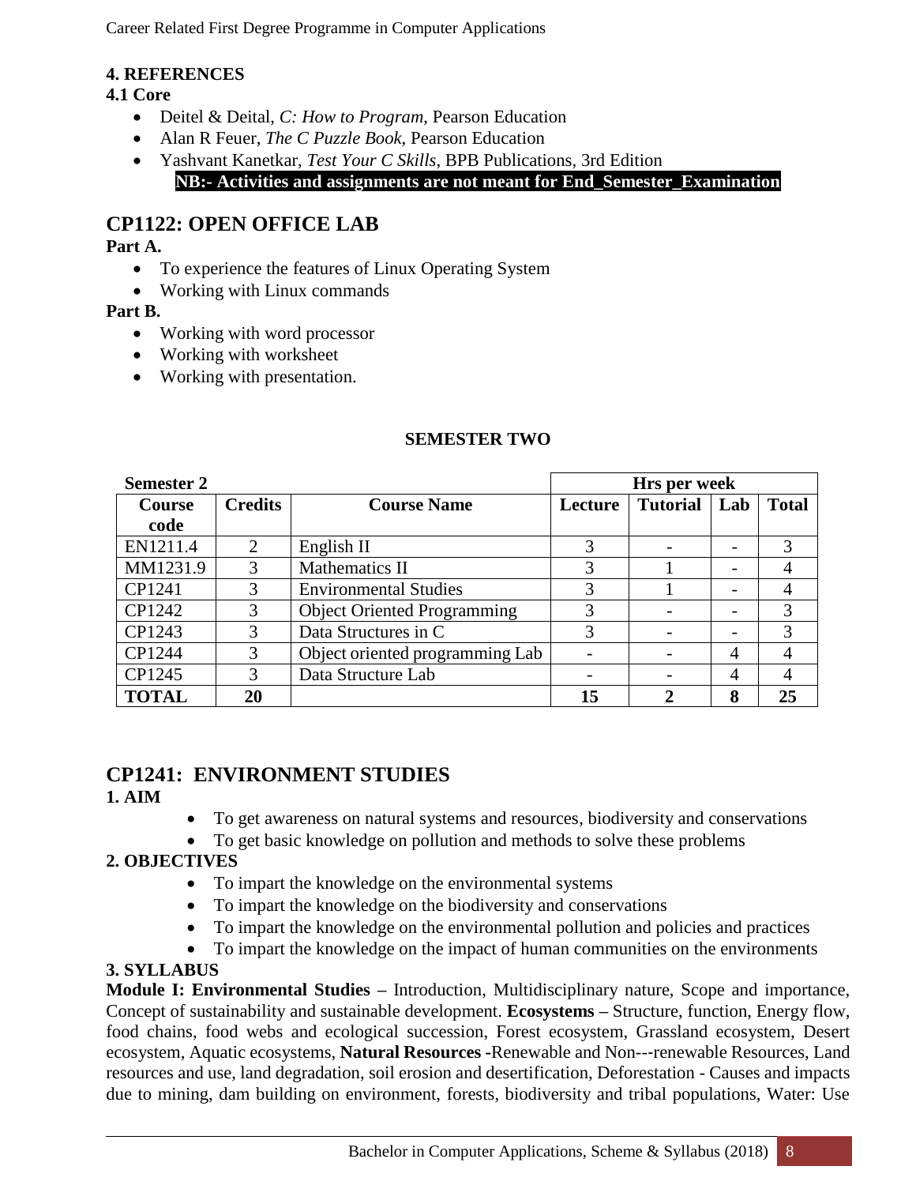**4. REFERENCES**

**4.1 Core**

- Deitel & Deital, *C: How to Program*, Pearson Education
- Alan R Feuer, *The C Puzzle Book*, Pearson Education
- Yashvant Kanetkar, *Test Your C Skills*, BPB Publications, 3rd Edition

**NB:- Activities and assignments are not meant for End_Semester_Examination**

## CP1122: OPEN OFFICE LAB

**Part A.**

- To experience the features of Linux Operating System
- Working with Linux commands

**Part B.**

- Working with word processor
- Working with worksheet
- Working with presentation.

**SEMESTER TWO**

| **Semester 2** | | | **Hrs per week** | | | |
|---|---|---|---|---|---|---|
| **Course code** | **Credits** | **Course Name** | **Lecture** | **Tutorial** | **Lab** | **Total** |
| EN1211.4 | 2 | English II | 3 | - | - | 3 |
| MM1231.9 | 3 | Mathematics II | 3 | 1 | - | 4 |
| CP1241 | 3 | Environmental Studies | 3 | 1 | - | 4 |
| CP1242 | 3 | Object Oriented Programming | 3 | - | - | 3 |
| CP1243 | 3 | Data Structures in C | 3 | - | - | 3 |
| CP1244 | 3 | Object oriented programming Lab | - | - | 4 | 4 |
| CP1245 | 3 | Data Structure Lab | - | - | 4 | 4 |
| **TOTAL** | **20** | | **15** | **2** | **8** | **25** |

## CP1241: ENVIRONMENT STUDIES

**1. AIM**

- To get awareness on natural systems and resources, biodiversity and conservations
- To get basic knowledge on pollution and methods to solve these problems

**2. OBJECTIVES**

- To impart the knowledge on the environmental systems
- To impart the knowledge on the biodiversity and conservations
- To impart the knowledge on the environmental pollution and policies and practices
- To impart the knowledge on the impact of human communities on the environments

**3. SYLLABUS**

**Module I: Environmental Studies –** Introduction, Multidisciplinary nature, Scope and importance, Concept of sustainability and sustainable development. **Ecosystems –** Structure, function, Energy flow, food chains, food webs and ecological succession, Forest ecosystem, Grassland ecosystem, Desert ecosystem, Aquatic ecosystems, **Natural Resources** -Renewable and Non---renewable Resources, Land resources and use, land degradation, soil erosion and desertification, Deforestation - Causes and impacts due to mining, dam building on environment, forests, biodiversity and tribal populations, Water: Use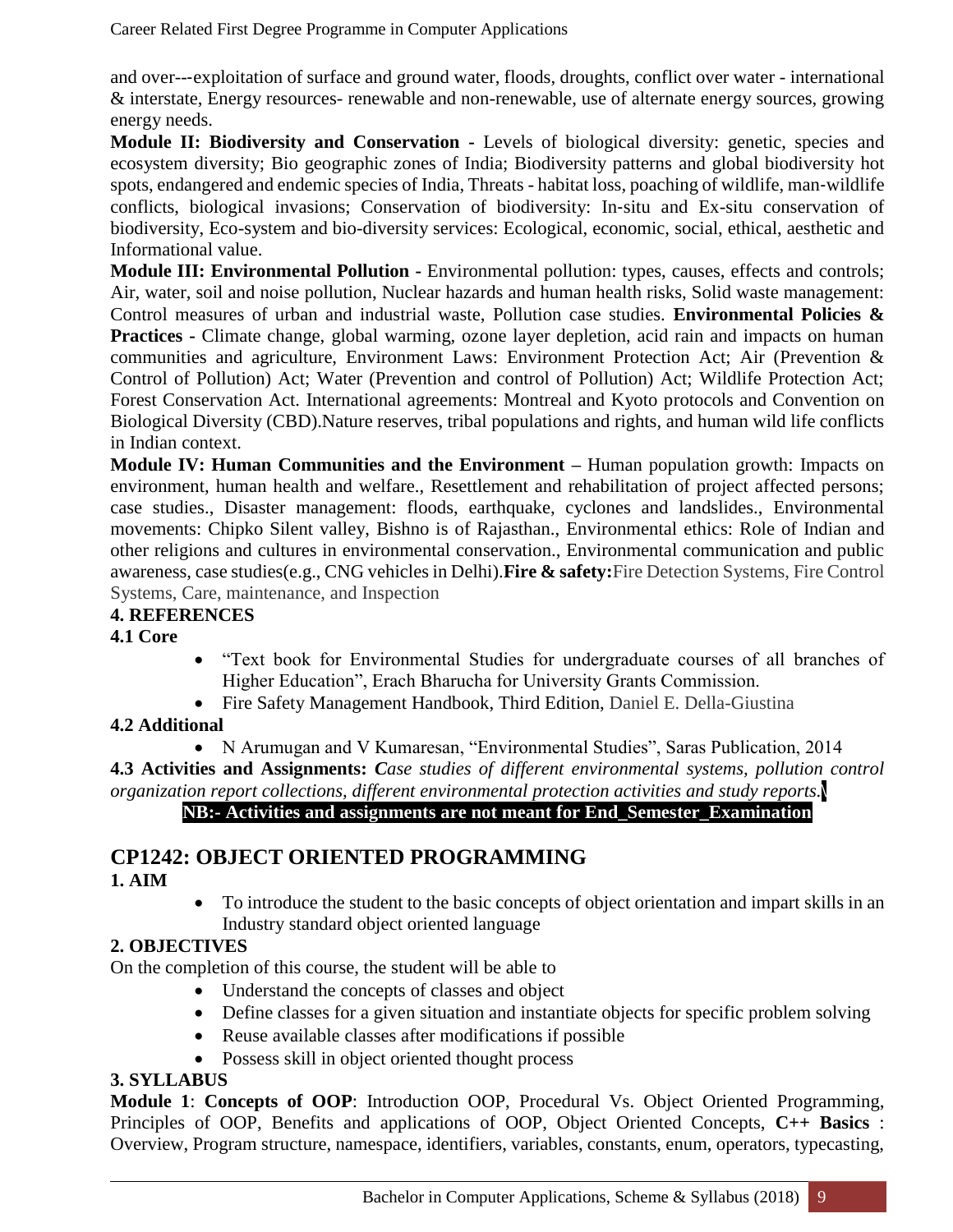and over---exploitation of surface and ground water, floods, droughts, conflict over water - international & interstate, Energy resources- renewable and non-renewable, use of alternate energy sources, growing energy needs.

**Module II: Biodiversity and Conservation -** Levels of biological diversity: genetic, species and ecosystem diversity; Bio geographic zones of India; Biodiversity patterns and global biodiversity hot spots, endangered and endemic species of India, Threats - habitat loss, poaching of wildlife, man-wildlife conflicts, biological invasions; Conservation of biodiversity: In-situ and Ex-situ conservation of biodiversity, Eco-system and bio-diversity services: Ecological, economic, social, ethical, aesthetic and Informational value.

**Module III: Environmental Pollution -** Environmental pollution: types, causes, effects and controls; Air, water, soil and noise pollution, Nuclear hazards and human health risks, Solid waste management: Control measures of urban and industrial waste, Pollution case studies. **Environmental Policies & Practices -** Climate change, global warming, ozone layer depletion, acid rain and impacts on human communities and agriculture, Environment Laws: Environment Protection Act; Air (Prevention & Control of Pollution) Act; Water (Prevention and control of Pollution) Act; Wildlife Protection Act; Forest Conservation Act. International agreements: Montreal and Kyoto protocols and Convention on Biological Diversity (CBD).Nature reserves, tribal populations and rights, and human wild life conflicts in Indian context.

**Module IV: Human Communities and the Environment –** Human population growth: Impacts on environment, human health and welfare., Resettlement and rehabilitation of project affected persons; case studies., Disaster management: floods, earthquake, cyclones and landslides., Environmental movements: Chipko Silent valley, Bishno is of Rajasthan., Environmental ethics: Role of Indian and other religions and cultures in environmental conservation., Environmental communication and public awareness, case studies(e.g., CNG vehicles in Delhi).**Fire & safety:**Fire Detection Systems, Fire Control Systems, Care, maintenance, and Inspection

**4. REFERENCES**

**4.1 Core**

- "Text book for Environmental Studies for undergraduate courses of all branches of Higher Education", Erach Bharucha for University Grants Commission.
- Fire Safety Management Handbook, Third Edition, Daniel E. Della-Giustina

**4.2 Additional**

- N Arumugan and V Kumaresan, "Environmental Studies", Saras Publication, 2014

**4.3 Activities and Assignments:** *Case studies of different environmental systems, pollution control organization report collections, different environmental protection activities and study reports.*

**NB:- Activities and assignments are not meant for End_Semester_Examination**

## CP1242: OBJECT ORIENTED PROGRAMMING

**1. AIM**

- To introduce the student to the basic concepts of object orientation and impart skills in an Industry standard object oriented language

**2. OBJECTIVES**

On the completion of this course, the student will be able to

- Understand the concepts of classes and object
- Define classes for a given situation and instantiate objects for specific problem solving
- Reuse available classes after modifications if possible
- Possess skill in object oriented thought process

**3. SYLLABUS**

**Module 1**: **Concepts of OOP**: Introduction OOP, Procedural Vs. Object Oriented Programming, Principles of OOP, Benefits and applications of OOP, Object Oriented Concepts, **C++ Basics** : Overview, Program structure, namespace, identifiers, variables, constants, enum, operators, typecasting,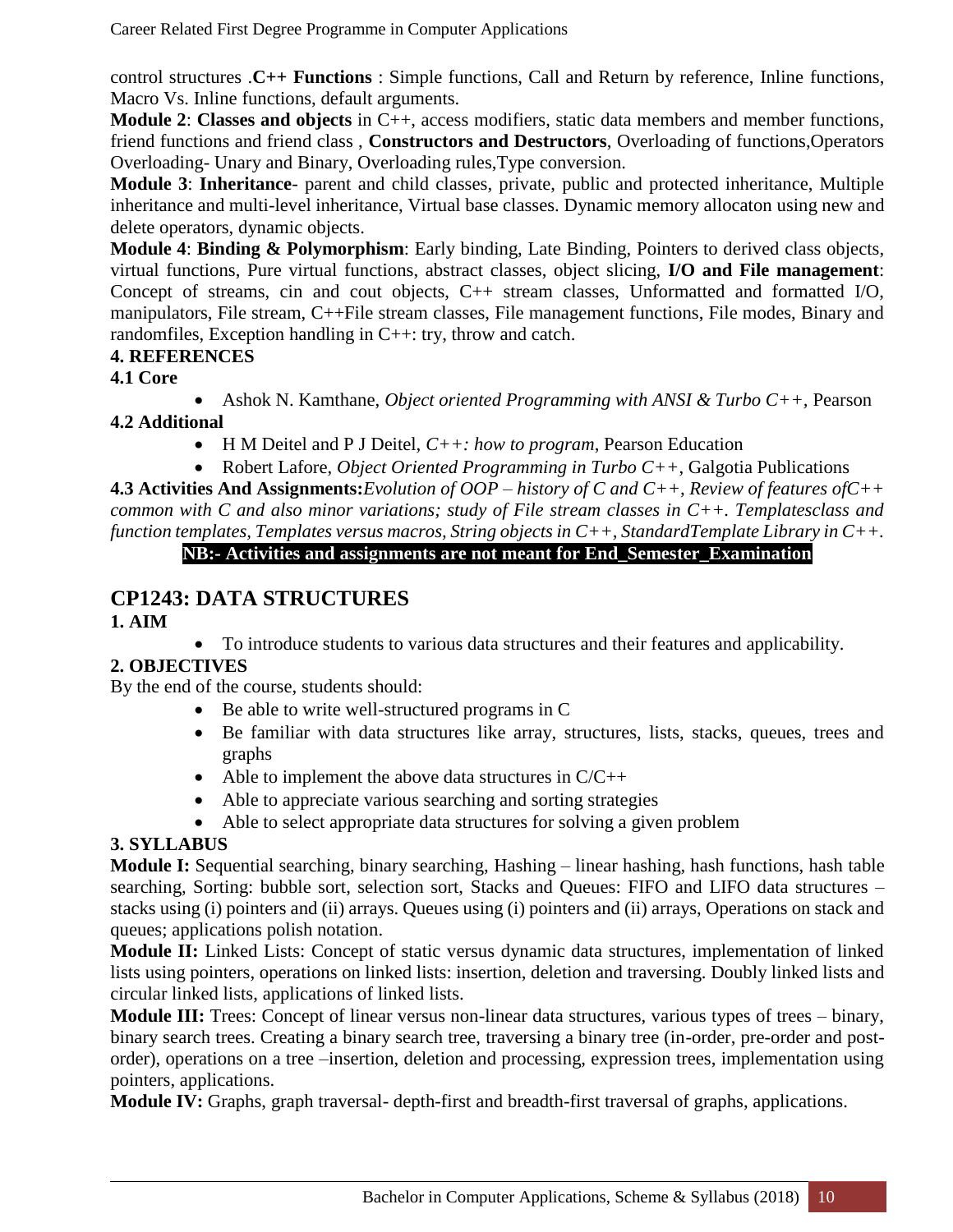control structures .**C++ Functions** : Simple functions, Call and Return by reference, Inline functions, Macro Vs. Inline functions, default arguments.

**Module 2**: **Classes and objects** in C++, access modifiers, static data members and member functions, friend functions and friend class , **Constructors and Destructors**, Overloading of functions,Operators Overloading- Unary and Binary, Overloading rules,Type conversion.

**Module 3**: **Inheritance**- parent and child classes, private, public and protected inheritance, Multiple inheritance and multi-level inheritance, Virtual base classes. Dynamic memory allocaton using new and delete operators, dynamic objects.

**Module 4**: **Binding & Polymorphism**: Early binding, Late Binding, Pointers to derived class objects, virtual functions, Pure virtual functions, abstract classes, object slicing, **I/O and File management**: Concept of streams, cin and cout objects, C++ stream classes, Unformatted and formatted I/O, manipulators, File stream, C++File stream classes, File management functions, File modes, Binary and randomfiles, Exception handling in C++: try, throw and catch.

**4. REFERENCES**

**4.1 Core**

- Ashok N. Kamthane, *Object oriented Programming with ANSI & Turbo C++*, Pearson

**4.2 Additional**

- H M Deitel and P J Deitel, *C++: how to program*, Pearson Education
- Robert Lafore, *Object Oriented Programming in Turbo C++*, Galgotia Publications

**4.3 Activities And Assignments:***Evolution of OOP – history of C and C++, Review of features ofC++ common with C and also minor variations; study of File stream classes in C++. Templatesclass and function templates, Templates versus macros, String objects in C++, StandardTemplate Library in C++.*

**NB:- Activities and assignments are not meant for End_Semester_Examination**

## CP1243: DATA STRUCTURES

**1. AIM**

- To introduce students to various data structures and their features and applicability.

**2. OBJECTIVES**

By the end of the course, students should:

- Be able to write well-structured programs in C
- Be familiar with data structures like array, structures, lists, stacks, queues, trees and graphs
- Able to implement the above data structures in C/C++
- Able to appreciate various searching and sorting strategies
- Able to select appropriate data structures for solving a given problem

**3. SYLLABUS**

**Module I:** Sequential searching, binary searching, Hashing – linear hashing, hash functions, hash table searching, Sorting: bubble sort, selection sort, Stacks and Queues: FIFO and LIFO data structures – stacks using (i) pointers and (ii) arrays. Queues using (i) pointers and (ii) arrays, Operations on stack and queues; applications polish notation.

**Module II:** Linked Lists: Concept of static versus dynamic data structures, implementation of linked lists using pointers, operations on linked lists: insertion, deletion and traversing. Doubly linked lists and circular linked lists, applications of linked lists.

**Module III:** Trees: Concept of linear versus non-linear data structures, various types of trees – binary, binary search trees. Creating a binary search tree, traversing a binary tree (in-order, pre-order and post-order), operations on a tree –insertion, deletion and processing, expression trees, implementation using pointers, applications.

**Module IV:** Graphs, graph traversal- depth-first and breadth-first traversal of graphs, applications.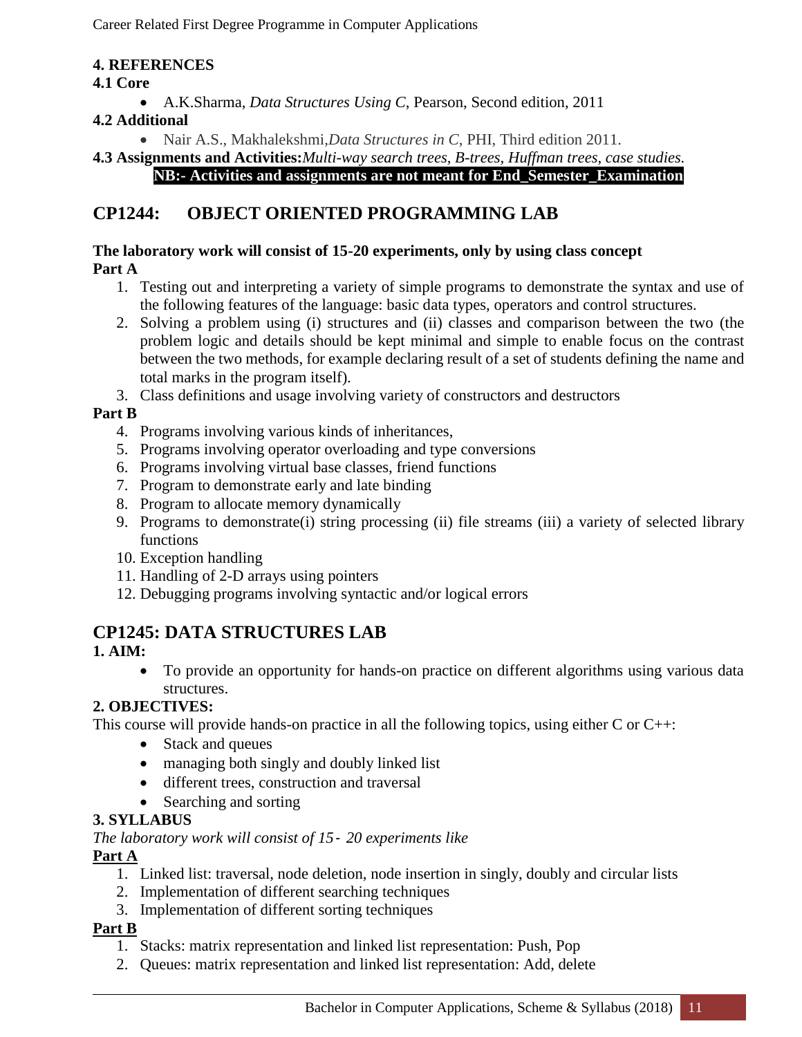**4. REFERENCES**

**4.1 Core**

- A.K.Sharma, *Data Structures Using C*, Pearson, Second edition, 2011

**4.2 Additional**

- Nair A.S., Makhalekshmi,*Data Structures in C*, PHI, Third edition 2011.

**4.3 Assignments and Activities:***Multi-way search trees, B-trees, Huffman trees, case studies.*

**NB:- Activities and assignments are not meant for End_Semester_Examination**

## CP1244: OBJECT ORIENTED PROGRAMMING LAB

**The laboratory work will consist of 15-20 experiments, only by using class concept**

**Part A**

1. Testing out and interpreting a variety of simple programs to demonstrate the syntax and use of the following features of the language: basic data types, operators and control structures.
2. Solving a problem using (i) structures and (ii) classes and comparison between the two (the problem logic and details should be kept minimal and simple to enable focus on the contrast between the two methods, for example declaring result of a set of students defining the name and total marks in the program itself).
3. Class definitions and usage involving variety of constructors and destructors

**Part B**

4. Programs involving various kinds of inheritances,
5. Programs involving operator overloading and type conversions
6. Programs involving virtual base classes, friend functions
7. Program to demonstrate early and late binding
8. Program to allocate memory dynamically
9. Programs to demonstrate(i) string processing (ii) file streams (iii) a variety of selected library functions
10. Exception handling
11. Handling of 2-D arrays using pointers
12. Debugging programs involving syntactic and/or logical errors

## CP1245: DATA STRUCTURES LAB

**1. AIM:**

- To provide an opportunity for hands-on practice on different algorithms using various data structures.

**2. OBJECTIVES:**

This course will provide hands-on practice in all the following topics, using either C or C++:

- Stack and queues
- managing both singly and doubly linked list
- different trees, construction and traversal
- Searching and sorting

**3. SYLLABUS**

*The laboratory work will consist of 15- 20 experiments like*

**Part A**

1. Linked list: traversal, node deletion, node insertion in singly, doubly and circular lists
2. Implementation of different searching techniques
3. Implementation of different sorting techniques

**Part B**

1. Stacks: matrix representation and linked list representation: Push, Pop
2. Queues: matrix representation and linked list representation: Add, delete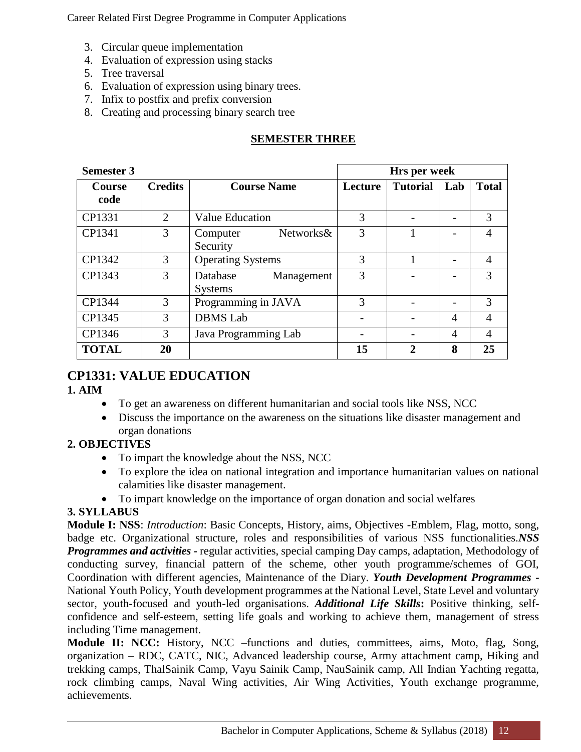3. Circular queue implementation
4. Evaluation of expression using stacks
5. Tree traversal
6. Evaluation of expression using binary trees.
7. Infix to postfix and prefix conversion
8. Creating and processing binary search tree

## SEMESTER THREE

| **Semester 3** | | | **Hrs per week** | | | |
|---|---|---|---|---|---|---|
| **Course code** | **Credits** | **Course Name** | **Lecture** | **Tutorial** | **Lab** | **Total** |
| CP1331 | 2 | Value Education | 3 | - | - | 3 |
| CP1341 | 3 | Computer Networks& Security | 3 | 1 | - | 4 |
| CP1342 | 3 | Operating Systems | 3 | 1 | - | 4 |
| CP1343 | 3 | Database Management Systems | 3 | - | - | 3 |
| CP1344 | 3 | Programming in JAVA | 3 | - | - | 3 |
| CP1345 | 3 | DBMS Lab | - | - | 4 | 4 |
| CP1346 | 3 | Java Programming Lab | - | - | 4 | 4 |
| **TOTAL** | **20** | | **15** | **2** | **8** | **25** |

## CP1331: VALUE EDUCATION

### 1. AIM

- To get an awareness on different humanitarian and social tools like NSS, NCC
- Discuss the importance on the awareness on the situations like disaster management and organ donations

### 2. OBJECTIVES

- To impart the knowledge about the NSS, NCC
- To explore the idea on national integration and importance humanitarian values on national calamities like disaster management.
- To impart knowledge on the importance of organ donation and social welfares

### 3. SYLLABUS

**Module I: NSS**: *Introduction*: Basic Concepts, History, aims, Objectives -Emblem, Flag, motto, song, badge etc. Organizational structure, roles and responsibilities of various NSS functionalities.***NSS Programmes and activities*** - regular activities, special camping Day camps, adaptation, Methodology of conducting survey, financial pattern of the scheme, other youth programme/schemes of GOI, Coordination with different agencies, Maintenance of the Diary. ***Youth Development Programmes*** - National Youth Policy, Youth development programmes at the National Level, State Level and voluntary sector, youth-focused and youth-led organisations. ***Additional Life Skills*:** Positive thinking, self-confidence and self-esteem, setting life goals and working to achieve them, management of stress including Time management.

**Module II: NCC:** History, NCC –functions and duties, committees, aims, Moto, flag, Song, organization – RDC, CATC, NIC, Advanced leadership course, Army attachment camp, Hiking and trekking camps, ThalSainik Camp, Vayu Sainik Camp, NauSainik camp, All Indian Yachting regatta, rock climbing camps, Naval Wing activities, Air Wing Activities, Youth exchange programme, achievements.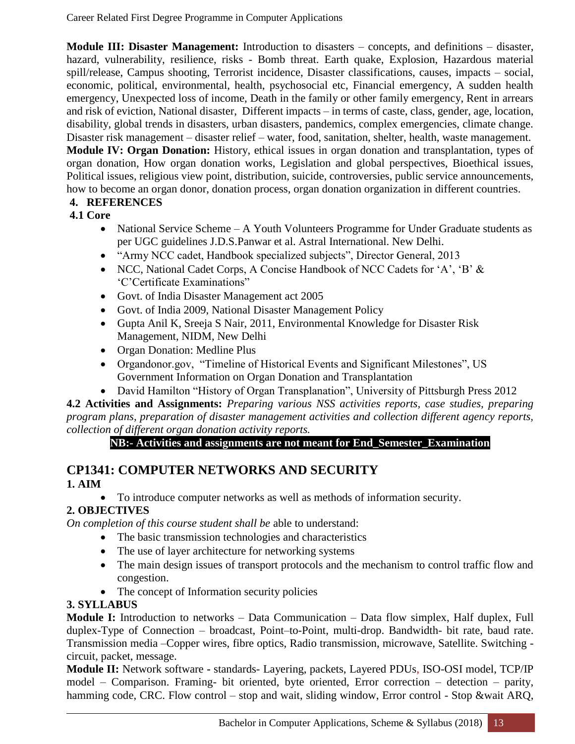**Module III: Disaster Management:** Introduction to disasters – concepts, and definitions – disaster, hazard, vulnerability, resilience, risks - Bomb threat. Earth quake, Explosion, Hazardous material spill/release, Campus shooting, Terrorist incidence, Disaster classifications, causes, impacts – social, economic, political, environmental, health, psychosocial etc, Financial emergency, A sudden health emergency, Unexpected loss of income, Death in the family or other family emergency, Rent in arrears and risk of eviction, National disaster, Different impacts – in terms of caste, class, gender, age, location, disability, global trends in disasters, urban disasters, pandemics, complex emergencies, climate change. Disaster risk management – disaster relief – water, food, sanitation, shelter, health, waste management.

**Module IV: Organ Donation:** History, ethical issues in organ donation and transplantation, types of organ donation, How organ donation works, Legislation and global perspectives, Bioethical issues, Political issues, religious view point, distribution, suicide, controversies, public service announcements, how to become an organ donor, donation process, organ donation organization in different countries.

**4. REFERENCES**

**4.1 Core**

- National Service Scheme – A Youth Volunteers Programme for Under Graduate students as per UGC guidelines J.D.S.Panwar et al. Astral International. New Delhi.
- "Army NCC cadet, Handbook specialized subjects", Director General, 2013
- NCC, National Cadet Corps, A Concise Handbook of NCC Cadets for 'A', 'B' & 'C'Certificate Examinations"
- Govt. of India Disaster Management act 2005
- Govt. of India 2009, National Disaster Management Policy
- Gupta Anil K, Sreeja S Nair, 2011, Environmental Knowledge for Disaster Risk Management, NIDM, New Delhi
- Organ Donation: Medline Plus
- Organdonor.gov, "Timeline of Historical Events and Significant Milestones", US Government Information on Organ Donation and Transplantation
- David Hamilton "History of Organ Transplanation", University of Pittsburgh Press 2012

**4.2 Activities and Assignments:** *Preparing various NSS activities reports, case studies, preparing program plans, preparation of disaster management activities and collection different agency reports, collection of different organ donation activity reports.*

**NB:- Activities and assignments are not meant for End_Semester_Examination**

## CP1341: COMPUTER NETWORKS AND SECURITY

**1. AIM**

- To introduce computer networks as well as methods of information security.

**2. OBJECTIVES**

*On completion of this course student shall be* able to understand:

- The basic transmission technologies and characteristics
- The use of layer architecture for networking systems
- The main design issues of transport protocols and the mechanism to control traffic flow and congestion.
- The concept of Information security policies

**3. SYLLABUS**

**Module I:** Introduction to networks – Data Communication – Data flow simplex, Half duplex, Full duplex-Type of Connection – broadcast, Point–to-Point, multi-drop. Bandwidth- bit rate, baud rate. Transmission media –Copper wires, fibre optics, Radio transmission, microwave, Satellite. Switching - circuit, packet, message.

**Module II:** Network software - standards- Layering, packets, Layered PDUs, ISO-OSI model, TCP/IP model – Comparison. Framing- bit oriented, byte oriented, Error correction – detection – parity, hamming code, CRC. Flow control – stop and wait, sliding window, Error control - Stop &wait ARQ,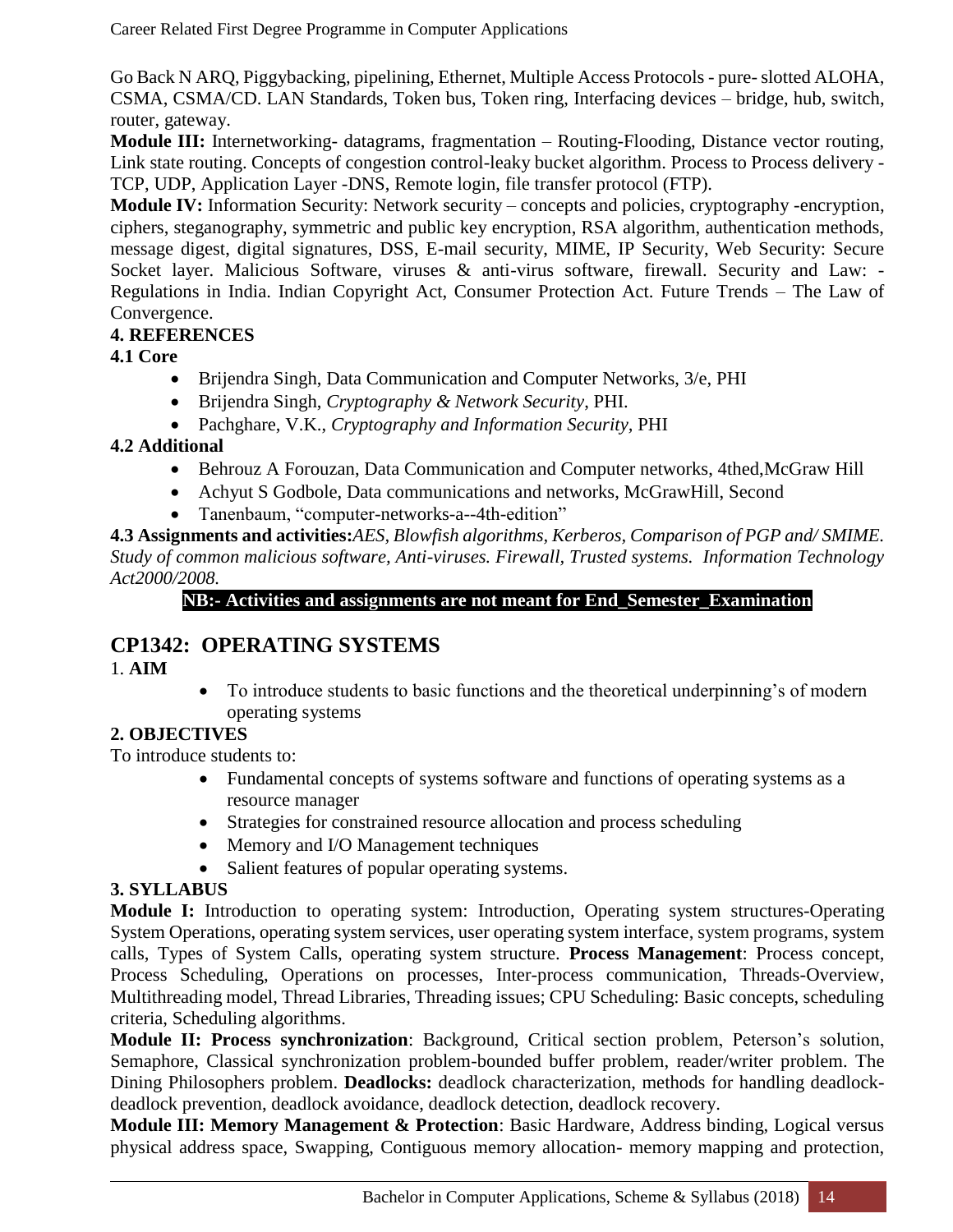Go Back N ARQ, Piggybacking, pipelining, Ethernet, Multiple Access Protocols - pure- slotted ALOHA, CSMA, CSMA/CD. LAN Standards, Token bus, Token ring, Interfacing devices – bridge, hub, switch, router, gateway.

**Module III:** Internetworking- datagrams, fragmentation – Routing-Flooding, Distance vector routing, Link state routing. Concepts of congestion control-leaky bucket algorithm. Process to Process delivery - TCP, UDP, Application Layer -DNS, Remote login, file transfer protocol (FTP).

**Module IV:** Information Security: Network security – concepts and policies, cryptography -encryption, ciphers, steganography, symmetric and public key encryption, RSA algorithm, authentication methods, message digest, digital signatures, DSS, E-mail security, MIME, IP Security, Web Security: Secure Socket layer. Malicious Software, viruses & anti-virus software, firewall. Security and Law: - Regulations in India. Indian Copyright Act, Consumer Protection Act. Future Trends – The Law of Convergence.

### 4. REFERENCES

**4.1 Core**

- Brijendra Singh, Data Communication and Computer Networks, 3/e, PHI
- Brijendra Singh, *Cryptography & Network Security*, PHI.
- Pachghare, V.K., *Cryptography and Information Security,* PHI

**4.2 Additional**

- Behrouz A Forouzan, Data Communication and Computer networks, 4thed,McGraw Hill
- Achyut S Godbole, Data communications and networks, McGrawHill, Second
- Tanenbaum, "computer-networks-a--4th-edition"

**4.3 Assignments and activities:***AES, Blowfish algorithms, Kerberos, Comparison of PGP and/ SMIME. Study of common malicious software, Anti-viruses. Firewall, Trusted systems. Information Technology Act2000/2008.*

**NB:- Activities and assignments are not meant for End_Semester_Examination**

## CP1342: OPERATING SYSTEMS

1. **AIM**

- To introduce students to basic functions and the theoretical underpinning's of modern operating systems

### 2. OBJECTIVES

To introduce students to:

- Fundamental concepts of systems software and functions of operating systems as a resource manager
- Strategies for constrained resource allocation and process scheduling
- Memory and I/O Management techniques
- Salient features of popular operating systems.

### 3. SYLLABUS

**Module I:** Introduction to operating system: Introduction, Operating system structures-Operating System Operations, operating system services, user operating system interface, system programs, system calls, Types of System Calls, operating system structure. **Process Management**: Process concept, Process Scheduling, Operations on processes, Inter-process communication, Threads-Overview, Multithreading model, Thread Libraries, Threading issues; CPU Scheduling: Basic concepts, scheduling criteria, Scheduling algorithms.

**Module II: Process synchronization**: Background, Critical section problem, Peterson's solution, Semaphore, Classical synchronization problem-bounded buffer problem, reader/writer problem. The Dining Philosophers problem. **Deadlocks:** deadlock characterization, methods for handling deadlock-deadlock prevention, deadlock avoidance, deadlock detection, deadlock recovery.

**Module III: Memory Management & Protection**: Basic Hardware, Address binding, Logical versus physical address space, Swapping, Contiguous memory allocation- memory mapping and protection,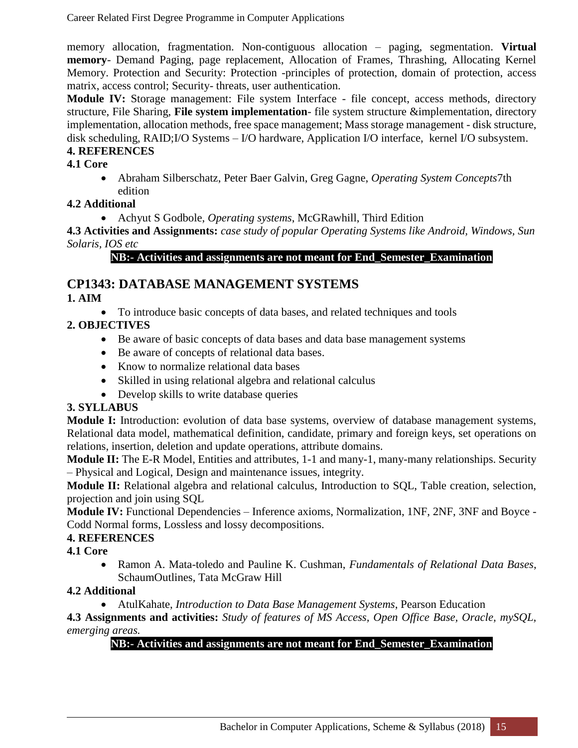memory allocation, fragmentation. Non-contiguous allocation – paging, segmentation. **Virtual memory**- Demand Paging, page replacement, Allocation of Frames, Thrashing, Allocating Kernel Memory. Protection and Security: Protection -principles of protection, domain of protection, access matrix, access control; Security- threats, user authentication.

**Module IV:** Storage management: File system Interface - file concept, access methods, directory structure, File Sharing, **File system implementation**- file system structure &implementation, directory implementation, allocation methods, free space management; Mass storage management - disk structure, disk scheduling, RAID;I/O Systems – I/O hardware, Application I/O interface, kernel I/O subsystem.

**4. REFERENCES**

**4.1 Core**

- Abraham Silberschatz, Peter Baer Galvin, Greg Gagne, *Operating System Concepts*7th edition

**4.2 Additional**

- Achyut S Godbole, *Operating systems*, McGRawhill, Third Edition

**4.3 Activities and Assignments:** *case study of popular Operating Systems like Android, Windows, Sun Solaris, IOS etc*

**NB:- Activities and assignments are not meant for End_Semester_Examination**

## CP1343: DATABASE MANAGEMENT SYSTEMS

**1. AIM**

- To introduce basic concepts of data bases, and related techniques and tools

**2. OBJECTIVES**

- Be aware of basic concepts of data bases and data base management systems
- Be aware of concepts of relational data bases.
- Know to normalize relational data bases
- Skilled in using relational algebra and relational calculus
- Develop skills to write database queries

**3. SYLLABUS**

**Module I:** Introduction: evolution of data base systems, overview of database management systems, Relational data model, mathematical definition, candidate, primary and foreign keys, set operations on relations, insertion, deletion and update operations, attribute domains.

**Module II:** The E-R Model, Entities and attributes, 1-1 and many-1, many-many relationships. Security – Physical and Logical, Design and maintenance issues, integrity.

**Module II:** Relational algebra and relational calculus, Introduction to SQL, Table creation, selection, projection and join using SQL

**Module IV:** Functional Dependencies – Inference axioms, Normalization, 1NF, 2NF, 3NF and Boyce - Codd Normal forms, Lossless and lossy decompositions.

**4. REFERENCES**

**4.1 Core**

- Ramon A. Mata-toledo and Pauline K. Cushman, *Fundamentals of Relational Data Bases*, SchaumOutlines, Tata McGraw Hill

**4.2 Additional**

- AtulKahate, *Introduction to Data Base Management Systems*, Pearson Education

**4.3 Assignments and activities:** *Study of features of MS Access, Open Office Base, Oracle, mySQL, emerging areas.*

**NB:- Activities and assignments are not meant for End_Semester_Examination**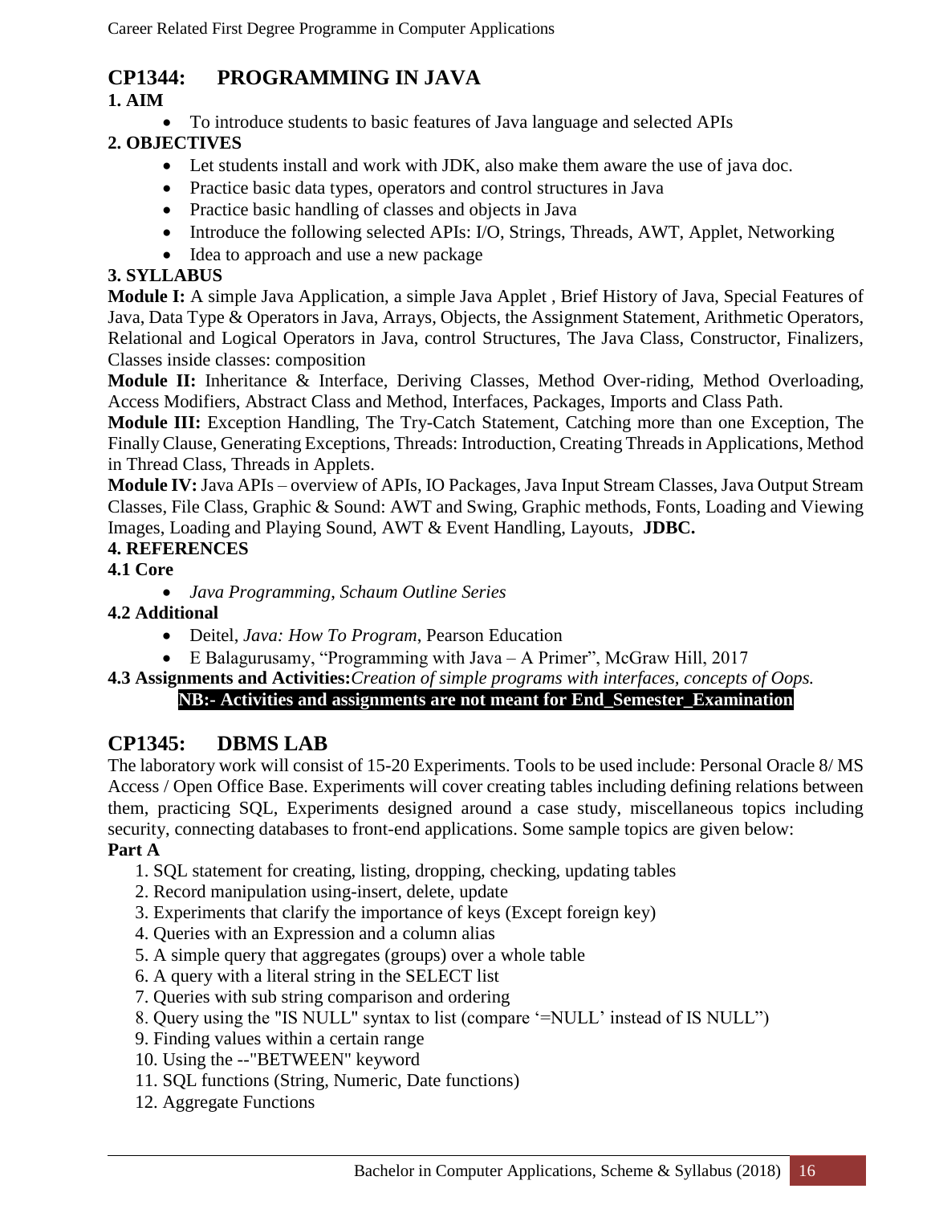## CP1344: PROGRAMMING IN JAVA

**1. AIM**

- To introduce students to basic features of Java language and selected APIs

**2. OBJECTIVES**

- Let students install and work with JDK, also make them aware the use of java doc.
- Practice basic data types, operators and control structures in Java
- Practice basic handling of classes and objects in Java
- Introduce the following selected APIs: I/O, Strings, Threads, AWT, Applet, Networking
- Idea to approach and use a new package

**3. SYLLABUS**

**Module I:** A simple Java Application, a simple Java Applet , Brief History of Java, Special Features of Java, Data Type & Operators in Java, Arrays, Objects, the Assignment Statement, Arithmetic Operators, Relational and Logical Operators in Java, control Structures, The Java Class, Constructor, Finalizers, Classes inside classes: composition

**Module II:** Inheritance & Interface, Deriving Classes, Method Over-riding, Method Overloading, Access Modifiers, Abstract Class and Method, Interfaces, Packages, Imports and Class Path.

**Module III:** Exception Handling, The Try-Catch Statement, Catching more than one Exception, The Finally Clause, Generating Exceptions, Threads: Introduction, Creating Threads in Applications, Method in Thread Class, Threads in Applets.

**Module IV:** Java APIs – overview of APIs, IO Packages, Java Input Stream Classes, Java Output Stream Classes, File Class, Graphic & Sound: AWT and Swing, Graphic methods, Fonts, Loading and Viewing Images, Loading and Playing Sound, AWT & Event Handling, Layouts, **JDBC.**

**4. REFERENCES**

**4.1 Core**

- *Java Programming, Schaum Outline Series*

**4.2 Additional**

- Deitel, *Java: How To Program*, Pearson Education
- E Balagurusamy, "Programming with Java – A Primer", McGraw Hill, 2017

**4.3 Assignments and Activities:** *Creation of simple programs with interfaces, concepts of Oops.*

**NB:- Activities and assignments are not meant for End_Semester_Examination**

## CP1345: DBMS LAB

The laboratory work will consist of 15-20 Experiments. Tools to be used include: Personal Oracle 8/ MS Access / Open Office Base. Experiments will cover creating tables including defining relations between them, practicing SQL, Experiments designed around a case study, miscellaneous topics including security, connecting databases to front-end applications. Some sample topics are given below:

**Part A**

1. SQL statement for creating, listing, dropping, checking, updating tables
2. Record manipulation using-insert, delete, update
3. Experiments that clarify the importance of keys (Except foreign key)
4. Queries with an Expression and a column alias
5. A simple query that aggregates (groups) over a whole table
6. A query with a literal string in the SELECT list
7. Queries with sub string comparison and ordering
8. Query using the "IS NULL" syntax to list (compare '=NULL' instead of IS NULL")
9. Finding values within a certain range
10. Using the --"BETWEEN" keyword
11. SQL functions (String, Numeric, Date functions)
12. Aggregate Functions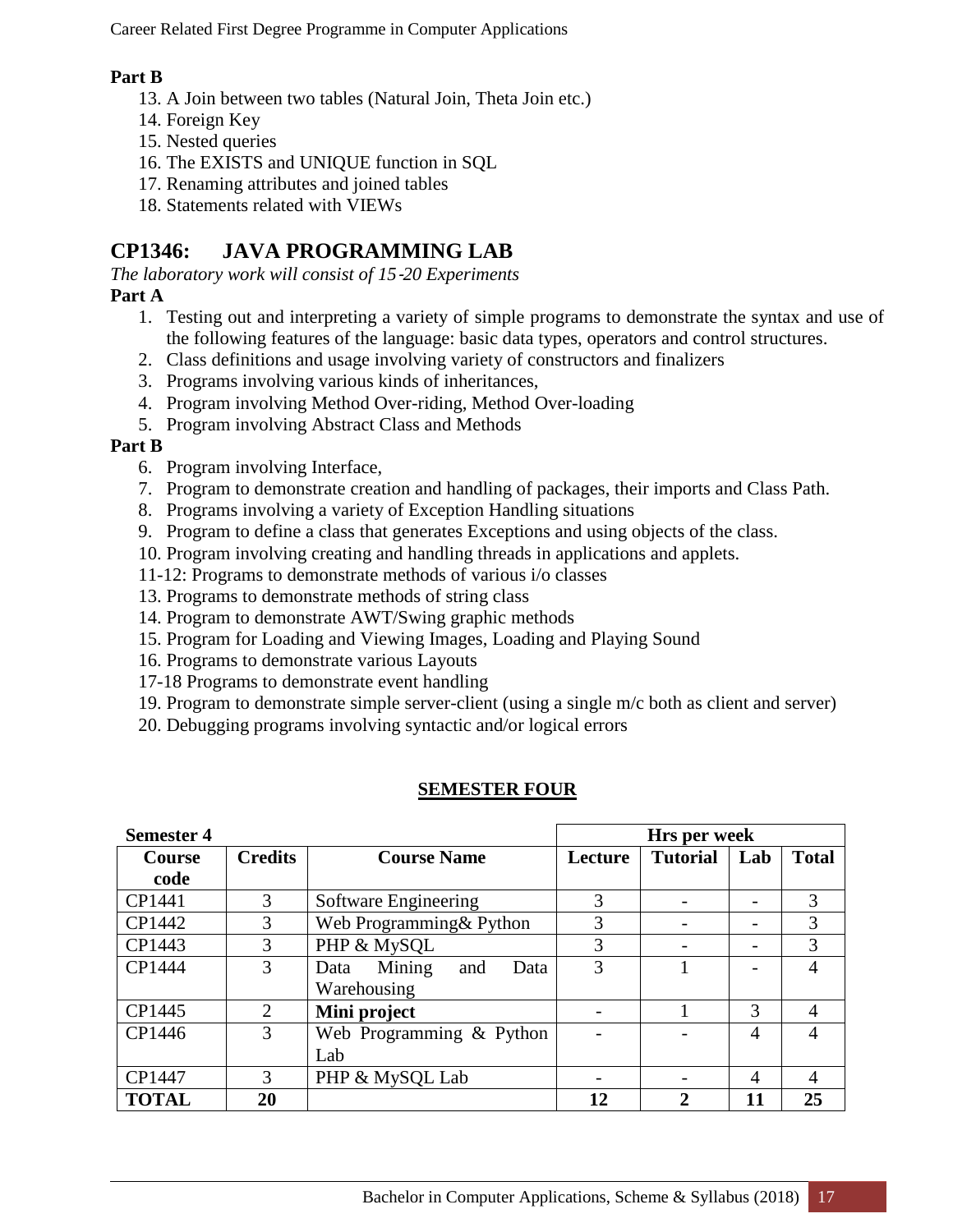**Part B**

13. A Join between two tables (Natural Join, Theta Join etc.)
14. Foreign Key
15. Nested queries
16. The EXISTS and UNIQUE function in SQL
17. Renaming attributes and joined tables
18. Statements related with VIEWs

## CP1346: JAVA PROGRAMMING LAB

*The laboratory work will consist of 15-20 Experiments*

**Part A**

1. Testing out and interpreting a variety of simple programs to demonstrate the syntax and use of the following features of the language: basic data types, operators and control structures.
2. Class definitions and usage involving variety of constructors and finalizers
3. Programs involving various kinds of inheritances,
4. Program involving Method Over-riding, Method Over-loading
5. Program involving Abstract Class and Methods

**Part B**

6. Program involving Interface,
7. Program to demonstrate creation and handling of packages, their imports and Class Path.
8. Programs involving a variety of Exception Handling situations
9. Program to define a class that generates Exceptions and using objects of the class.
10. Program involving creating and handling threads in applications and applets.

11-12: Programs to demonstrate methods of various i/o classes

13. Programs to demonstrate methods of string class
14. Program to demonstrate AWT/Swing graphic methods
15. Program for Loading and Viewing Images, Loading and Playing Sound
16. Programs to demonstrate various Layouts

17-18 Programs to demonstrate event handling

19. Program to demonstrate simple server-client (using a single m/c both as client and server)
20. Debugging programs involving syntactic and/or logical errors

## SEMESTER FOUR

| **Semester 4** | | | **Hrs per week** | | | |
|---|---|---|---|---|---|---|
| **Course code** | **Credits** | **Course Name** | **Lecture** | **Tutorial** | **Lab** | **Total** |
| CP1441 | 3 | Software Engineering | 3 | - | - | 3 |
| CP1442 | 3 | Web Programming& Python | 3 | - | - | 3 |
| CP1443 | 3 | PHP & MySQL | 3 | - | - | 3 |
| CP1444 | 3 | Data Mining and Data Warehousing | 3 | 1 | - | 4 |
| CP1445 | 2 | **Mini project** | - | 1 | 3 | 4 |
| CP1446 | 3 | Web Programming & Python Lab | - | - | 4 | 4 |
| CP1447 | 3 | PHP & MySQL Lab | - | - | 4 | 4 |
| **TOTAL** | **20** | | **12** | **2** | **11** | **25** |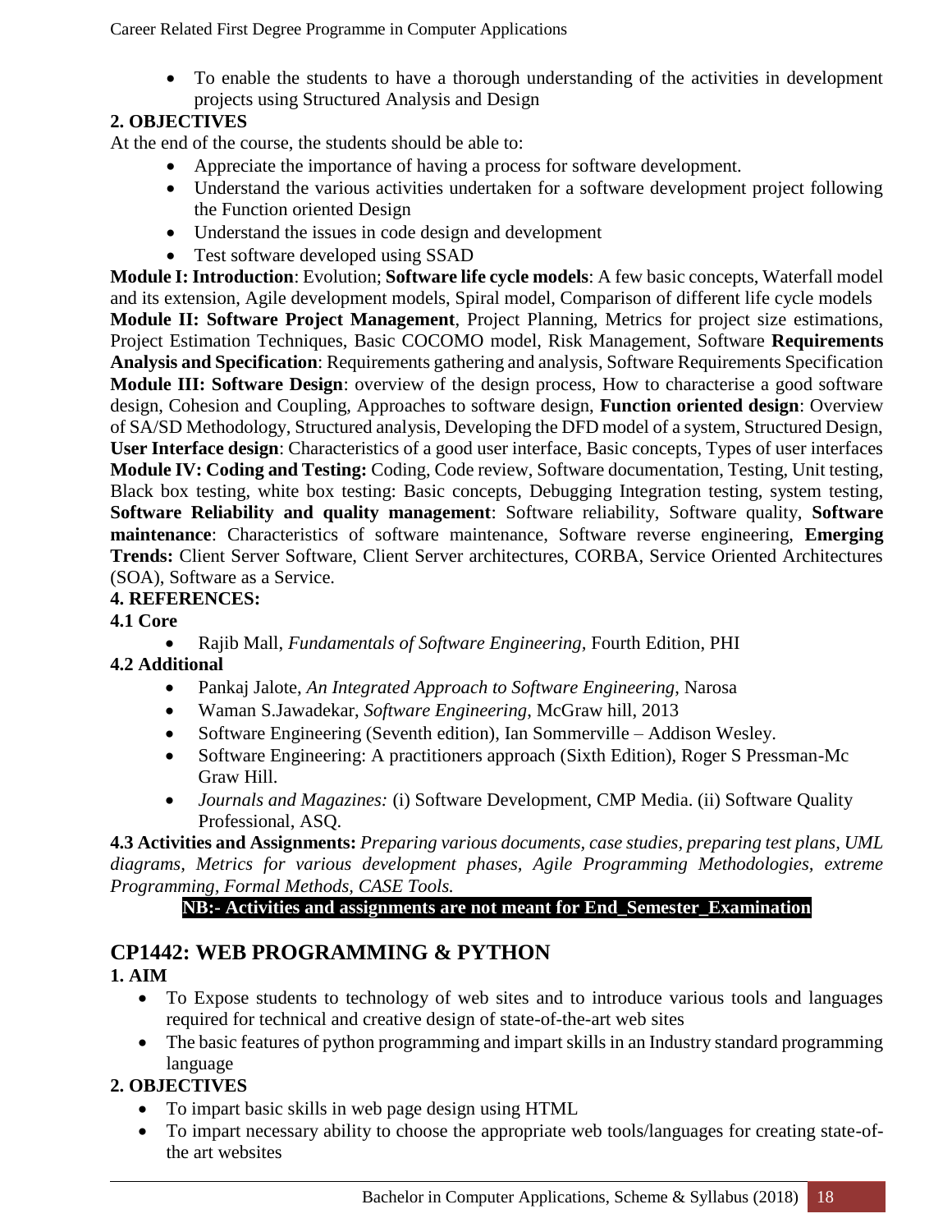- To enable the students to have a thorough understanding of the activities in development projects using Structured Analysis and Design

**2. OBJECTIVES**

At the end of the course, the students should be able to:

- Appreciate the importance of having a process for software development.
- Understand the various activities undertaken for a software development project following the Function oriented Design
- Understand the issues in code design and development
- Test software developed using SSAD

**Module I: Introduction**: Evolution; **Software life cycle models**: A few basic concepts, Waterfall model and its extension, Agile development models, Spiral model, Comparison of different life cycle models

**Module II: Software Project Management**, Project Planning, Metrics for project size estimations, Project Estimation Techniques, Basic COCOMO model, Risk Management, Software **Requirements Analysis and Specification**: Requirements gathering and analysis, Software Requirements Specification

**Module III: Software Design**: overview of the design process, How to characterise a good software design, Cohesion and Coupling, Approaches to software design, **Function oriented design**: Overview of SA/SD Methodology, Structured analysis, Developing the DFD model of a system, Structured Design, **User Interface design**: Characteristics of a good user interface, Basic concepts, Types of user interfaces

**Module IV: Coding and Testing:** Coding, Code review, Software documentation, Testing, Unit testing, Black box testing, white box testing: Basic concepts, Debugging Integration testing, system testing, **Software Reliability and quality management**: Software reliability, Software quality, **Software maintenance**: Characteristics of software maintenance, Software reverse engineering, **Emerging Trends:** Client Server Software, Client Server architectures, CORBA, Service Oriented Architectures (SOA), Software as a Service.

**4. REFERENCES:**

**4.1 Core**

- Rajib Mall, *Fundamentals of Software Engineering,* Fourth Edition, PHI

**4.2 Additional**

- Pankaj Jalote, *An Integrated Approach to Software Engineering*, Narosa
- Waman S.Jawadekar, *Software Engineering*, McGraw hill, 2013
- Software Engineering (Seventh edition), Ian Sommerville – Addison Wesley.
- Software Engineering: A practitioners approach (Sixth Edition), Roger S Pressman-Mc Graw Hill.
- *Journals and Magazines:* (i) Software Development, CMP Media. (ii) Software Quality Professional, ASQ.

**4.3 Activities and Assignments:** *Preparing various documents, case studies, preparing test plans, UML diagrams, Metrics for various development phases, Agile Programming Methodologies, extreme Programming, Formal Methods, CASE Tools.*

**NB:- Activities and assignments are not meant for End_Semester_Examination**

## CP1442: WEB PROGRAMMING & PYTHON

**1. AIM**

- To Expose students to technology of web sites and to introduce various tools and languages required for technical and creative design of state-of-the-art web sites
- The basic features of python programming and impart skills in an Industry standard programming language

**2. OBJECTIVES**

- To impart basic skills in web page design using HTML
- To impart necessary ability to choose the appropriate web tools/languages for creating state-of-the art websites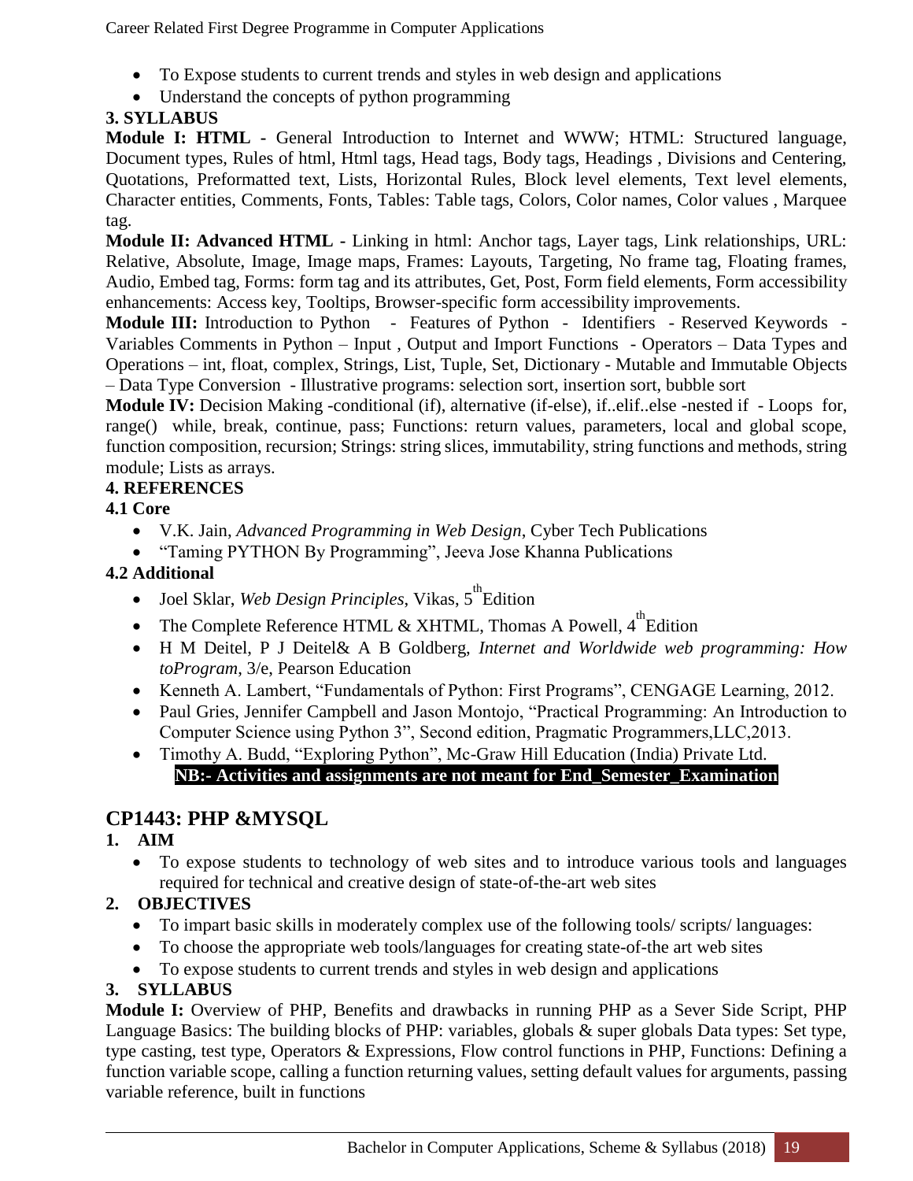- To Expose students to current trends and styles in web design and applications
- Understand the concepts of python programming

**3. SYLLABUS**

**Module I: HTML -** General Introduction to Internet and WWW; HTML: Structured language, Document types, Rules of html, Html tags, Head tags, Body tags, Headings , Divisions and Centering, Quotations, Preformatted text, Lists, Horizontal Rules, Block level elements, Text level elements, Character entities, Comments, Fonts, Tables: Table tags, Colors, Color names, Color values , Marquee tag.

**Module II: Advanced HTML -** Linking in html: Anchor tags, Layer tags, Link relationships, URL: Relative, Absolute, Image, Image maps, Frames: Layouts, Targeting, No frame tag, Floating frames, Audio, Embed tag, Forms: form tag and its attributes, Get, Post, Form field elements, Form accessibility enhancements: Access key, Tooltips, Browser-specific form accessibility improvements.

**Module III:** Introduction to Python - Features of Python - Identifiers - Reserved Keywords - Variables Comments in Python – Input , Output and Import Functions - Operators – Data Types and Operations – int, float, complex, Strings, List, Tuple, Set, Dictionary - Mutable and Immutable Objects – Data Type Conversion - Illustrative programs: selection sort, insertion sort, bubble sort

**Module IV:** Decision Making -conditional (if), alternative (if-else), if..elif..else -nested if - Loops for, range() while, break, continue, pass; Functions: return values, parameters, local and global scope, function composition, recursion; Strings: string slices, immutability, string functions and methods, string module; Lists as arrays.

**4. REFERENCES**

**4.1 Core**

- V.K. Jain, *Advanced Programming in Web Design*, Cyber Tech Publications
- "Taming PYTHON By Programming", Jeeva Jose Khanna Publications

**4.2 Additional**

- Joel Sklar, *Web Design Principles*, Vikas, 5th Edition
- The Complete Reference HTML & XHTML, Thomas A Powell, 4th Edition
- H M Deitel, P J Deitel& A B Goldberg, *Internet and Worldwide web programming: How toProgram*, 3/e, Pearson Education
- Kenneth A. Lambert, "Fundamentals of Python: First Programs", CENGAGE Learning, 2012.
- Paul Gries, Jennifer Campbell and Jason Montojo, "Practical Programming: An Introduction to Computer Science using Python 3", Second edition, Pragmatic Programmers,LLC,2013.
- Timothy A. Budd, "Exploring Python", Mc-Graw Hill Education (India) Private Ltd.

**NB:- Activities and assignments are not meant for End_Semester_Examination**

## CP1443: PHP &MYSQL

**1. AIM**

- To expose students to technology of web sites and to introduce various tools and languages required for technical and creative design of state-of-the-art web sites

**2. OBJECTIVES**

- To impart basic skills in moderately complex use of the following tools/ scripts/ languages:
- To choose the appropriate web tools/languages for creating state-of-the art web sites
- To expose students to current trends and styles in web design and applications

**3. SYLLABUS**

**Module I:** Overview of PHP, Benefits and drawbacks in running PHP as a Sever Side Script, PHP Language Basics: The building blocks of PHP: variables, globals & super globals Data types: Set type, type casting, test type, Operators & Expressions, Flow control functions in PHP, Functions: Defining a function variable scope, calling a function returning values, setting default values for arguments, passing variable reference, built in functions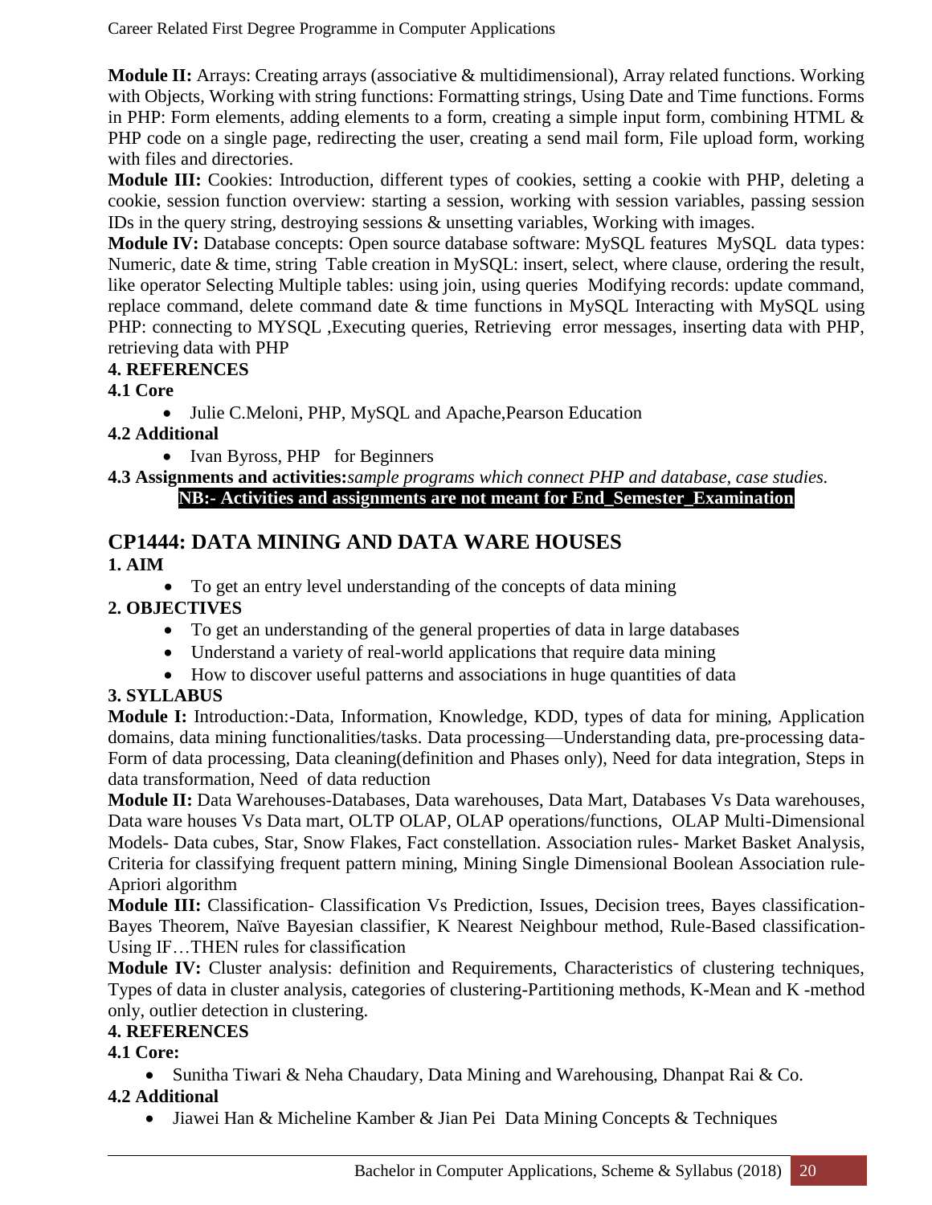**Module II:** Arrays: Creating arrays (associative & multidimensional), Array related functions. Working with Objects, Working with string functions: Formatting strings, Using Date and Time functions. Forms in PHP: Form elements, adding elements to a form, creating a simple input form, combining HTML & PHP code on a single page, redirecting the user, creating a send mail form, File upload form, working with files and directories.

**Module III:** Cookies: Introduction, different types of cookies, setting a cookie with PHP, deleting a cookie, session function overview: starting a session, working with session variables, passing session IDs in the query string, destroying sessions & unsetting variables, Working with images.

**Module IV:** Database concepts: Open source database software: MySQL features MySQL data types: Numeric, date & time, string Table creation in MySQL: insert, select, where clause, ordering the result, like operator Selecting Multiple tables: using join, using queries Modifying records: update command, replace command, delete command date & time functions in MySQL Interacting with MySQL using PHP: connecting to MYSQL ,Executing queries, Retrieving error messages, inserting data with PHP, retrieving data with PHP

**4. REFERENCES**

**4.1 Core**

- Julie C.Meloni, PHP, MySQL and Apache,Pearson Education

**4.2 Additional**

- Ivan Byross, PHP for Beginners

**4.3 Assignments and activities:***sample programs which connect PHP and database, case studies.*

**NB:- Activities and assignments are not meant for End_Semester_Examination**

## CP1444: DATA MINING AND DATA WARE HOUSES

**1. AIM**

- To get an entry level understanding of the concepts of data mining

**2. OBJECTIVES**

- To get an understanding of the general properties of data in large databases
- Understand a variety of real-world applications that require data mining
- How to discover useful patterns and associations in huge quantities of data

**3. SYLLABUS**

**Module I:** Introduction:-Data, Information, Knowledge, KDD, types of data for mining, Application domains, data mining functionalities/tasks. Data processing—Understanding data, pre-processing data-Form of data processing, Data cleaning(definition and Phases only), Need for data integration, Steps in data transformation, Need of data reduction

**Module II:** Data Warehouses-Databases, Data warehouses, Data Mart, Databases Vs Data warehouses, Data ware houses Vs Data mart, OLTP OLAP, OLAP operations/functions, OLAP Multi-Dimensional Models- Data cubes, Star, Snow Flakes, Fact constellation. Association rules- Market Basket Analysis, Criteria for classifying frequent pattern mining, Mining Single Dimensional Boolean Association rule-Apriori algorithm

**Module III:** Classification- Classification Vs Prediction, Issues, Decision trees, Bayes classification-Bayes Theorem, Naïve Bayesian classifier, K Nearest Neighbour method, Rule-Based classification-Using IF…THEN rules for classification

**Module IV:** Cluster analysis: definition and Requirements, Characteristics of clustering techniques, Types of data in cluster analysis, categories of clustering-Partitioning methods, K-Mean and K -method only, outlier detection in clustering.

**4. REFERENCES**

**4.1 Core:**

- Sunitha Tiwari & Neha Chaudary, Data Mining and Warehousing, Dhanpat Rai & Co.

**4.2 Additional**

- Jiawei Han & Micheline Kamber & Jian Pei Data Mining Concepts & Techniques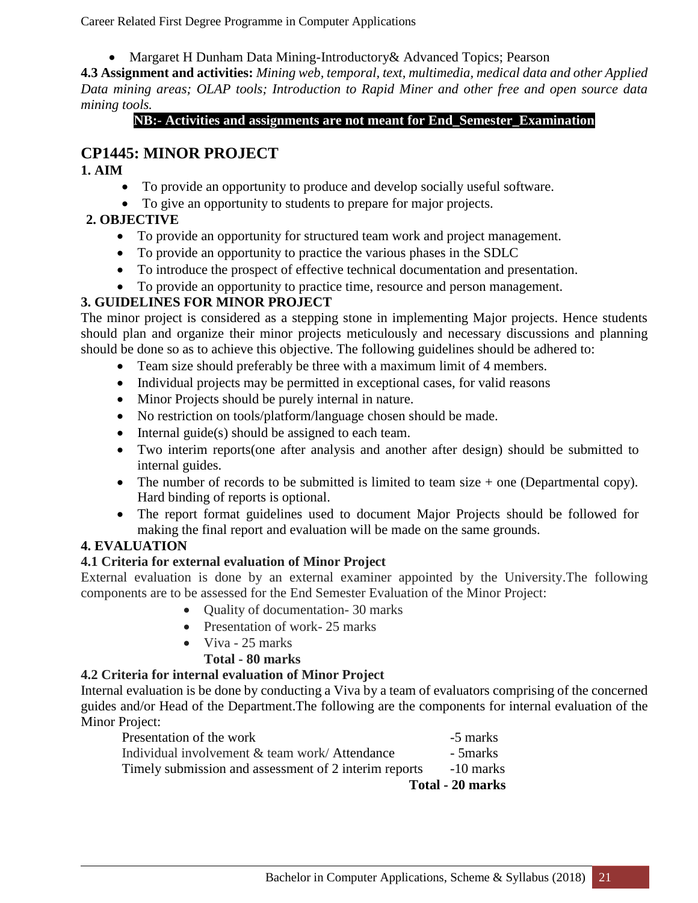- Margaret H Dunham Data Mining-Introductory& Advanced Topics; Pearson

**4.3 Assignment and activities:** *Mining web, temporal, text, multimedia, medical data and other Applied Data mining areas; OLAP tools; Introduction to Rapid Miner and other free and open source data mining tools.*

**NB:- Activities and assignments are not meant for End_Semester_Examination**

## CP1445: MINOR PROJECT

**1. AIM**

- To provide an opportunity to produce and develop socially useful software.
- To give an opportunity to students to prepare for major projects.

**2. OBJECTIVE**

- To provide an opportunity for structured team work and project management.
- To provide an opportunity to practice the various phases in the SDLC
- To introduce the prospect of effective technical documentation and presentation.
- To provide an opportunity to practice time, resource and person management.

**3. GUIDELINES FOR MINOR PROJECT**

The minor project is considered as a stepping stone in implementing Major projects. Hence students should plan and organize their minor projects meticulously and necessary discussions and planning should be done so as to achieve this objective. The following guidelines should be adhered to:

- Team size should preferably be three with a maximum limit of 4 members.
- Individual projects may be permitted in exceptional cases, for valid reasons
- Minor Projects should be purely internal in nature.
- No restriction on tools/platform/language chosen should be made.
- Internal guide(s) should be assigned to each team.
- Two interim reports(one after analysis and another after design) should be submitted to internal guides.
- The number of records to be submitted is limited to team size + one (Departmental copy). Hard binding of reports is optional.
- The report format guidelines used to document Major Projects should be followed for making the final report and evaluation will be made on the same grounds.

**4. EVALUATION**

**4.1 Criteria for external evaluation of Minor Project**

External evaluation is done by an external examiner appointed by the University.The following components are to be assessed for the End Semester Evaluation of the Minor Project:

- Quality of documentation- 30 marks
- Presentation of work- 25 marks
- Viva - 25 marks

**Total - 80 marks**

**4.2 Criteria for internal evaluation of Minor Project**

Internal evaluation is be done by conducting a Viva by a team of evaluators comprising of the concerned guides and/or Head of the Department.The following are the components for internal evaluation of the Minor Project:

| | |
|---|---|
| Presentation of the work | -5 marks |
| Individual involvement & team work/ Attendance | - 5marks |
| Timely submission and assessment of 2 interim reports | -10 marks |
| | **Total - 20 marks** |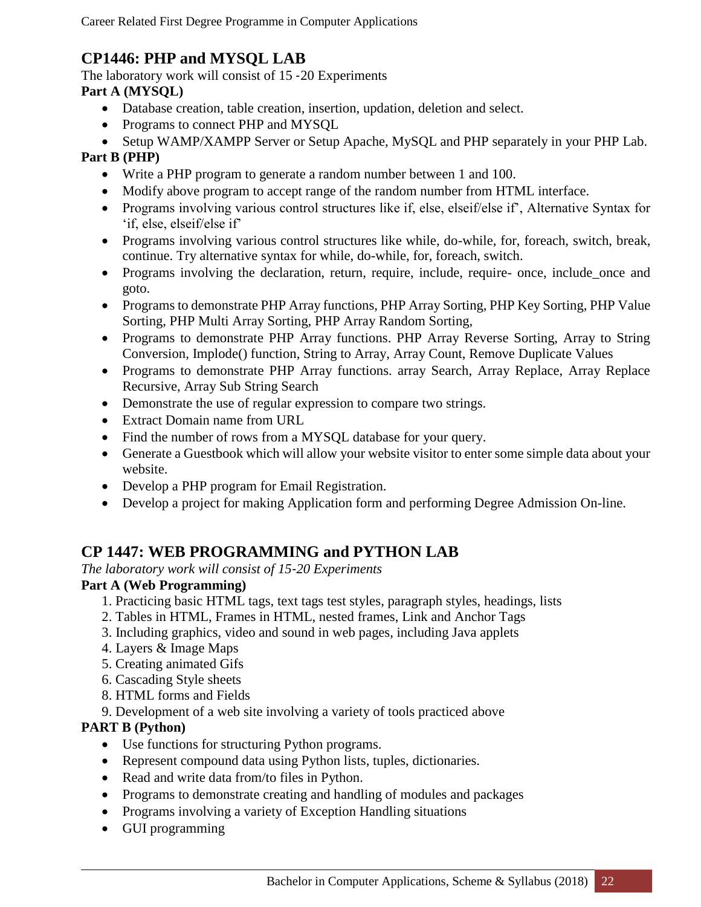## CP1446: PHP and MYSQL LAB

The laboratory work will consist of 15 -20 Experiments

**Part A (MYSQL)**

- Database creation, table creation, insertion, updation, deletion and select.
- Programs to connect PHP and MYSQL
- Setup WAMP/XAMPP Server or Setup Apache, MySQL and PHP separately in your PHP Lab.

**Part B (PHP)**

- Write a PHP program to generate a random number between 1 and 100.
- Modify above program to accept range of the random number from HTML interface.
- Programs involving various control structures like if, else, elseif/else if', Alternative Syntax for 'if, else, elseif/else if'
- Programs involving various control structures like while, do-while, for, foreach, switch, break, continue. Try alternative syntax for while, do-while, for, foreach, switch.
- Programs involving the declaration, return, require, include, require- once, include_once and goto.
- Programs to demonstrate PHP Array functions, PHP Array Sorting, PHP Key Sorting, PHP Value Sorting, PHP Multi Array Sorting, PHP Array Random Sorting,
- Programs to demonstrate PHP Array functions. PHP Array Reverse Sorting, Array to String Conversion, Implode() function, String to Array, Array Count, Remove Duplicate Values
- Programs to demonstrate PHP Array functions. array Search, Array Replace, Array Replace Recursive, Array Sub String Search
- Demonstrate the use of regular expression to compare two strings.
- Extract Domain name from URL
- Find the number of rows from a MYSQL database for your query.
- Generate a Guestbook which will allow your website visitor to enter some simple data about your website.
- Develop a PHP program for Email Registration.
- Develop a project for making Application form and performing Degree Admission On-line.

## CP 1447: WEB PROGRAMMING and PYTHON LAB

*The laboratory work will consist of 15-20 Experiments*

**Part A (Web Programming)**

1. Practicing basic HTML tags, text tags test styles, paragraph styles, headings, lists
2. Tables in HTML, Frames in HTML, nested frames, Link and Anchor Tags
3. Including graphics, video and sound in web pages, including Java applets
4. Layers & Image Maps
5. Creating animated Gifs
6. Cascading Style sheets
8. HTML forms and Fields
9. Development of a web site involving a variety of tools practiced above

**PART B (Python)**

- Use functions for structuring Python programs.
- Represent compound data using Python lists, tuples, dictionaries.
- Read and write data from/to files in Python.
- Programs to demonstrate creating and handling of modules and packages
- Programs involving a variety of Exception Handling situations
- GUI programming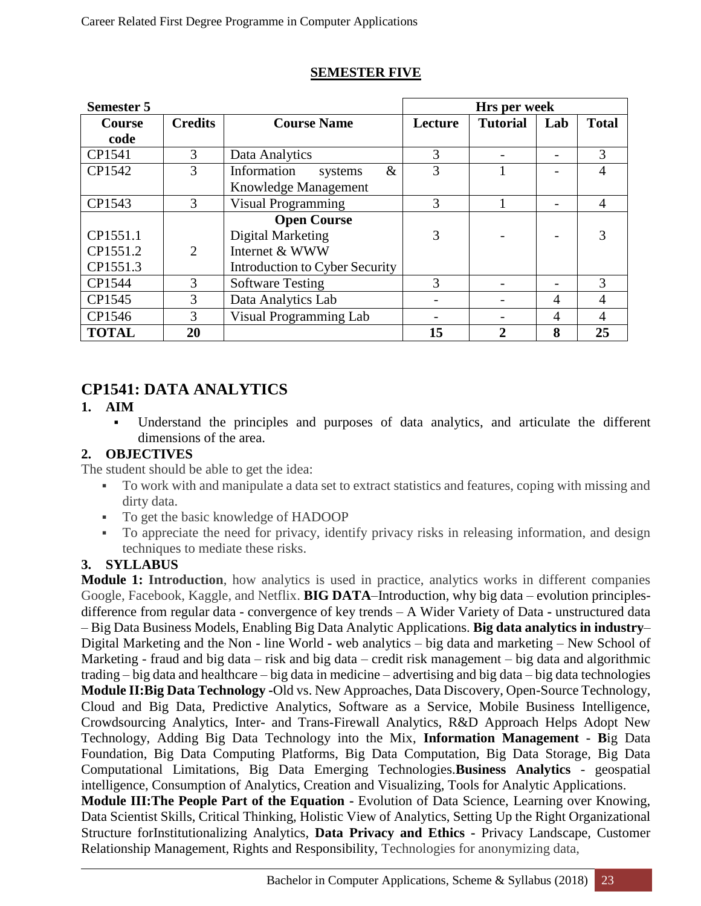## SEMESTER FIVE

| Semester 5 | | | Hrs per week | | | |
|---|---|---|---|---|---|---|
| Course code | Credits | Course Name | Lecture | Tutorial | Lab | Total |
| CP1541 | 3 | Data Analytics | 3 | - | - | 3 |
| CP1542 | 3 | Information systems & Knowledge Management | 3 | 1 | - | 4 |
| CP1543 | 3 | Visual Programming | 3 | 1 | - | 4 |
| CP1551.1<br>CP1551.2<br>CP1551.3 | 2 | **Open Course**<br>Digital Marketing<br>Internet & WWW<br>Introduction to Cyber Security | 3 | - | - | 3 |
| CP1544 | 3 | Software Testing | 3 | - | - | 3 |
| CP1545 | 3 | Data Analytics Lab | - | - | 4 | 4 |
| CP1546 | 3 | Visual Programming Lab | - | - | 4 | 4 |
| **TOTAL** | **20** | | **15** | **2** | **8** | **25** |

## CP1541: DATA ANALYTICS

### 1. AIM

- Understand the principles and purposes of data analytics, and articulate the different dimensions of the area.

### 2. OBJECTIVES

The student should be able to get the idea:

- To work with and manipulate a data set to extract statistics and features, coping with missing and dirty data.
- To get the basic knowledge of HADOOP
- To appreciate the need for privacy, identify privacy risks in releasing information, and design techniques to mediate these risks.

### 3. SYLLABUS

**Module 1: Introduction**, how analytics is used in practice, analytics works in different companies Google, Facebook, Kaggle, and Netflix. **BIG DATA**–Introduction, why big data – evolution principles-difference from regular data - convergence of key trends – A Wider Variety of Data - unstructured data – Big Data Business Models, Enabling Big Data Analytic Applications. **Big data analytics in industry**– Digital Marketing and the Non - line World - web analytics – big data and marketing – New School of Marketing - fraud and big data – risk and big data – credit risk management – big data and algorithmic trading – big data and healthcare – big data in medicine – advertising and big data – big data technologies

**Module II:Big Data Technology** -Old vs. New Approaches, Data Discovery, Open-Source Technology, Cloud and Big Data, Predictive Analytics, Software as a Service, Mobile Business Intelligence, Crowdsourcing Analytics, Inter- and Trans-Firewall Analytics, R&D Approach Helps Adopt New Technology, Adding Big Data Technology into the Mix, **Information Management - B**ig Data Foundation, Big Data Computing Platforms, Big Data Computation, Big Data Storage, Big Data Computational Limitations, Big Data Emerging Technologies.**Business Analytics** - geospatial intelligence, Consumption of Analytics, Creation and Visualizing, Tools for Analytic Applications.

**Module III:The People Part of the Equation -** Evolution of Data Science, Learning over Knowing, Data Scientist Skills, Critical Thinking, Holistic View of Analytics, Setting Up the Right Organizational Structure forInstitutionalizing Analytics, **Data Privacy and Ethics -** Privacy Landscape, Customer Relationship Management, Rights and Responsibility, Technologies for anonymizing data,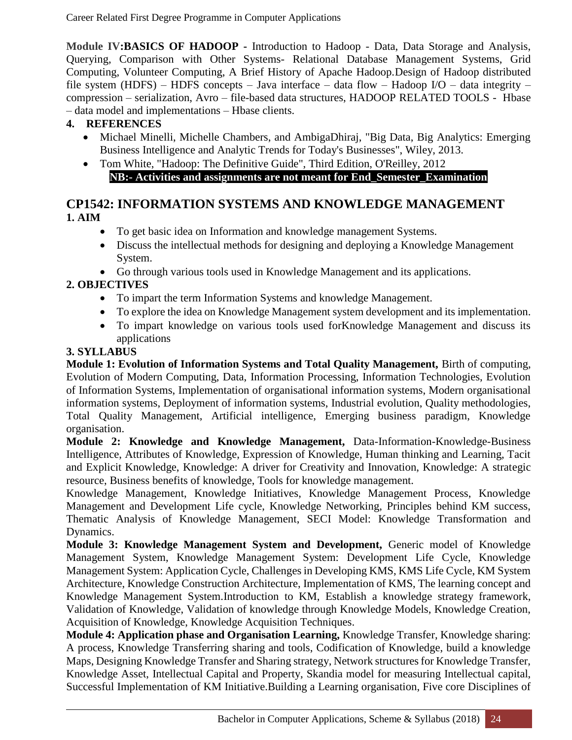**Module IV:BASICS OF HADOOP -** Introduction to Hadoop - Data, Data Storage and Analysis, Querying, Comparison with Other Systems- Relational Database Management Systems, Grid Computing, Volunteer Computing, A Brief History of Apache Hadoop.Design of Hadoop distributed file system (HDFS) – HDFS concepts – Java interface – data flow – Hadoop I/O – data integrity – compression – serialization, Avro – file-based data structures, HADOOP RELATED TOOLS - Hbase – data model and implementations – Hbase clients.

**4. REFERENCES**

- Michael Minelli, Michelle Chambers, and AmbigaDhiraj, "Big Data, Big Analytics: Emerging Business Intelligence and Analytic Trends for Today's Businesses", Wiley, 2013.
- Tom White, "Hadoop: The Definitive Guide", Third Edition, O'Reilley, 2012

**NB:- Activities and assignments are not meant for End_Semester_Examination**

## CP1542: INFORMATION SYSTEMS AND KNOWLEDGE MANAGEMENT

**1. AIM**

- To get basic idea on Information and knowledge management Systems.
- Discuss the intellectual methods for designing and deploying a Knowledge Management System.
- Go through various tools used in Knowledge Management and its applications.

**2. OBJECTIVES**

- To impart the term Information Systems and knowledge Management.
- To explore the idea on Knowledge Management system development and its implementation.
- To impart knowledge on various tools used forKnowledge Management and discuss its applications

**3. SYLLABUS**

**Module 1: Evolution of Information Systems and Total Quality Management,** Birth of computing, Evolution of Modern Computing, Data, Information Processing, Information Technologies, Evolution of Information Systems, Implementation of organisational information systems, Modern organisational information systems, Deployment of information systems, Industrial evolution, Quality methodologies, Total Quality Management, Artificial intelligence, Emerging business paradigm, Knowledge organisation.

**Module 2: Knowledge and Knowledge Management,** Data-Information-Knowledge-Business Intelligence, Attributes of Knowledge, Expression of Knowledge, Human thinking and Learning, Tacit and Explicit Knowledge, Knowledge: A driver for Creativity and Innovation, Knowledge: A strategic resource, Business benefits of knowledge, Tools for knowledge management.

Knowledge Management, Knowledge Initiatives, Knowledge Management Process, Knowledge Management and Development Life cycle, Knowledge Networking, Principles behind KM success, Thematic Analysis of Knowledge Management, SECI Model: Knowledge Transformation and Dynamics.

**Module 3: Knowledge Management System and Development,** Generic model of Knowledge Management System, Knowledge Management System: Development Life Cycle, Knowledge Management System: Application Cycle, Challenges in Developing KMS, KMS Life Cycle, KM System Architecture, Knowledge Construction Architecture, Implementation of KMS, The learning concept and Knowledge Management System.Introduction to KM, Establish a knowledge strategy framework, Validation of Knowledge, Validation of knowledge through Knowledge Models, Knowledge Creation, Acquisition of Knowledge, Knowledge Acquisition Techniques.

**Module 4: Application phase and Organisation Learning,** Knowledge Transfer, Knowledge sharing: A process, Knowledge Transferring sharing and tools, Codification of Knowledge, build a knowledge Maps, Designing Knowledge Transfer and Sharing strategy, Network structures for Knowledge Transfer, Knowledge Asset, Intellectual Capital and Property, Skandia model for measuring Intellectual capital, Successful Implementation of KM Initiative.Building a Learning organisation, Five core Disciplines of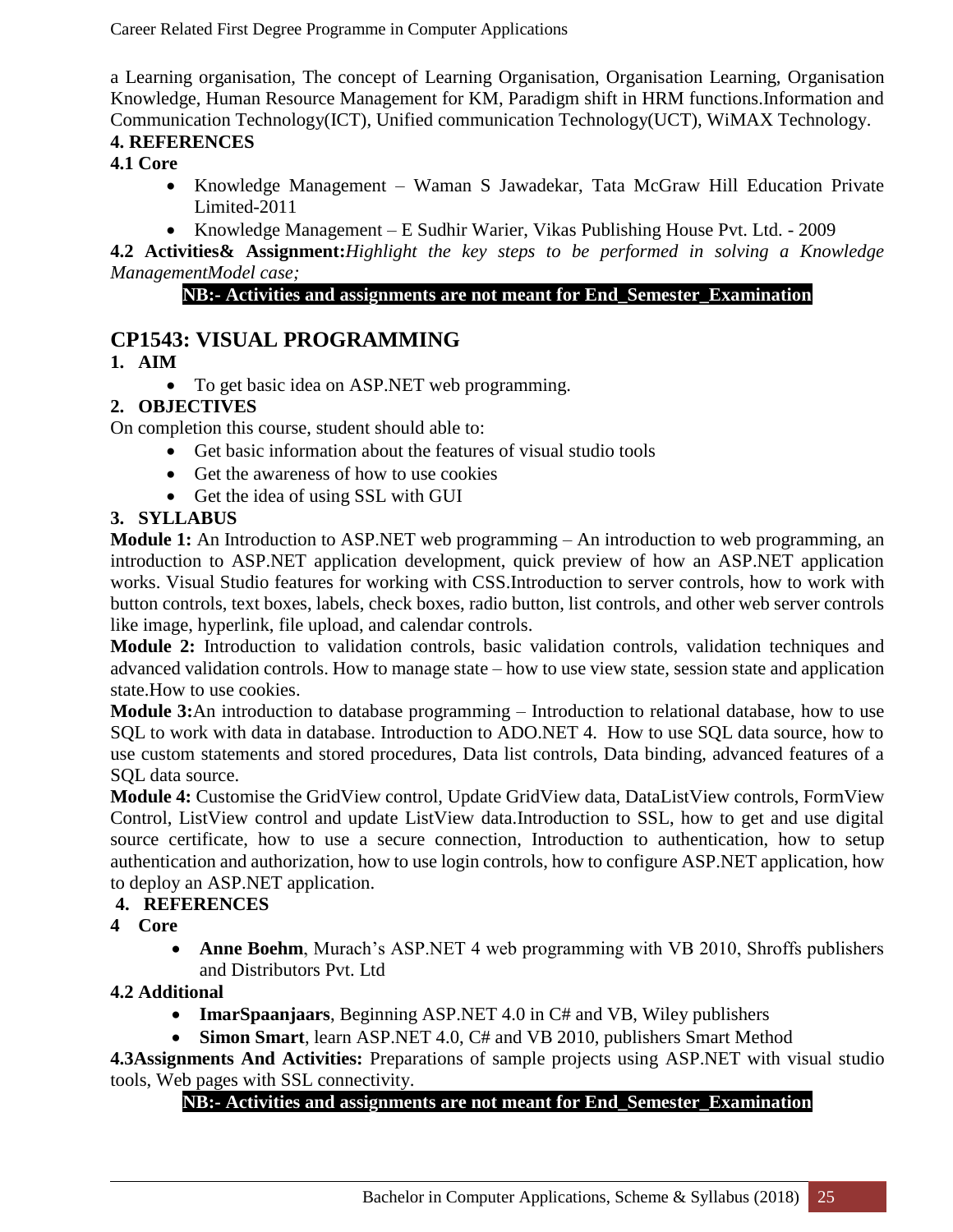a Learning organisation, The concept of Learning Organisation, Organisation Learning, Organisation Knowledge, Human Resource Management for KM, Paradigm shift in HRM functions.Information and Communication Technology(ICT), Unified communication Technology(UCT), WiMAX Technology.

**4. REFERENCES**

**4.1 Core**

- Knowledge Management – Waman S Jawadekar, Tata McGraw Hill Education Private Limited-2011
- Knowledge Management – E Sudhir Warier, Vikas Publishing House Pvt. Ltd. - 2009

**4.2 Activities& Assignment:***Highlight the key steps to be performed in solving a Knowledge ManagementModel case;*

**NB:- Activities and assignments are not meant for End_Semester_Examination**

## CP1543: VISUAL PROGRAMMING

**1. AIM**

- To get basic idea on ASP.NET web programming.

**2. OBJECTIVES**

On completion this course, student should able to:

- Get basic information about the features of visual studio tools
- Get the awareness of how to use cookies
- Get the idea of using SSL with GUI

**3. SYLLABUS**

**Module 1:** An Introduction to ASP.NET web programming – An introduction to web programming, an introduction to ASP.NET application development, quick preview of how an ASP.NET application works. Visual Studio features for working with CSS.Introduction to server controls, how to work with button controls, text boxes, labels, check boxes, radio button, list controls, and other web server controls like image, hyperlink, file upload, and calendar controls.

**Module 2:** Introduction to validation controls, basic validation controls, validation techniques and advanced validation controls. How to manage state – how to use view state, session state and application state.How to use cookies.

**Module 3:**An introduction to database programming – Introduction to relational database, how to use SQL to work with data in database. Introduction to ADO.NET 4. How to use SQL data source, how to use custom statements and stored procedures, Data list controls, Data binding, advanced features of a SQL data source.

**Module 4:** Customise the GridView control, Update GridView data, DataListView controls, FormView Control, ListView control and update ListView data.Introduction to SSL, how to get and use digital source certificate, how to use a secure connection, Introduction to authentication, how to setup authentication and authorization, how to use login controls, how to configure ASP.NET application, how to deploy an ASP.NET application.

**4. REFERENCES**

**4 Core**

- **Anne Boehm**, Murach's ASP.NET 4 web programming with VB 2010, Shroffs publishers and Distributors Pvt. Ltd

**4.2 Additional**

- **ImarSpaanjaars**, Beginning ASP.NET 4.0 in C# and VB, Wiley publishers
- **Simon Smart**, learn ASP.NET 4.0, C# and VB 2010, publishers Smart Method

**4.3Assignments And Activities:** Preparations of sample projects using ASP.NET with visual studio tools, Web pages with SSL connectivity.

**NB:- Activities and assignments are not meant for End_Semester_Examination**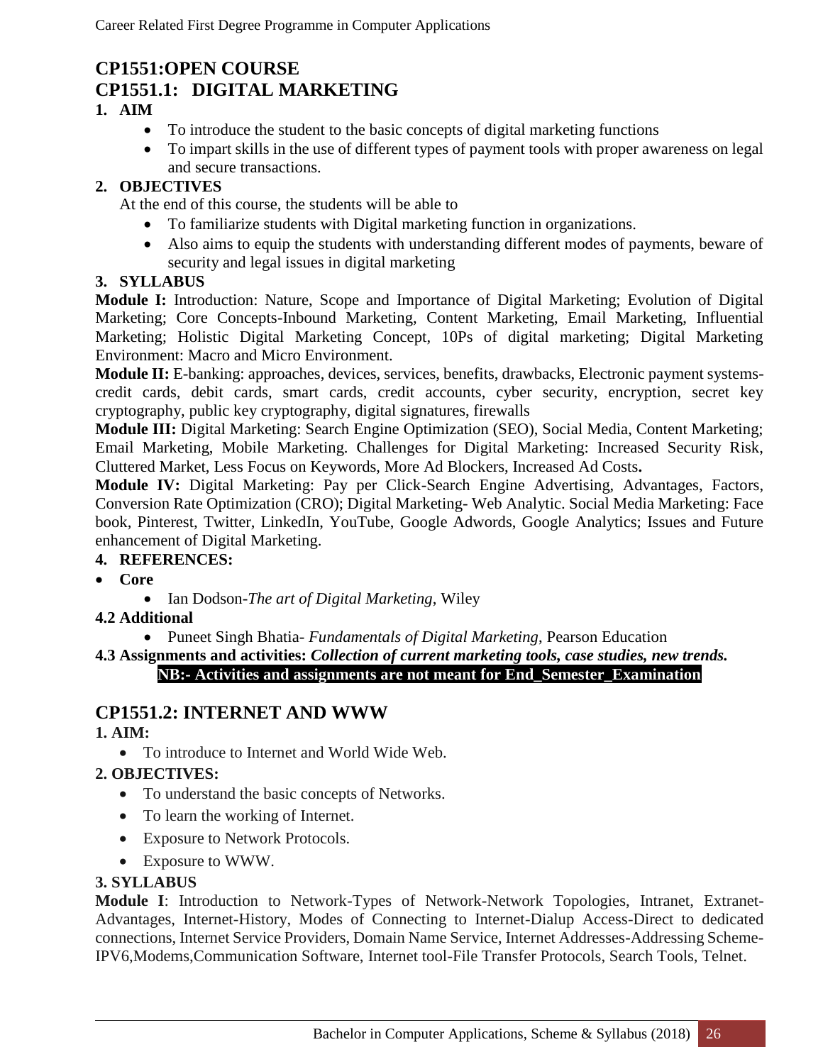## CP1551:OPEN COURSE

## CP1551.1: DIGITAL MARKETING

**1. AIM**

- To introduce the student to the basic concepts of digital marketing functions
- To impart skills in the use of different types of payment tools with proper awareness on legal and secure transactions.

**2. OBJECTIVES**

At the end of this course, the students will be able to

- To familiarize students with Digital marketing function in organizations.
- Also aims to equip the students with understanding different modes of payments, beware of security and legal issues in digital marketing

**3. SYLLABUS**

**Module I:** Introduction: Nature, Scope and Importance of Digital Marketing; Evolution of Digital Marketing; Core Concepts-Inbound Marketing, Content Marketing, Email Marketing, Influential Marketing; Holistic Digital Marketing Concept, 10Ps of digital marketing; Digital Marketing Environment: Macro and Micro Environment.

**Module II:** E-banking: approaches, devices, services, benefits, drawbacks, Electronic payment systems-credit cards, debit cards, smart cards, credit accounts, cyber security, encryption, secret key cryptography, public key cryptography, digital signatures, firewalls

**Module III:** Digital Marketing: Search Engine Optimization (SEO), Social Media, Content Marketing; Email Marketing, Mobile Marketing. Challenges for Digital Marketing: Increased Security Risk, Cluttered Market, Less Focus on Keywords, More Ad Blockers, Increased Ad Costs**.**

**Module IV:** Digital Marketing: Pay per Click-Search Engine Advertising, Advantages, Factors, Conversion Rate Optimization (CRO); Digital Marketing- Web Analytic. Social Media Marketing: Face book, Pinterest, Twitter, LinkedIn, YouTube, Google Adwords, Google Analytics; Issues and Future enhancement of Digital Marketing.

**4. REFERENCES:**

- **Core**
  - Ian Dodson-*The art of Digital Marketing*, Wiley

**4.2 Additional**

- Puneet Singh Bhatia- *Fundamentals of Digital Marketing*, Pearson Education

**4.3 Assignments and activities:** ***Collection of current marketing tools, case studies, new trends.***

**NB:- Activities and assignments are not meant for End_Semester_Examination**

## CP1551.2: INTERNET AND WWW

**1. AIM:**

- To introduce to Internet and World Wide Web.

**2. OBJECTIVES:**

- To understand the basic concepts of Networks.
- To learn the working of Internet.
- Exposure to Network Protocols.
- Exposure to WWW.

**3. SYLLABUS**

**Module I**: Introduction to Network-Types of Network-Network Topologies, Intranet, Extranet-Advantages, Internet-History, Modes of Connecting to Internet-Dialup Access-Direct to dedicated connections, Internet Service Providers, Domain Name Service, Internet Addresses-Addressing Scheme-IPV6,Modems,Communication Software, Internet tool-File Transfer Protocols, Search Tools, Telnet.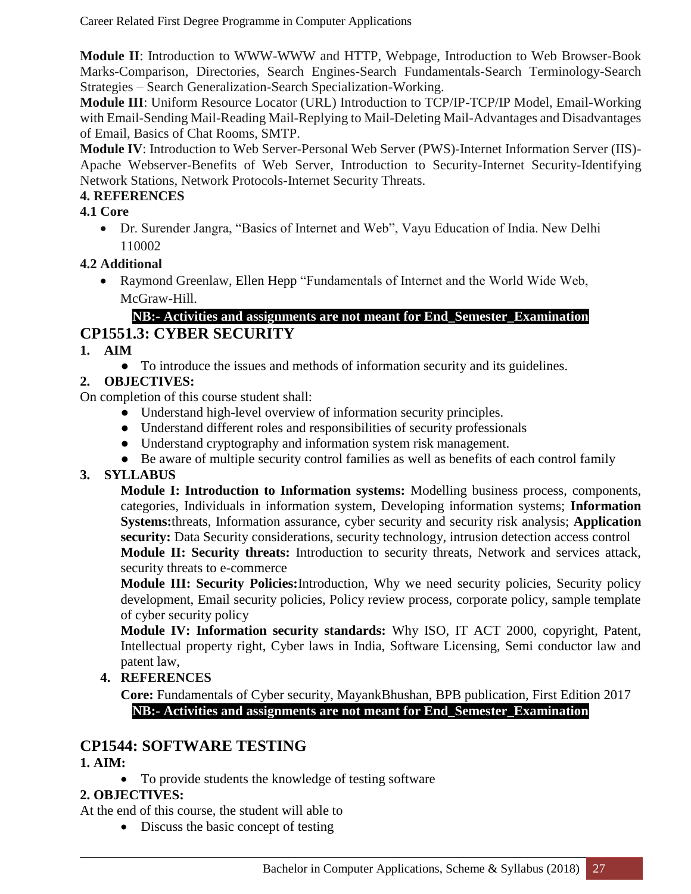**Module II**: Introduction to WWW-WWW and HTTP, Webpage, Introduction to Web Browser-Book Marks-Comparison, Directories, Search Engines-Search Fundamentals-Search Terminology-Search Strategies – Search Generalization-Search Specialization-Working.

**Module III**: Uniform Resource Locator (URL) Introduction to TCP/IP-TCP/IP Model, Email-Working with Email-Sending Mail-Reading Mail-Replying to Mail-Deleting Mail-Advantages and Disadvantages of Email, Basics of Chat Rooms, SMTP.

**Module IV**: Introduction to Web Server-Personal Web Server (PWS)-Internet Information Server (IIS)-Apache Webserver-Benefits of Web Server, Introduction to Security-Internet Security-Identifying Network Stations, Network Protocols-Internet Security Threats.

**4. REFERENCES**

**4.1 Core**

- Dr. Surender Jangra, "Basics of Internet and Web", Vayu Education of India. New Delhi 110002

**4.2 Additional**

- Raymond Greenlaw, Ellen Hepp "Fundamentals of Internet and the World Wide Web, McGraw-Hill.

**NB:- Activities and assignments are not meant for End_Semester_Examination**

## CP1551.3: CYBER SECURITY

**1. AIM**

- To introduce the issues and methods of information security and its guidelines.

**2. OBJECTIVES:**

On completion of this course student shall:

- Understand high-level overview of information security principles.
- Understand different roles and responsibilities of security professionals
- Understand cryptography and information system risk management.
- Be aware of multiple security control families as well as benefits of each control family

**3. SYLLABUS**

**Module I: Introduction to Information systems:** Modelling business process, components, categories, Individuals in information system, Developing information systems; **Information Systems:**threats, Information assurance, cyber security and security risk analysis; **Application security:** Data Security considerations, security technology, intrusion detection access control

**Module II: Security threats:** Introduction to security threats, Network and services attack, security threats to e-commerce

**Module III: Security Policies:**Introduction, Why we need security policies, Security policy development, Email security policies, Policy review process, corporate policy, sample template of cyber security policy

**Module IV: Information security standards:** Why ISO, IT ACT 2000, copyright, Patent, Intellectual property right, Cyber laws in India, Software Licensing, Semi conductor law and patent law,

**4. REFERENCES**

**Core:** Fundamentals of Cyber security, MayankBhushan, BPB publication, First Edition 2017

**NB:- Activities and assignments are not meant for End_Semester_Examination**

## CP1544: SOFTWARE TESTING

**1. AIM:**

- To provide students the knowledge of testing software

**2. OBJECTIVES:**

At the end of this course, the student will able to

- Discuss the basic concept of testing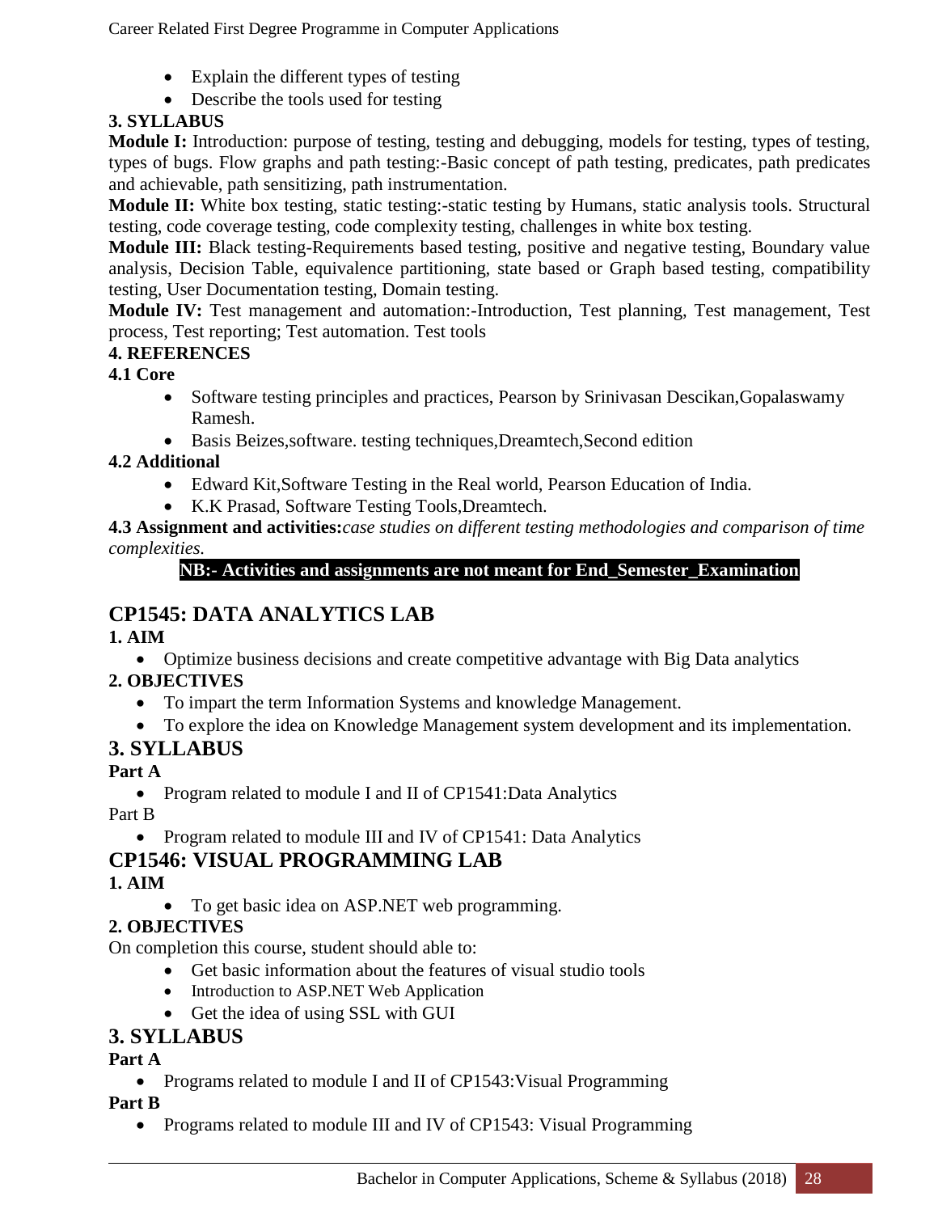- Explain the different types of testing
- Describe the tools used for testing

**3. SYLLABUS**

**Module I:** Introduction: purpose of testing, testing and debugging, models for testing, types of testing, types of bugs. Flow graphs and path testing:-Basic concept of path testing, predicates, path predicates and achievable, path sensitizing, path instrumentation.

**Module II:** White box testing, static testing:-static testing by Humans, static analysis tools. Structural testing, code coverage testing, code complexity testing, challenges in white box testing.

**Module III:** Black testing-Requirements based testing, positive and negative testing, Boundary value analysis, Decision Table, equivalence partitioning, state based or Graph based testing, compatibility testing, User Documentation testing, Domain testing.

**Module IV:** Test management and automation:-Introduction, Test planning, Test management, Test process, Test reporting; Test automation. Test tools

**4. REFERENCES**

**4.1 Core**

- Software testing principles and practices, Pearson by Srinivasan Descikan,Gopalaswamy Ramesh.
- Basis Beizes,software. testing techniques,Dreamtech,Second edition

**4.2 Additional**

- Edward Kit,Software Testing in the Real world, Pearson Education of India.
- K.K Prasad, Software Testing Tools,Dreamtech.

**4.3 Assignment and activities:***case studies on different testing methodologies and comparison of time complexities.*

**NB:- Activities and assignments are not meant for End_Semester_Examination**

## CP1545: DATA ANALYTICS LAB

**1. AIM**

- Optimize business decisions and create competitive advantage with Big Data analytics

**2. OBJECTIVES**

- To impart the term Information Systems and knowledge Management.
- To explore the idea on Knowledge Management system development and its implementation.

### 3. SYLLABUS

**Part A**

- Program related to module I and II of CP1541:Data Analytics

Part B

- Program related to module III and IV of CP1541: Data Analytics

## CP1546: VISUAL PROGRAMMING LAB

**1. AIM**

- To get basic idea on ASP.NET web programming.

**2. OBJECTIVES**

On completion this course, student should able to:

- Get basic information about the features of visual studio tools
- Introduction to ASP.NET Web Application
- Get the idea of using SSL with GUI

### 3. SYLLABUS

**Part A**

- Programs related to module I and II of CP1543:Visual Programming

**Part B**

- Programs related to module III and IV of CP1543: Visual Programming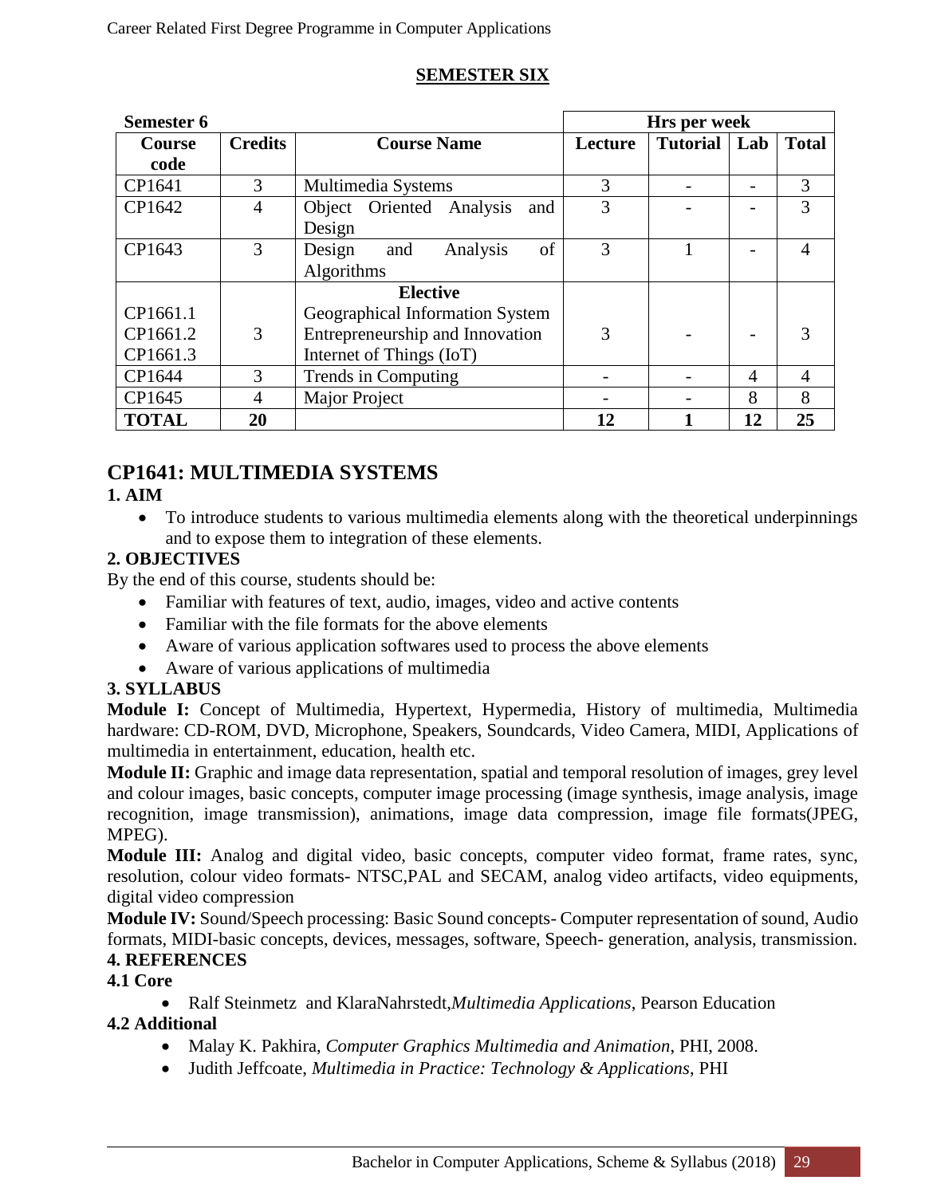## SEMESTER SIX

| Semester 6 | | | Hrs per week | | | |
|---|---|---|---|---|---|---|
| **Course code** | **Credits** | **Course Name** | **Lecture** | **Tutorial** | **Lab** | **Total** |
| CP1641 | 3 | Multimedia Systems | 3 | - | - | 3 |
| CP1642 | 4 | Object Oriented Analysis and Design | 3 | - | - | 3 |
| CP1643 | 3 | Design and Analysis of Algorithms | 3 | 1 | - | 4 |
| CP1661.1<br>CP1661.2<br>CP1661.3 | 3 | **Elective**<br>Geographical Information System<br>Entrepreneurship and Innovation<br>Internet of Things (IoT) | 3 | - | - | 3 |
| CP1644 | 3 | Trends in Computing | - | - | 4 | 4 |
| CP1645 | 4 | Major Project | - | - | 8 | 8 |
| **TOTAL** | **20** | | **12** | **1** | **12** | **25** |

## CP1641: MULTIMEDIA SYSTEMS

### 1. AIM

- To introduce students to various multimedia elements along with the theoretical underpinnings and to expose them to integration of these elements.

### 2. OBJECTIVES

By the end of this course, students should be:

- Familiar with features of text, audio, images, video and active contents
- Familiar with the file formats for the above elements
- Aware of various application softwares used to process the above elements
- Aware of various applications of multimedia

### 3. SYLLABUS

**Module I:** Concept of Multimedia, Hypertext, Hypermedia, History of multimedia, Multimedia hardware: CD-ROM, DVD, Microphone, Speakers, Soundcards, Video Camera, MIDI, Applications of multimedia in entertainment, education, health etc.

**Module II:** Graphic and image data representation, spatial and temporal resolution of images, grey level and colour images, basic concepts, computer image processing (image synthesis, image analysis, image recognition, image transmission), animations, image data compression, image file formats(JPEG, MPEG).

**Module III:** Analog and digital video, basic concepts, computer video format, frame rates, sync, resolution, colour video formats- NTSC,PAL and SECAM, analog video artifacts, video equipments, digital video compression

**Module IV:** Sound/Speech processing: Basic Sound concepts- Computer representation of sound, Audio formats, MIDI-basic concepts, devices, messages, software, Speech- generation, analysis, transmission.

### 4. REFERENCES

#### 4.1 Core

- Ralf Steinmetz and KlaraNahrstedt,*Multimedia Applications*, Pearson Education

#### 4.2 Additional

- Malay K. Pakhira, *Computer Graphics Multimedia and Animation*, PHI, 2008.
- Judith Jeffcoate, *Multimedia in Practice: Technology & Applications*, PHI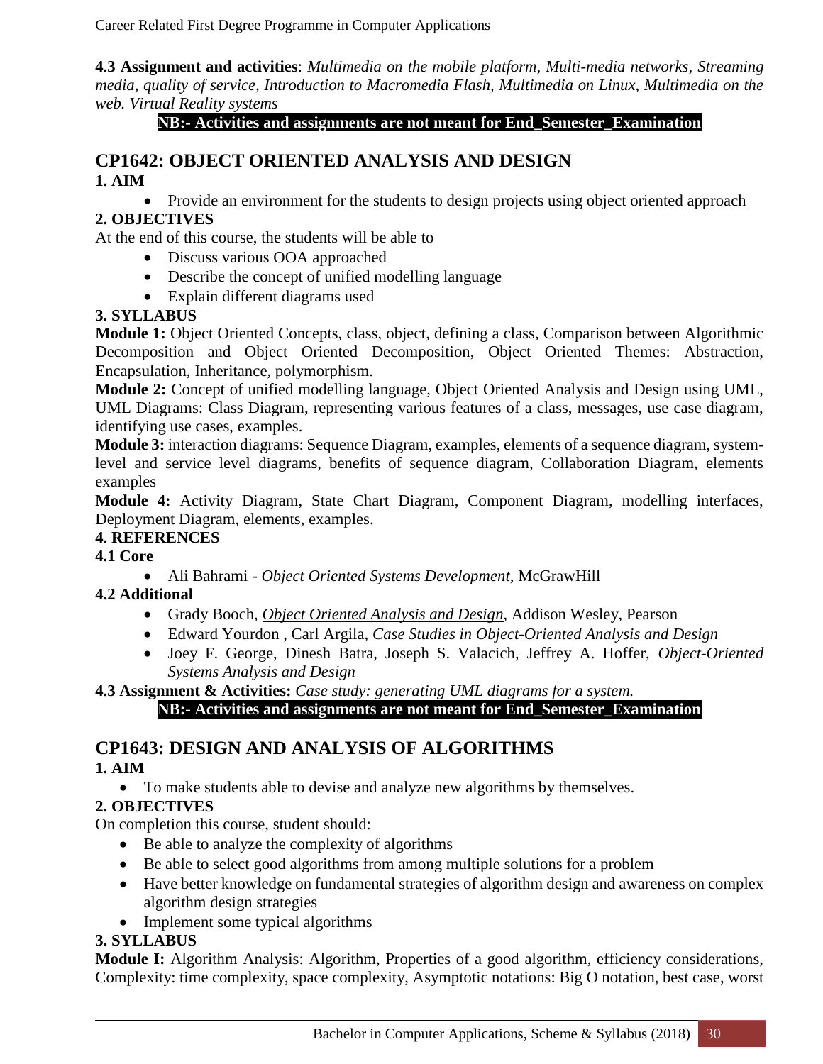**4.3 Assignment and activities**: *Multimedia on the mobile platform, Multi-media networks, Streaming media, quality of service, Introduction to Macromedia Flash, Multimedia on Linux, Multimedia on the web. Virtual Reality systems*

**NB:- Activities and assignments are not meant for End_Semester_Examination**

## CP1642: OBJECT ORIENTED ANALYSIS AND DESIGN

**1. AIM**

- Provide an environment for the students to design projects using object oriented approach

**2. OBJECTIVES**

At the end of this course, the students will be able to

- Discuss various OOA approached
- Describe the concept of unified modelling language
- Explain different diagrams used

**3. SYLLABUS**

**Module 1:** Object Oriented Concepts, class, object, defining a class, Comparison between Algorithmic Decomposition and Object Oriented Decomposition, Object Oriented Themes: Abstraction, Encapsulation, Inheritance, polymorphism.

**Module 2:** Concept of unified modelling language, Object Oriented Analysis and Design using UML, UML Diagrams: Class Diagram, representing various features of a class, messages, use case diagram, identifying use cases, examples.

**Module 3:** interaction diagrams: Sequence Diagram, examples, elements of a sequence diagram, system-level and service level diagrams, benefits of sequence diagram, Collaboration Diagram, elements examples

**Module 4:** Activity Diagram, State Chart Diagram, Component Diagram, modelling interfaces, Deployment Diagram, elements, examples.

**4. REFERENCES**

**4.1 Core**

- Ali Bahrami - *Object Oriented Systems Development*, McGrawHill

**4.2 Additional**

- Grady Booch, *Object Oriented Analysis and Design*, Addison Wesley, Pearson
- Edward Yourdon , Carl Argila, *Case Studies in Object-Oriented Analysis and Design*
- Joey F. George, Dinesh Batra, Joseph S. Valacich, Jeffrey A. Hoffer, *Object-Oriented Systems Analysis and Design*

**4.3 Assignment & Activities:** *Case study: generating UML diagrams for a system.*

**NB:- Activities and assignments are not meant for End_Semester_Examination**

## CP1643: DESIGN AND ANALYSIS OF ALGORITHMS

**1. AIM**

- To make students able to devise and analyze new algorithms by themselves.

**2. OBJECTIVES**

On completion this course, student should:

- Be able to analyze the complexity of algorithms
- Be able to select good algorithms from among multiple solutions for a problem
- Have better knowledge on fundamental strategies of algorithm design and awareness on complex algorithm design strategies
- Implement some typical algorithms

**3. SYLLABUS**

**Module I:** Algorithm Analysis: Algorithm, Properties of a good algorithm, efficiency considerations, Complexity: time complexity, space complexity, Asymptotic notations: Big O notation, best case, worst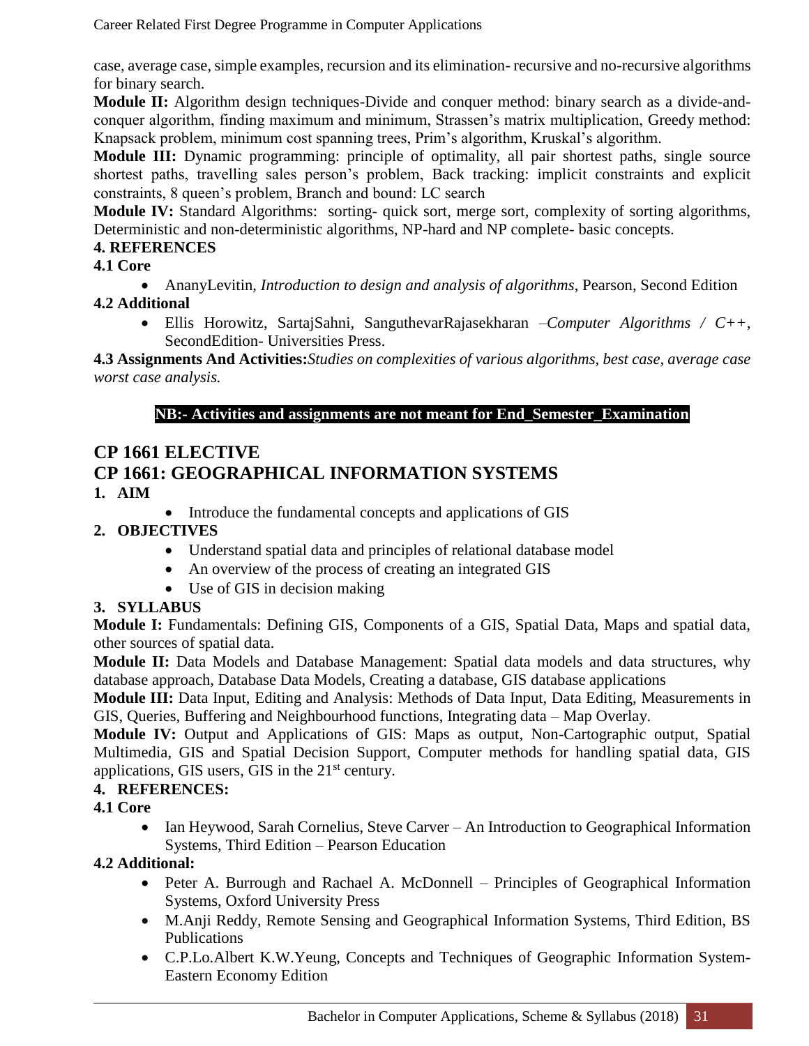case, average case, simple examples, recursion and its elimination- recursive and no-recursive algorithms for binary search.

**Module II:** Algorithm design techniques-Divide and conquer method: binary search as a divide-and-conquer algorithm, finding maximum and minimum, Strassen's matrix multiplication, Greedy method: Knapsack problem, minimum cost spanning trees, Prim's algorithm, Kruskal's algorithm.

**Module III:** Dynamic programming: principle of optimality, all pair shortest paths, single source shortest paths, travelling sales person's problem, Back tracking: implicit constraints and explicit constraints, 8 queen's problem, Branch and bound: LC search

**Module IV:** Standard Algorithms: sorting- quick sort, merge sort, complexity of sorting algorithms, Deterministic and non-deterministic algorithms, NP-hard and NP complete- basic concepts.

**4. REFERENCES**

**4.1 Core**

- AnanyLevitin, *Introduction to design and analysis of algorithms*, Pearson, Second Edition

**4.2 Additional**

- Ellis Horowitz, SartajSahni, SanguthevarRajasekharan –*Computer Algorithms / C++*, SecondEdition- Universities Press.

**4.3 Assignments And Activities:***Studies on complexities of various algorithms, best case, average case worst case analysis.*

**NB:- Activities and assignments are not meant for End_Semester_Examination**

## CP 1661 ELECTIVE

## CP 1661: GEOGRAPHICAL INFORMATION SYSTEMS

**1. AIM**

- Introduce the fundamental concepts and applications of GIS

**2. OBJECTIVES**

- Understand spatial data and principles of relational database model
- An overview of the process of creating an integrated GIS
- Use of GIS in decision making

**3. SYLLABUS**

**Module I:** Fundamentals: Defining GIS, Components of a GIS, Spatial Data, Maps and spatial data, other sources of spatial data.

**Module II:** Data Models and Database Management: Spatial data models and data structures, why database approach, Database Data Models, Creating a database, GIS database applications

**Module III:** Data Input, Editing and Analysis: Methods of Data Input, Data Editing, Measurements in GIS, Queries, Buffering and Neighbourhood functions, Integrating data – Map Overlay.

**Module IV:** Output and Applications of GIS: Maps as output, Non-Cartographic output, Spatial Multimedia, GIS and Spatial Decision Support, Computer methods for handling spatial data, GIS applications, GIS users, GIS in the 21st century.

**4. REFERENCES:**

**4.1 Core**

- Ian Heywood, Sarah Cornelius, Steve Carver – An Introduction to Geographical Information Systems, Third Edition – Pearson Education

**4.2 Additional:**

- Peter A. Burrough and Rachael A. McDonnell – Principles of Geographical Information Systems, Oxford University Press
- M.Anji Reddy, Remote Sensing and Geographical Information Systems, Third Edition, BS Publications
- C.P.Lo.Albert K.W.Yeung, Concepts and Techniques of Geographic Information System- Eastern Economy Edition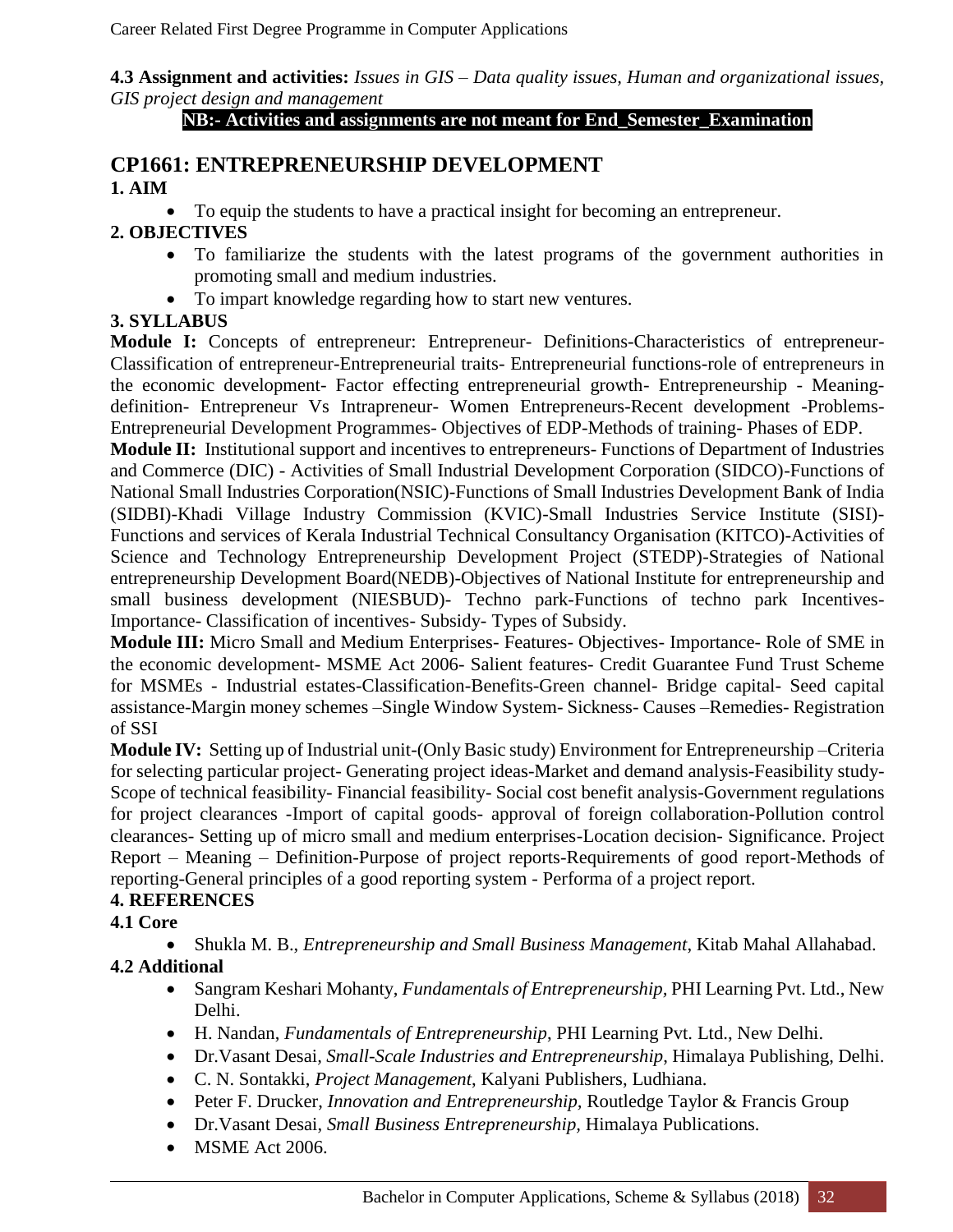**4.3 Assignment and activities:** *Issues in GIS – Data quality issues, Human and organizational issues, GIS project design and management*

**NB:- Activities and assignments are not meant for End_Semester_Examination**

## CP1661: ENTREPRENEURSHIP DEVELOPMENT

### 1. AIM

- To equip the students to have a practical insight for becoming an entrepreneur.

### 2. OBJECTIVES

- To familiarize the students with the latest programs of the government authorities in promoting small and medium industries.
- To impart knowledge regarding how to start new ventures.

### 3. SYLLABUS

**Module I:** Concepts of entrepreneur: Entrepreneur- Definitions-Characteristics of entrepreneur-Classification of entrepreneur-Entrepreneurial traits- Entrepreneurial functions-role of entrepreneurs in the economic development- Factor effecting entrepreneurial growth- Entrepreneurship - Meaning-definition- Entrepreneur Vs Intrapreneur- Women Entrepreneurs-Recent development -Problems-Entrepreneurial Development Programmes- Objectives of EDP-Methods of training- Phases of EDP.

**Module II:** Institutional support and incentives to entrepreneurs- Functions of Department of Industries and Commerce (DIC) - Activities of Small Industrial Development Corporation (SIDCO)-Functions of National Small Industries Corporation(NSIC)-Functions of Small Industries Development Bank of India (SIDBI)-Khadi Village Industry Commission (KVIC)-Small Industries Service Institute (SISI)-Functions and services of Kerala Industrial Technical Consultancy Organisation (KITCO)-Activities of Science and Technology Entrepreneurship Development Project (STEDP)-Strategies of National entrepreneurship Development Board(NEDB)-Objectives of National Institute for entrepreneurship and small business development (NIESBUD)- Techno park-Functions of techno park Incentives-Importance- Classification of incentives- Subsidy- Types of Subsidy.

**Module III:** Micro Small and Medium Enterprises- Features- Objectives- Importance- Role of SME in the economic development- MSME Act 2006- Salient features- Credit Guarantee Fund Trust Scheme for MSMEs - Industrial estates-Classification-Benefits-Green channel- Bridge capital- Seed capital assistance-Margin money schemes –Single Window System- Sickness- Causes –Remedies- Registration of SSI

**Module IV:** Setting up of Industrial unit-(Only Basic study) Environment for Entrepreneurship –Criteria for selecting particular project- Generating project ideas-Market and demand analysis-Feasibility study-Scope of technical feasibility- Financial feasibility- Social cost benefit analysis-Government regulations for project clearances -Import of capital goods- approval of foreign collaboration-Pollution control clearances- Setting up of micro small and medium enterprises-Location decision- Significance. Project Report – Meaning – Definition-Purpose of project reports-Requirements of good report-Methods of reporting-General principles of a good reporting system - Performa of a project report.

### 4. REFERENCES

#### 4.1 Core

- Shukla M. B., *Entrepreneurship and Small Business Management*, Kitab Mahal Allahabad.

#### 4.2 Additional

- Sangram Keshari Mohanty, *Fundamentals of Entrepreneurship*, PHI Learning Pvt. Ltd., New Delhi.
- H. Nandan, *Fundamentals of Entrepreneurship*, PHI Learning Pvt. Ltd., New Delhi.
- Dr.Vasant Desai, *Small-Scale Industries and Entrepreneurship*, Himalaya Publishing, Delhi.
- C. N. Sontakki, *Project Management*, Kalyani Publishers, Ludhiana.
- Peter F. Drucker, *Innovation and Entrepreneurship,* Routledge Taylor & Francis Group
- Dr.Vasant Desai, *Small Business Entrepreneurship,* Himalaya Publications.
- MSME Act 2006.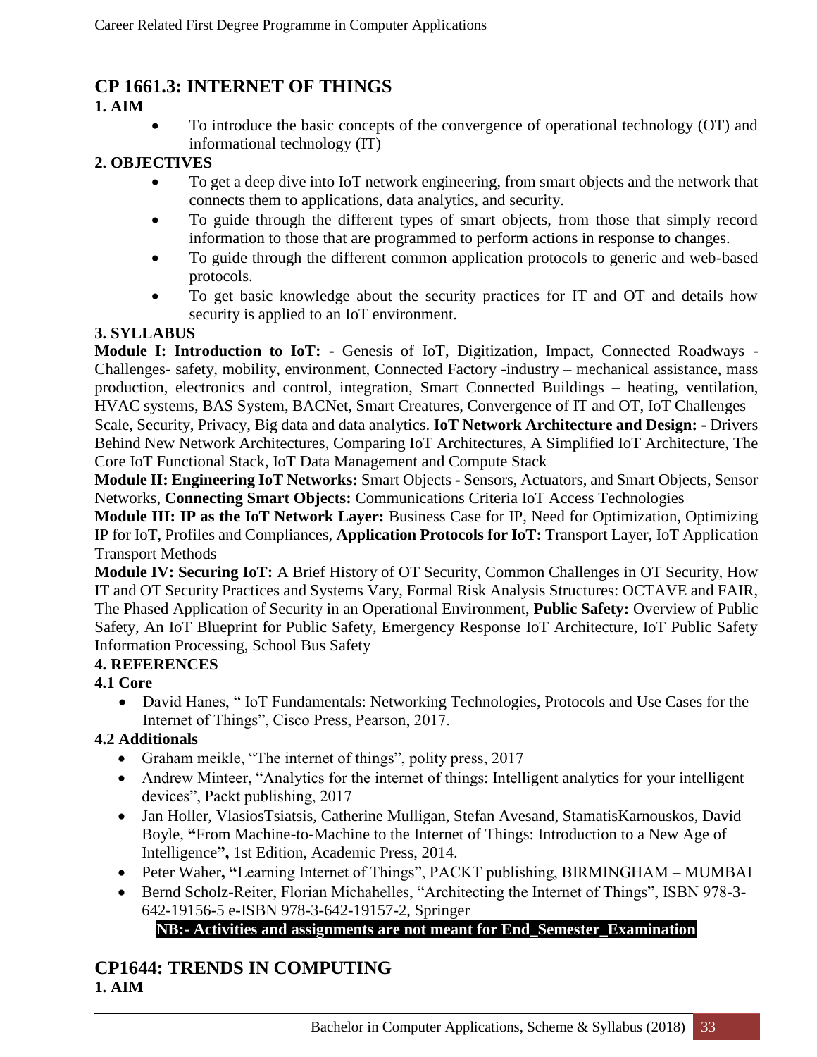## CP 1661.3: INTERNET OF THINGS

**1. AIM**

- To introduce the basic concepts of the convergence of operational technology (OT) and informational technology (IT)

**2. OBJECTIVES**

- To get a deep dive into IoT network engineering, from smart objects and the network that connects them to applications, data analytics, and security.
- To guide through the different types of smart objects, from those that simply record information to those that are programmed to perform actions in response to changes.
- To guide through the different common application protocols to generic and web-based protocols.
- To get basic knowledge about the security practices for IT and OT and details how security is applied to an IoT environment.

**3. SYLLABUS**

**Module I: Introduction to IoT: -** Genesis of IoT, Digitization, Impact, Connected Roadways - Challenges- safety, mobility, environment, Connected Factory -industry – mechanical assistance, mass production, electronics and control, integration, Smart Connected Buildings – heating, ventilation, HVAC systems, BAS System, BACNet, Smart Creatures, Convergence of IT and OT, IoT Challenges – Scale, Security, Privacy, Big data and data analytics. **IoT Network Architecture and Design: -** Drivers Behind New Network Architectures, Comparing IoT Architectures, A Simplified IoT Architecture, The Core IoT Functional Stack, IoT Data Management and Compute Stack

**Module II: Engineering IoT Networks:** Smart Objects - Sensors, Actuators, and Smart Objects, Sensor Networks, **Connecting Smart Objects:** Communications Criteria IoT Access Technologies

**Module III: IP as the IoT Network Layer:** Business Case for IP, Need for Optimization, Optimizing IP for IoT, Profiles and Compliances, **Application Protocols for IoT:** Transport Layer, IoT Application Transport Methods

**Module IV: Securing IoT:** A Brief History of OT Security, Common Challenges in OT Security, How IT and OT Security Practices and Systems Vary, Formal Risk Analysis Structures: OCTAVE and FAIR, The Phased Application of Security in an Operational Environment, **Public Safety:** Overview of Public Safety, An IoT Blueprint for Public Safety, Emergency Response IoT Architecture, IoT Public Safety Information Processing, School Bus Safety

**4. REFERENCES**

**4.1 Core**

- David Hanes, " IoT Fundamentals: Networking Technologies, Protocols and Use Cases for the Internet of Things", Cisco Press, Pearson, 2017.

**4.2 Additionals**

- Graham meikle, "The internet of things", polity press, 2017
- Andrew Minteer, "Analytics for the internet of things: Intelligent analytics for your intelligent devices", Packt publishing, 2017
- Jan Holler, VlasiosTsiatsis, Catherine Mulligan, Stefan Avesand, StamatisKarnouskos, David Boyle, **"**From Machine-to-Machine to the Internet of Things: Introduction to a New Age of Intelligence**",** 1st Edition, Academic Press, 2014.
- Peter Waher**, "**Learning Internet of Things", PACKT publishing, BIRMINGHAM – MUMBAI
- Bernd Scholz-Reiter, Florian Michahelles, "Architecting the Internet of Things", ISBN 978-3-642-19156-5 e-ISBN 978-3-642-19157-2, Springer

**NB:- Activities and assignments are not meant for End_Semester_Examination**

## CP1644: TRENDS IN COMPUTING

**1. AIM**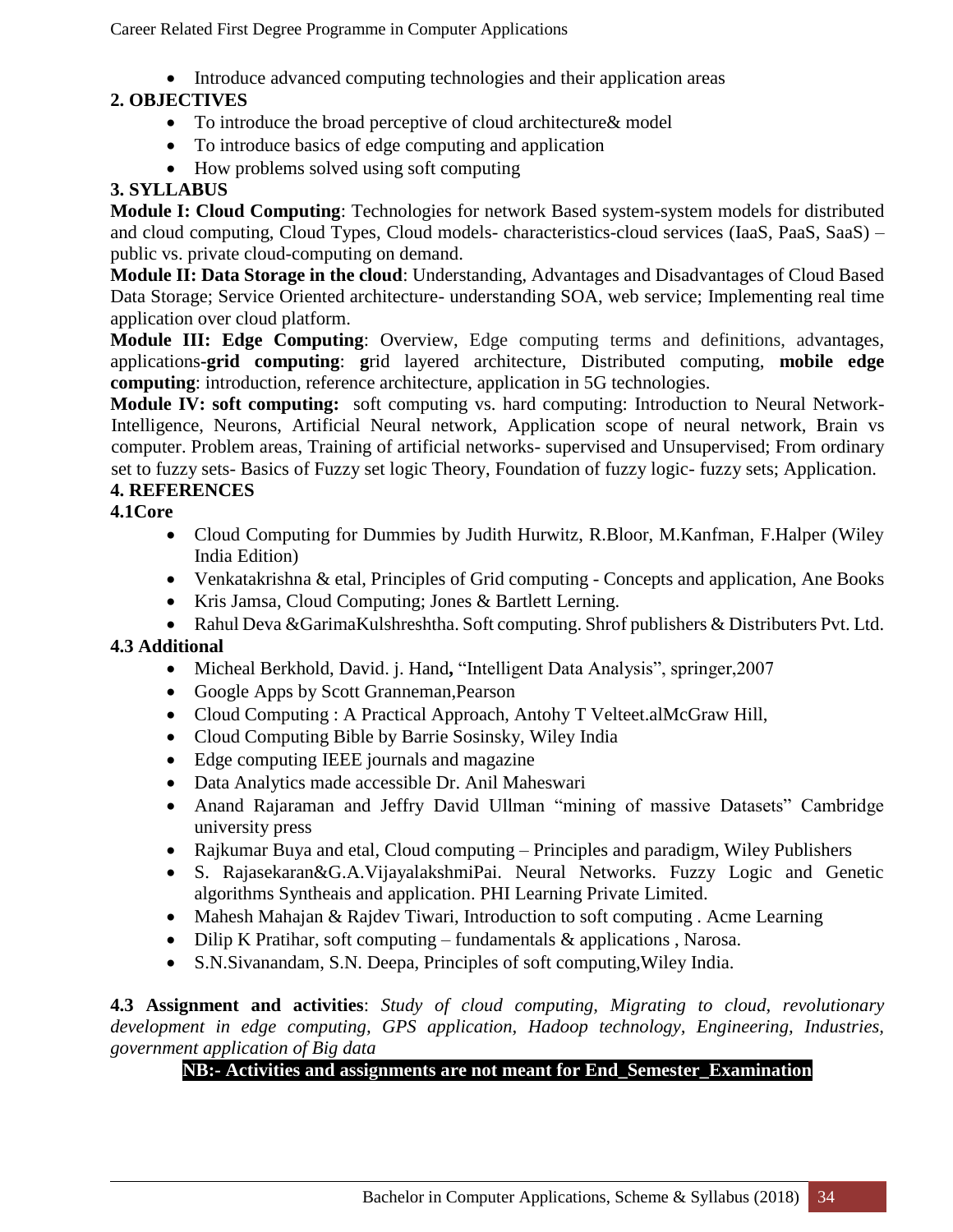- Introduce advanced computing technologies and their application areas

**2. OBJECTIVES**

- To introduce the broad perceptive of cloud architecture& model
- To introduce basics of edge computing and application
- How problems solved using soft computing

**3. SYLLABUS**

**Module I: Cloud Computing**: Technologies for network Based system-system models for distributed and cloud computing, Cloud Types, Cloud models- characteristics-cloud services (IaaS, PaaS, SaaS) – public vs. private cloud-computing on demand.

**Module II: Data Storage in the cloud**: Understanding, Advantages and Disadvantages of Cloud Based Data Storage; Service Oriented architecture- understanding SOA, web service; Implementing real time application over cloud platform.

**Module III: Edge Computing**: Overview, Edge computing terms and definitions, advantages, applications-**grid computing**: **g**rid layered architecture, Distributed computing, **mobile edge computing**: introduction, reference architecture, application in 5G technologies.

**Module IV: soft computing:** soft computing vs. hard computing: Introduction to Neural Network- Intelligence, Neurons, Artificial Neural network, Application scope of neural network, Brain vs computer. Problem areas, Training of artificial networks- supervised and Unsupervised; From ordinary set to fuzzy sets- Basics of Fuzzy set logic Theory, Foundation of fuzzy logic- fuzzy sets; Application.

**4. REFERENCES**

**4.1Core**

- Cloud Computing for Dummies by Judith Hurwitz, R.Bloor, M.Kanfman, F.Halper (Wiley India Edition)
- Venkatakrishna & etal, Principles of Grid computing - Concepts and application, Ane Books
- Kris Jamsa, Cloud Computing; Jones & Bartlett Lerning.
- Rahul Deva &GarimaKulshreshtha. Soft computing. Shrof publishers & Distributers Pvt. Ltd.

**4.3 Additional**

- Micheal Berkhold, David. j. Hand**,** "Intelligent Data Analysis", springer,2007
- Google Apps by Scott Granneman,Pearson
- Cloud Computing : A Practical Approach, Antohy T Velteet.alMcGraw Hill,
- Cloud Computing Bible by Barrie Sosinsky, Wiley India
- Edge computing IEEE journals and magazine
- Data Analytics made accessible Dr. Anil Maheswari
- Anand Rajaraman and Jeffry David Ullman "mining of massive Datasets" Cambridge university press
- Rajkumar Buya and etal, Cloud computing – Principles and paradigm, Wiley Publishers
- S. Rajasekaran&G.A.VijayalakshmiPai. Neural Networks. Fuzzy Logic and Genetic algorithms Syntheais and application. PHI Learning Private Limited.
- Mahesh Mahajan & Rajdev Tiwari, Introduction to soft computing . Acme Learning
- Dilip K Pratihar, soft computing – fundamentals & applications , Narosa.
- S.N.Sivanandam, S.N. Deepa, Principles of soft computing,Wiley India.

**4.3 Assignment and activities**: *Study of cloud computing, Migrating to cloud, revolutionary development in edge computing, GPS application, Hadoop technology, Engineering, Industries, government application of Big data*

**NB:- Activities and assignments are not meant for End_Semester_Examination**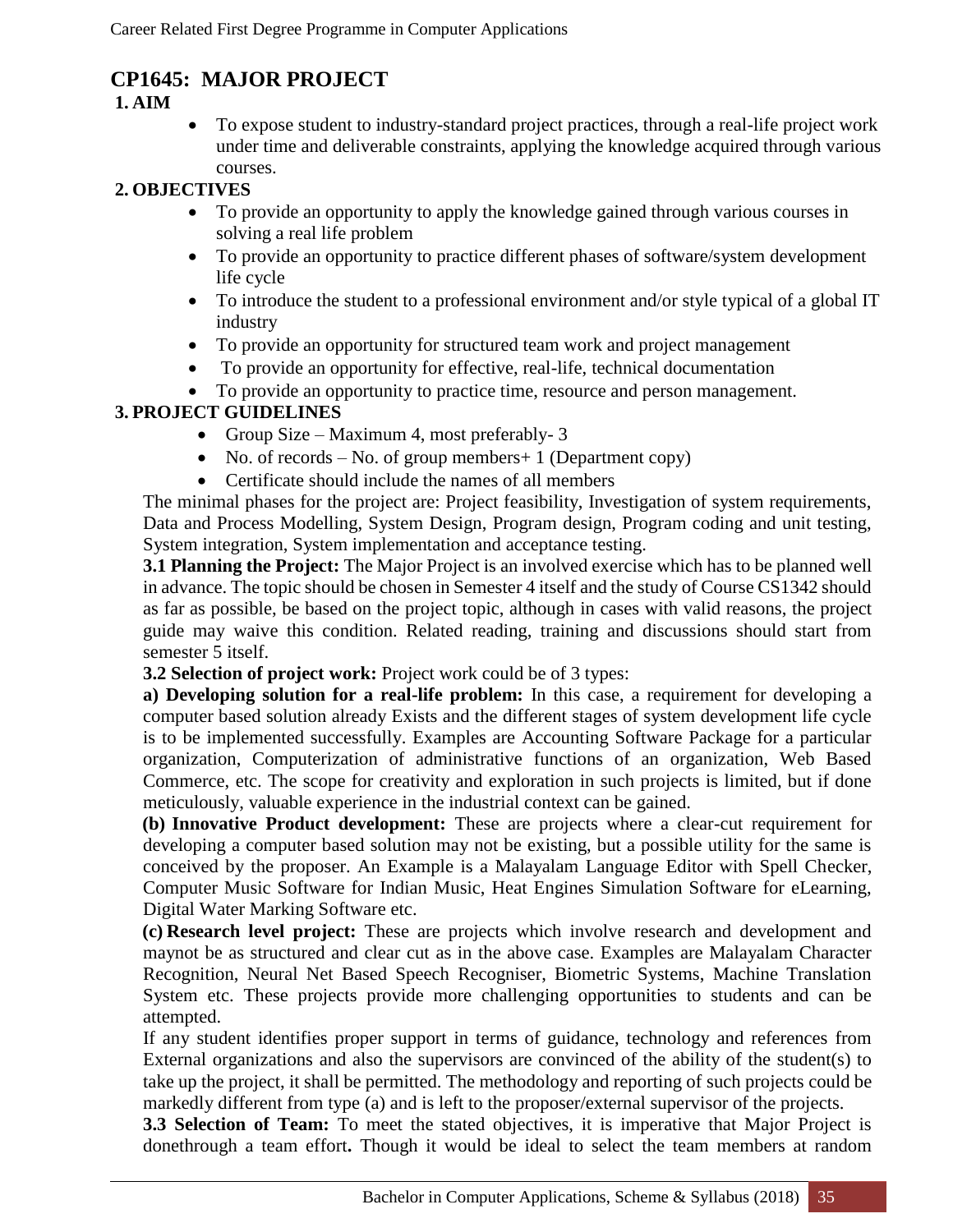# CP1645: MAJOR PROJECT

**1. AIM**

- To expose student to industry-standard project practices, through a real-life project work under time and deliverable constraints, applying the knowledge acquired through various courses.

**2. OBJECTIVES**

- To provide an opportunity to apply the knowledge gained through various courses in solving a real life problem
- To provide an opportunity to practice different phases of software/system development life cycle
- To introduce the student to a professional environment and/or style typical of a global IT industry
- To provide an opportunity for structured team work and project management
- To provide an opportunity for effective, real-life, technical documentation
- To provide an opportunity to practice time, resource and person management.

**3. PROJECT GUIDELINES**

- Group Size – Maximum 4, most preferably- 3
- No. of records – No. of group members+ 1 (Department copy)
- Certificate should include the names of all members

The minimal phases for the project are: Project feasibility, Investigation of system requirements, Data and Process Modelling, System Design, Program design, Program coding and unit testing, System integration, System implementation and acceptance testing.

**3.1 Planning the Project:** The Major Project is an involved exercise which has to be planned well in advance. The topic should be chosen in Semester 4 itself and the study of Course CS1342 should as far as possible, be based on the project topic, although in cases with valid reasons, the project guide may waive this condition. Related reading, training and discussions should start from semester 5 itself.

**3.2 Selection of project work:** Project work could be of 3 types:

**a) Developing solution for a real-life problem:** In this case, a requirement for developing a computer based solution already Exists and the different stages of system development life cycle is to be implemented successfully. Examples are Accounting Software Package for a particular organization, Computerization of administrative functions of an organization, Web Based Commerce, etc. The scope for creativity and exploration in such projects is limited, but if done meticulously, valuable experience in the industrial context can be gained.

**(b) Innovative Product development:** These are projects where a clear-cut requirement for developing a computer based solution may not be existing, but a possible utility for the same is conceived by the proposer. An Example is a Malayalam Language Editor with Spell Checker, Computer Music Software for Indian Music, Heat Engines Simulation Software for eLearning, Digital Water Marking Software etc.

**(c) Research level project:** These are projects which involve research and development and maynot be as structured and clear cut as in the above case. Examples are Malayalam Character Recognition, Neural Net Based Speech Recogniser, Biometric Systems, Machine Translation System etc. These projects provide more challenging opportunities to students and can be attempted.

If any student identifies proper support in terms of guidance, technology and references from External organizations and also the supervisors are convinced of the ability of the student(s) to take up the project, it shall be permitted. The methodology and reporting of such projects could be markedly different from type (a) and is left to the proposer/external supervisor of the projects.

**3.3 Selection of Team:** To meet the stated objectives, it is imperative that Major Project is donethrough a team effort**.** Though it would be ideal to select the team members at random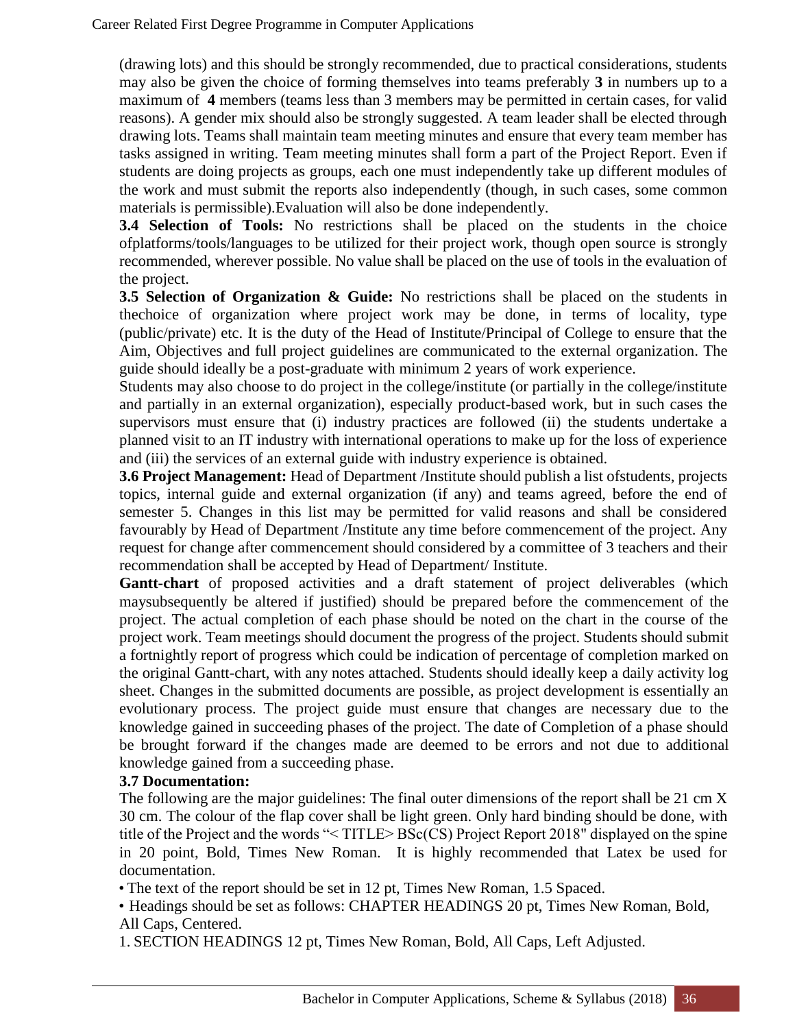(drawing lots) and this should be strongly recommended, due to practical considerations, students may also be given the choice of forming themselves into teams preferably **3** in numbers up to a maximum of **4** members (teams less than 3 members may be permitted in certain cases, for valid reasons). A gender mix should also be strongly suggested. A team leader shall be elected through drawing lots. Teams shall maintain team meeting minutes and ensure that every team member has tasks assigned in writing. Team meeting minutes shall form a part of the Project Report. Even if students are doing projects as groups, each one must independently take up different modules of the work and must submit the reports also independently (though, in such cases, some common materials is permissible).Evaluation will also be done independently.

**3.4 Selection of Tools:** No restrictions shall be placed on the students in the choice ofplatforms/tools/languages to be utilized for their project work, though open source is strongly recommended, wherever possible. No value shall be placed on the use of tools in the evaluation of the project.

**3.5 Selection of Organization & Guide:** No restrictions shall be placed on the students in thechoice of organization where project work may be done, in terms of locality, type (public/private) etc. It is the duty of the Head of Institute/Principal of College to ensure that the Aim, Objectives and full project guidelines are communicated to the external organization. The guide should ideally be a post-graduate with minimum 2 years of work experience.

Students may also choose to do project in the college/institute (or partially in the college/institute and partially in an external organization), especially product-based work, but in such cases the supervisors must ensure that (i) industry practices are followed (ii) the students undertake a planned visit to an IT industry with international operations to make up for the loss of experience and (iii) the services of an external guide with industry experience is obtained.

**3.6 Project Management:** Head of Department /Institute should publish a list ofstudents, projects topics, internal guide and external organization (if any) and teams agreed, before the end of semester 5. Changes in this list may be permitted for valid reasons and shall be considered favourably by Head of Department /Institute any time before commencement of the project. Any request for change after commencement should considered by a committee of 3 teachers and their recommendation shall be accepted by Head of Department/ Institute.

**Gantt-chart** of proposed activities and a draft statement of project deliverables (which maysubsequently be altered if justified) should be prepared before the commencement of the project. The actual completion of each phase should be noted on the chart in the course of the project work. Team meetings should document the progress of the project. Students should submit a fortnightly report of progress which could be indication of percentage of completion marked on the original Gantt-chart, with any notes attached. Students should ideally keep a daily activity log sheet. Changes in the submitted documents are possible, as project development is essentially an evolutionary process. The project guide must ensure that changes are necessary due to the knowledge gained in succeeding phases of the project. The date of Completion of a phase should be brought forward if the changes made are deemed to be errors and not due to additional knowledge gained from a succeeding phase.

**3.7 Documentation:**

The following are the major guidelines: The final outer dimensions of the report shall be 21 cm X 30 cm. The colour of the flap cover shall be light green. Only hard binding should be done, with title of the Project and the words "< TITLE> BSc(CS) Project Report 2018" displayed on the spine in 20 point, Bold, Times New Roman. It is highly recommended that Latex be used for documentation.

• The text of the report should be set in 12 pt, Times New Roman, 1.5 Spaced.

• Headings should be set as follows: CHAPTER HEADINGS 20 pt, Times New Roman, Bold, All Caps, Centered.

1. SECTION HEADINGS 12 pt, Times New Roman, Bold, All Caps, Left Adjusted.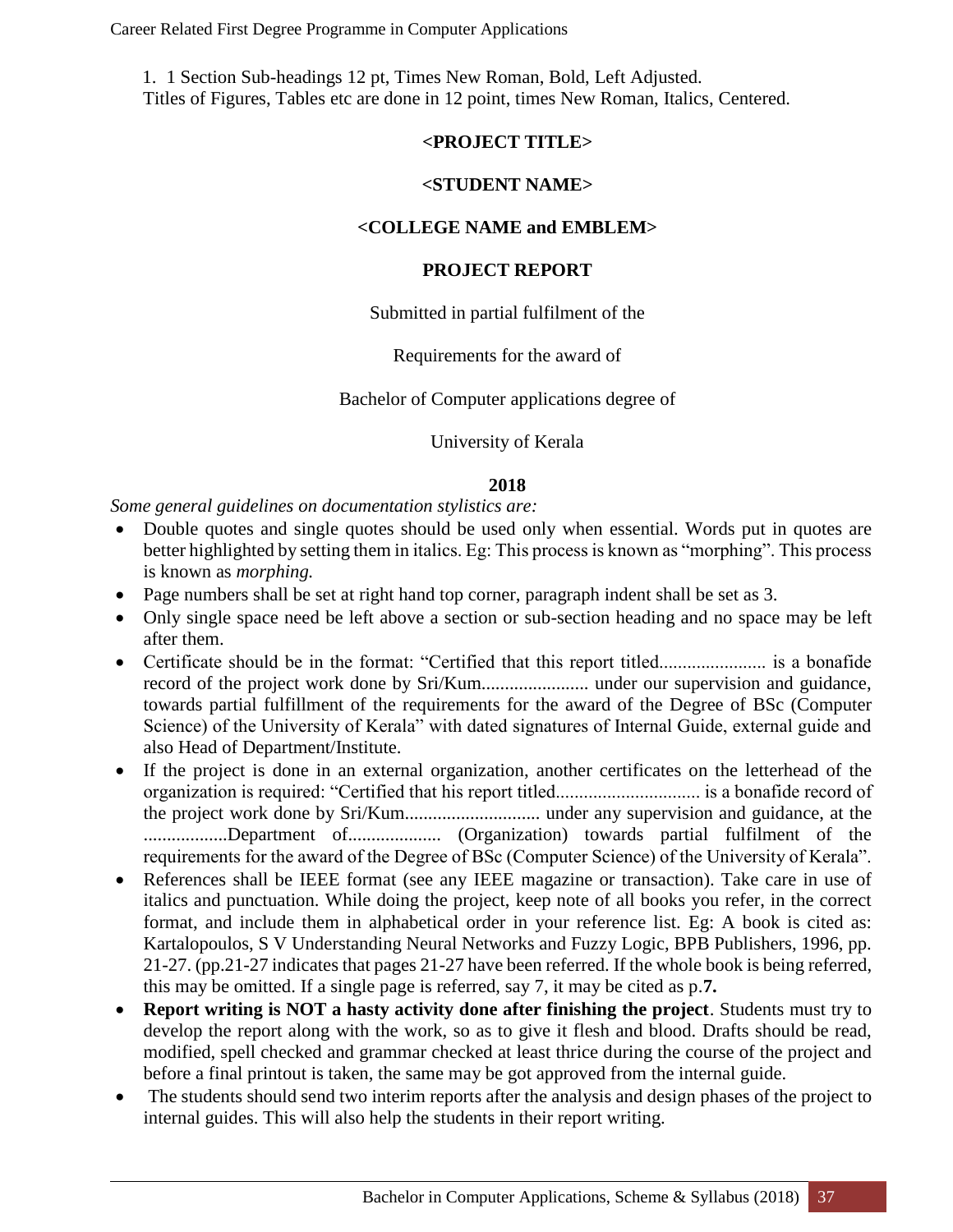1. 1 Section Sub-headings 12 pt, Times New Roman, Bold, Left Adjusted.
Titles of Figures, Tables etc are done in 12 point, times New Roman, Italics, Centered.

**<PROJECT TITLE>**

**<STUDENT NAME>**

**<COLLEGE NAME and EMBLEM>**

**PROJECT REPORT**

Submitted in partial fulfilment of the

Requirements for the award of

Bachelor of Computer applications degree of

University of Kerala

**2018**

*Some general guidelines on documentation stylistics are:*

- Double quotes and single quotes should be used only when essential. Words put in quotes are better highlighted by setting them in italics. Eg: This process is known as "morphing". This process is known as *morphing.*
- Page numbers shall be set at right hand top corner, paragraph indent shall be set as 3.
- Only single space need be left above a section or sub-section heading and no space may be left after them.
- Certificate should be in the format: "Certified that this report titled....................... is a bonafide record of the project work done by Sri/Kum....................... under our supervision and guidance, towards partial fulfillment of the requirements for the award of the Degree of BSc (Computer Science) of the University of Kerala" with dated signatures of Internal Guide, external guide and also Head of Department/Institute.
- If the project is done in an external organization, another certificates on the letterhead of the organization is required: "Certified that his report titled............................... is a bonafide record of the project work done by Sri/Kum............................. under any supervision and guidance, at the ..................Department of.................... (Organization) towards partial fulfilment of the requirements for the award of the Degree of BSc (Computer Science) of the University of Kerala".
- References shall be IEEE format (see any IEEE magazine or transaction). Take care in use of italics and punctuation. While doing the project, keep note of all books you refer, in the correct format, and include them in alphabetical order in your reference list. Eg: A book is cited as: Kartalopoulos, S V Understanding Neural Networks and Fuzzy Logic, BPB Publishers, 1996, pp. 21-27. (pp.21-27 indicates that pages 21-27 have been referred. If the whole book is being referred, this may be omitted. If a single page is referred, say 7, it may be cited as p.**7.**
- **Report writing is NOT a hasty activity done after finishing the project**. Students must try to develop the report along with the work, so as to give it flesh and blood. Drafts should be read, modified, spell checked and grammar checked at least thrice during the course of the project and before a final printout is taken, the same may be got approved from the internal guide.
- The students should send two interim reports after the analysis and design phases of the project to internal guides. This will also help the students in their report writing.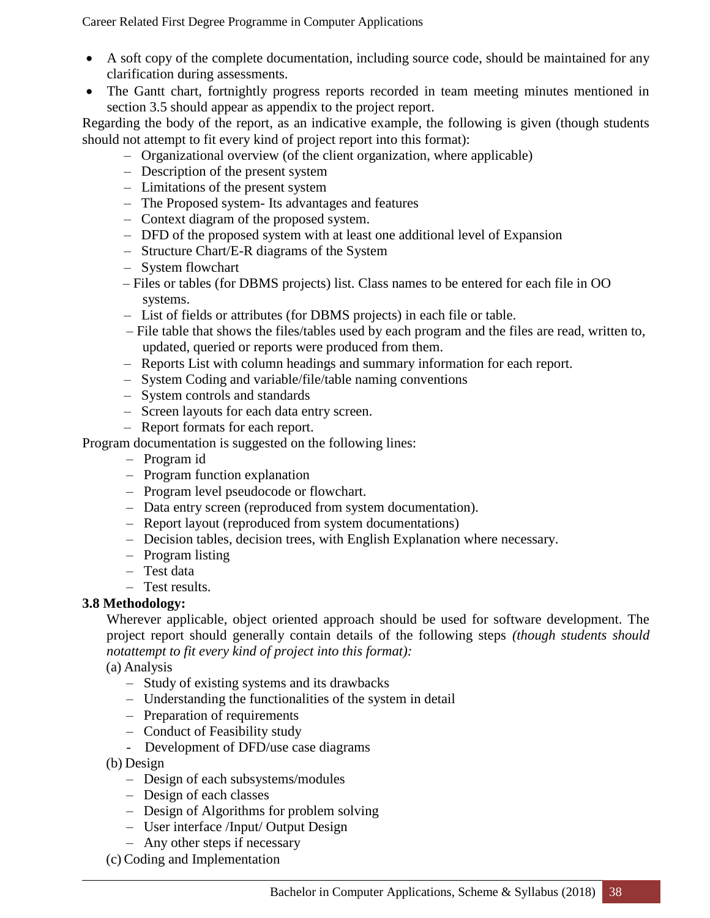- A soft copy of the complete documentation, including source code, should be maintained for any clarification during assessments.
- The Gantt chart, fortnightly progress reports recorded in team meeting minutes mentioned in section 3.5 should appear as appendix to the project report.

Regarding the body of the report, as an indicative example, the following is given (though students should not attempt to fit every kind of project report into this format):

- Organizational overview (of the client organization, where applicable)
- Description of the present system
- Limitations of the present system
- The Proposed system- Its advantages and features
- Context diagram of the proposed system.
- DFD of the proposed system with at least one additional level of Expansion
- Structure Chart/E-R diagrams of the System
- System flowchart
- Files or tables (for DBMS projects) list. Class names to be entered for each file in OO systems.
- List of fields or attributes (for DBMS projects) in each file or table.
- File table that shows the files/tables used by each program and the files are read, written to, updated, queried or reports were produced from them.
- Reports List with column headings and summary information for each report.
- System Coding and variable/file/table naming conventions
- System controls and standards
- Screen layouts for each data entry screen.
- Report formats for each report.

Program documentation is suggested on the following lines:

- Program id
- Program function explanation
- Program level pseudocode or flowchart.
- Data entry screen (reproduced from system documentation).
- Report layout (reproduced from system documentations)
- Decision tables, decision trees, with English Explanation where necessary.
- Program listing
- Test data
- Test results.

**3.8 Methodology:**

Wherever applicable, object oriented approach should be used for software development. The project report should generally contain details of the following steps *(though students should notattempt to fit every kind of project into this format):*

(a) Analysis

- Study of existing systems and its drawbacks
- Understanding the functionalities of the system in detail
- Preparation of requirements
- Conduct of Feasibility study
- Development of DFD/use case diagrams

(b) Design

- Design of each subsystems/modules
- Design of each classes
- Design of Algorithms for problem solving
- User interface /Input/ Output Design
- Any other steps if necessary

(c) Coding and Implementation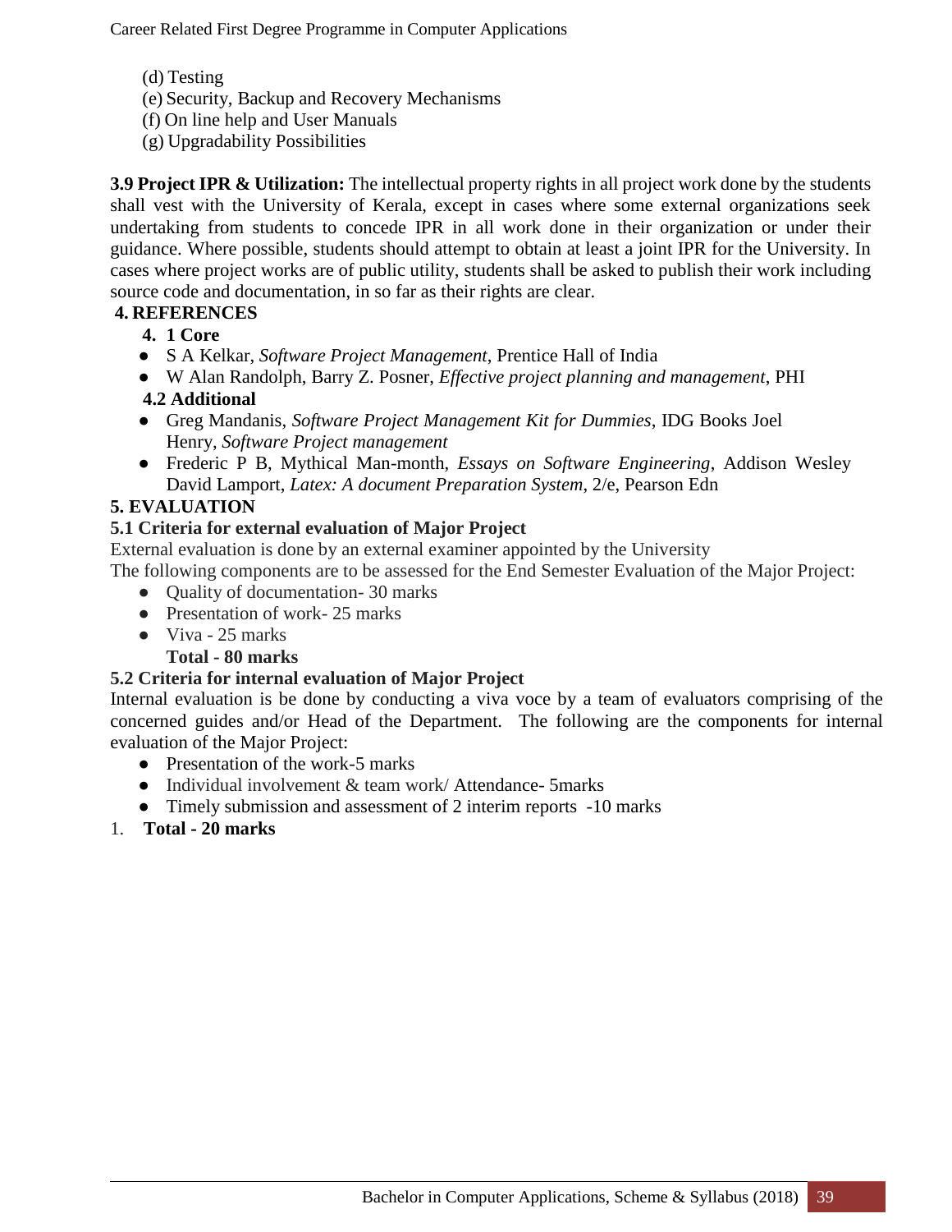(d) Testing
(e) Security, Backup and Recovery Mechanisms
(f) On line help and User Manuals
(g) Upgradability Possibilities

**3.9 Project IPR & Utilization:** The intellectual property rights in all project work done by the students shall vest with the University of Kerala, except in cases where some external organizations seek undertaking from students to concede IPR in all work done in their organization or under their guidance. Where possible, students should attempt to obtain at least a joint IPR for the University. In cases where project works are of public utility, students shall be asked to publish their work including source code and documentation, in so far as their rights are clear.

## 4. REFERENCES

### 4. 1 Core

- S A Kelkar, *Software Project Management*, Prentice Hall of India
- W Alan Randolph, Barry Z. Posner, *Effective project planning and management*, PHI

### 4.2 Additional

- Greg Mandanis, *Software Project Management Kit for Dummies*, IDG Books Joel Henry, *Software Project management*
- Frederic P B, Mythical Man-month, *Essays on Software Engineering*, Addison Wesley David Lamport, *Latex: A document Preparation System*, 2/e, Pearson Edn

## 5. EVALUATION

### 5.1 Criteria for external evaluation of Major Project

External evaluation is done by an external examiner appointed by the University

The following components are to be assessed for the End Semester Evaluation of the Major Project:

- Quality of documentation- 30 marks
- Presentation of work- 25 marks
- Viva - 25 marks

  **Total - 80 marks**

### 5.2 Criteria for internal evaluation of Major Project

Internal evaluation is be done by conducting a viva voce by a team of evaluators comprising of the concerned guides and/or Head of the Department. The following are the components for internal evaluation of the Major Project:

- Presentation of the work-5 marks
- Individual involvement & team work/ Attendance- 5marks
- Timely submission and assessment of 2 interim reports -10 marks

1. **Total - 20 marks**